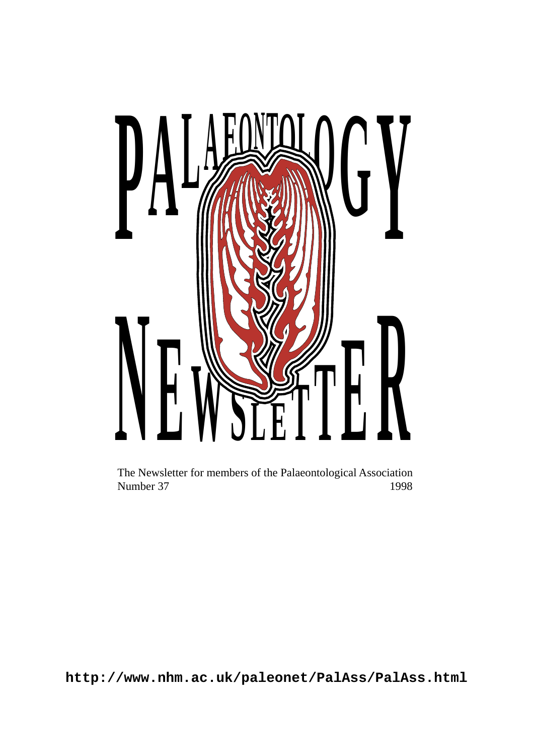# PALAEONTOLOGY NEWSLETTER

The Newsletter for members of the Palaeontological Association

Number 37 1998

**http://www.nhm.ac.uk/paleonet/PalAss/PalAss.html**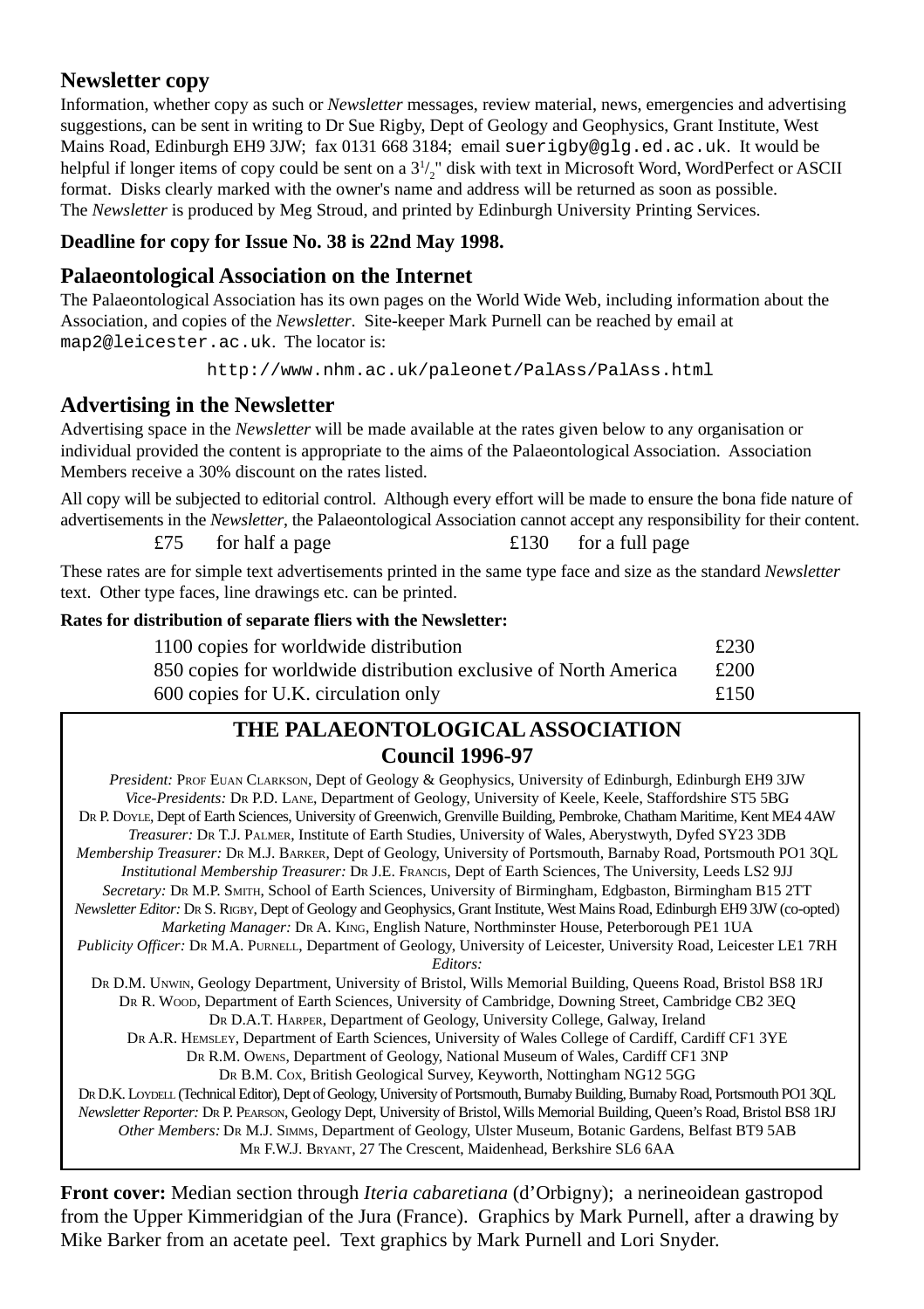## Newsletter copy

Information, whether copy as such or *Newsletter* messages, review material, news, emergencies and advertising suggestions, can be sent in writing to Dr Sue Rigby, Dept of Geology and Geophysics, Grant Institute, West Mains Road, Edinburgh EH9 3JW; fax 0131 668 3184; email suerigby@glg.ed.ac.uk. It would be helpful if longer items of copy could be sent on a 3½" disk with text in Microsoft Word, WordPerfect or ASCII format. Disks clearly marked with the owner's name and address will be returned as soon as possible. The *Newsletter* is produced by Meg Stroud, and printed by Edinburgh University Printing Services.

**Deadline for copy for Issue No. 38 is 22nd May 1998.**

## Palaeontological Association on the Internet

The Palaeontological Association has its own pages on the World Wide Web, including information about the Association, and copies of the *Newsletter*. Site-keeper Mark Purnell can be reached by email at map2@leicester.ac.uk. The locator is:

http://www.nhm.ac.uk/paleonet/PalAss/PalAss.html

## Advertising in the Newsletter

Advertising space in the *Newsletter* will be made available at the rates given below to any organisation or individual provided the content is appropriate to the aims of the Palaeontological Association. Association Members receive a 30% discount on the rates listed.

All copy will be subjected to editorial control. Although every effort will be made to ensure the bona fide nature of advertisements in the *Newsletter*, the Palaeontological Association cannot accept any responsibility for their content.

£75 for half a page £130 for a full page

These rates are for simple text advertisements printed in the same type face and size as the standard *Newsletter* text. Other type faces, line drawings etc. can be printed.

**Rates for distribution of separate fliers with the Newsletter:**

| | |
|---|---|
| 1100 copies for worldwide distribution | £230 |
| 850 copies for worldwide distribution exclusive of North America | £200 |
| 600 copies for U.K. circulation only | £150 |

**THE PALAEONTOLOGICAL ASSOCIATION**
**Council 1996-97**

*President:* Prof Euan Clarkson, Dept of Geology & Geophysics, University of Edinburgh, Edinburgh EH9 3JW
*Vice-Presidents:* Dr P.D. Lane, Department of Geology, University of Keele, Keele, Staffordshire ST5 5BG
Dr P. Doyle, Dept of Earth Sciences, University of Greenwich, Grenville Building, Pembroke, Chatham Maritime, Kent ME4 4AW
*Treasurer:* Dr T.J. Palmer, Institute of Earth Studies, University of Wales, Aberystwyth, Dyfed SY23 3DB
*Membership Treasurer:* Dr M.J. Barker, Dept of Geology, University of Portsmouth, Barnaby Road, Portsmouth PO1 3QL
*Institutional Membership Treasurer:* Dr J.E. Francis, Dept of Earth Sciences, The University, Leeds LS2 9JJ
*Secretary:* Dr M.P. Smith, School of Earth Sciences, University of Birmingham, Edgbaston, Birmingham B15 2TT
*Newsletter Editor:* Dr S. Rigby, Dept of Geology and Geophysics, Grant Institute, West Mains Road, Edinburgh EH9 3JW (co-opted)
*Marketing Manager:* Dr A. King, English Nature, Northminster House, Peterborough PE1 1UA
*Publicity Officer:* Dr M.A. Purnell, Department of Geology, University of Leicester, University Road, Leicester LE1 7RH
*Editors:*
Dr D.M. Unwin, Geology Department, University of Bristol, Wills Memorial Building, Queens Road, Bristol BS8 1RJ
Dr R. Wood, Department of Earth Sciences, University of Cambridge, Downing Street, Cambridge CB2 3EQ
Dr D.A.T. Harper, Department of Geology, University College, Galway, Ireland
Dr A.R. Hemsley, Department of Earth Sciences, University of Wales College of Cardiff, Cardiff CF1 3YE
Dr R.M. Owens, Department of Geology, National Museum of Wales, Cardiff CF1 3NP
Dr B.M. Cox, British Geological Survey, Keyworth, Nottingham NG12 5GG
Dr D.K. Loydell (Technical Editor), Dept of Geology, University of Portsmouth, Burnaby Building, Burnaby Road, Portsmouth PO1 3QL
*Newsletter Reporter:* Dr P. Pearson, Geology Dept, University of Bristol, Wills Memorial Building, Queen's Road, Bristol BS8 1RJ
*Other Members:* Dr M.J. Simms, Department of Geology, Ulster Museum, Botanic Gardens, Belfast BT9 5AB
Mr F.W.J. Bryant, 27 The Crescent, Maidenhead, Berkshire SL6 6AA

**Front cover:** Median section through *Iteria cabaretiana* (d'Orbigny); a nerineoidean gastropod from the Upper Kimmeridgian of the Jura (France). Graphics by Mark Purnell, after a drawing by Mike Barker from an acetate peel. Text graphics by Mark Purnell and Lori Snyder.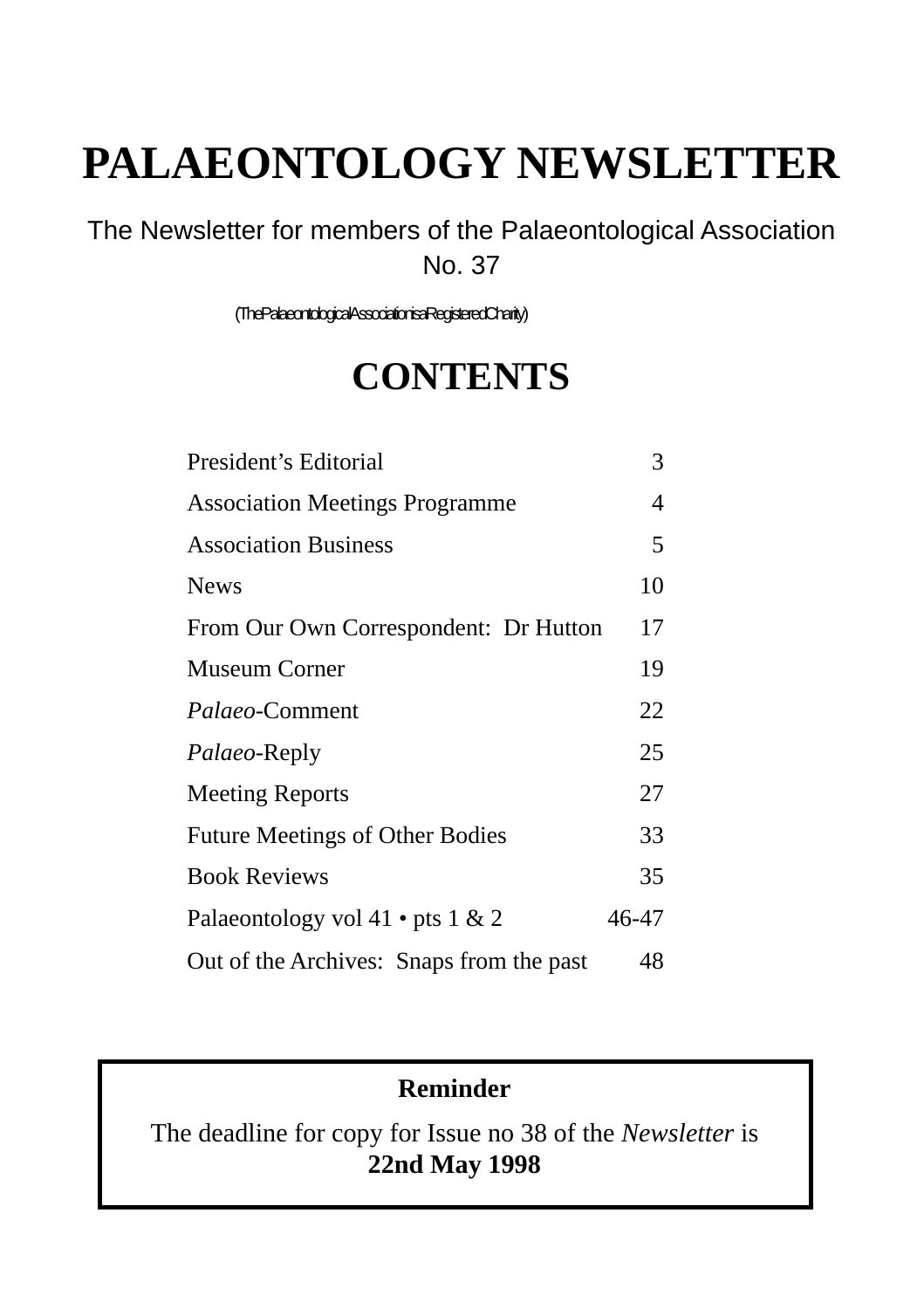# PALAEONTOLOGY NEWSLETTER

The Newsletter for members of the Palaeontological Association

No. 37

(The Palaeontological Association is a Registered Charity)

## CONTENTS

| | |
|---|---|
| President's Editorial | 3 |
| Association Meetings Programme | 4 |
| Association Business | 5 |
| News | 10 |
| From Our Own Correspondent: Dr Hutton | 17 |
| Museum Corner | 19 |
| *Palaeo*-Comment | 22 |
| *Palaeo*-Reply | 25 |
| Meeting Reports | 27 |
| Future Meetings of Other Bodies | 33 |
| Book Reviews | 35 |
| Palaeontology vol 41 • pts 1 & 2 | 46-47 |
| Out of the Archives: Snaps from the past | 48 |

**Reminder**

The deadline for copy for Issue no 38 of the *Newsletter* is **22nd May 1998**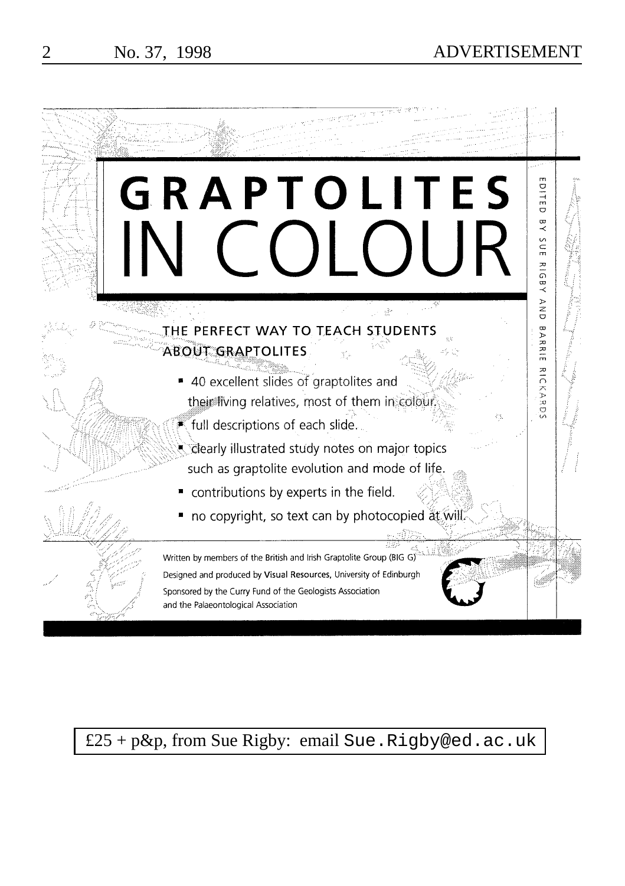# GRAPTOLITES IN COLOUR

EDITED BY SUE RIGBY AND BARRIE RICKARDS

## THE PERFECT WAY TO TEACH STUDENTS ABOUT GRAPTOLITES

- 40 excellent slides of graptolites and their living relatives, most of them in colour.
- full descriptions of each slide.
- clearly illustrated study notes on major topics such as graptolite evolution and mode of life.
- contributions by experts in the field.
- no copyright, so text can by photocopied at will.

Written by members of the British and Irish Graptolite Group (BIG G)

Designed and produced by **Visual Resources**, University of Edinburgh

Sponsored by the Curry Fund of the Geologists Association and the Palaeontological Association

£25 + p&p, from Sue Rigby: email `Sue.Rigby@ed.ac.uk`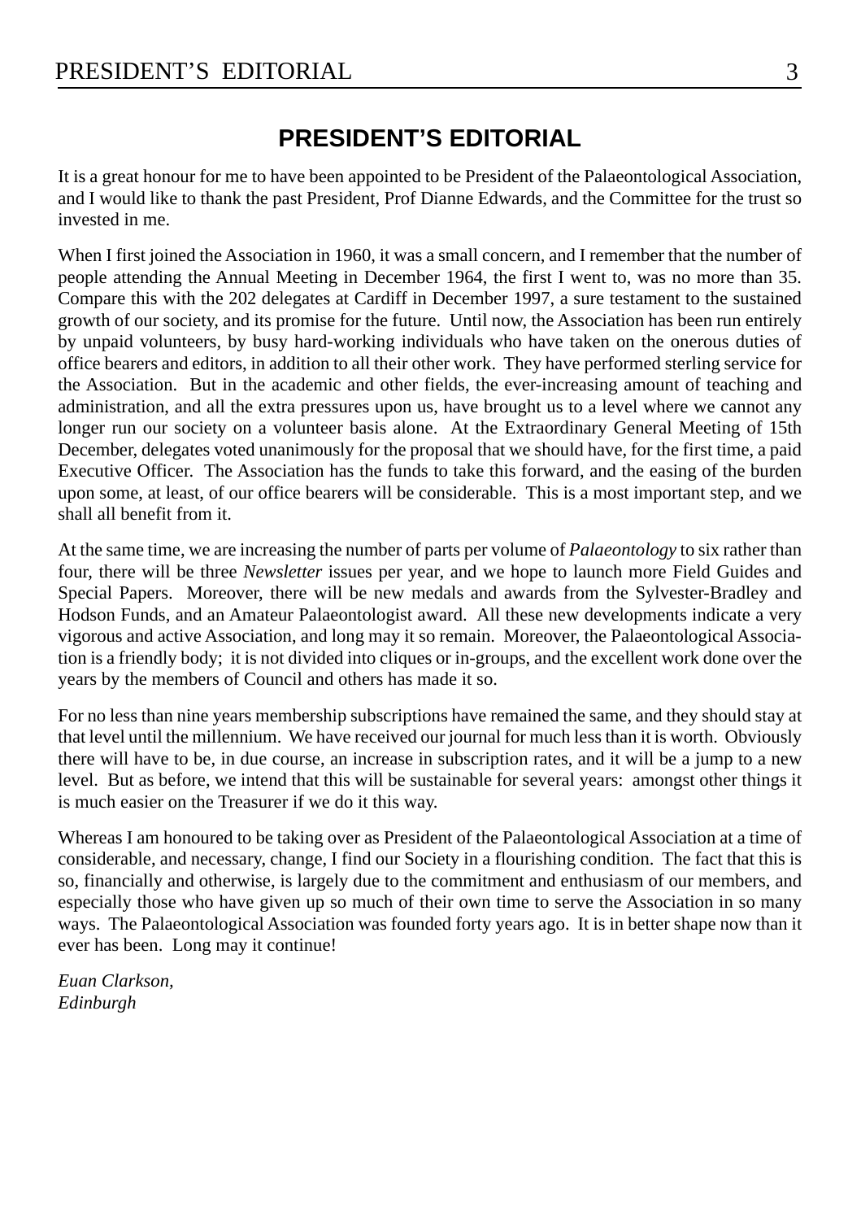# PRESIDENT'S EDITORIAL

It is a great honour for me to have been appointed to be President of the Palaeontological Association, and I would like to thank the past President, Prof Dianne Edwards, and the Committee for the trust so invested in me.

When I first joined the Association in 1960, it was a small concern, and I remember that the number of people attending the Annual Meeting in December 1964, the first I went to, was no more than 35. Compare this with the 202 delegates at Cardiff in December 1997, a sure testament to the sustained growth of our society, and its promise for the future. Until now, the Association has been run entirely by unpaid volunteers, by busy hard-working individuals who have taken on the onerous duties of office bearers and editors, in addition to all their other work. They have performed sterling service for the Association. But in the academic and other fields, the ever-increasing amount of teaching and administration, and all the extra pressures upon us, have brought us to a level where we cannot any longer run our society on a volunteer basis alone. At the Extraordinary General Meeting of 15th December, delegates voted unanimously for the proposal that we should have, for the first time, a paid Executive Officer. The Association has the funds to take this forward, and the easing of the burden upon some, at least, of our office bearers will be considerable. This is a most important step, and we shall all benefit from it.

At the same time, we are increasing the number of parts per volume of *Palaeontology* to six rather than four, there will be three *Newsletter* issues per year, and we hope to launch more Field Guides and Special Papers. Moreover, there will be new medals and awards from the Sylvester-Bradley and Hodson Funds, and an Amateur Palaeontologist award. All these new developments indicate a very vigorous and active Association, and long may it so remain. Moreover, the Palaeontological Association is a friendly body; it is not divided into cliques or in-groups, and the excellent work done over the years by the members of Council and others has made it so.

For no less than nine years membership subscriptions have remained the same, and they should stay at that level until the millennium. We have received our journal for much less than it is worth. Obviously there will have to be, in due course, an increase in subscription rates, and it will be a jump to a new level. But as before, we intend that this will be sustainable for several years: amongst other things it is much easier on the Treasurer if we do it this way.

Whereas I am honoured to be taking over as President of the Palaeontological Association at a time of considerable, and necessary, change, I find our Society in a flourishing condition. The fact that this is so, financially and otherwise, is largely due to the commitment and enthusiasm of our members, and especially those who have given up so much of their own time to serve the Association in so many ways. The Palaeontological Association was founded forty years ago. It is in better shape now than it ever has been. Long may it continue!

*Euan Clarkson,*
*Edinburgh*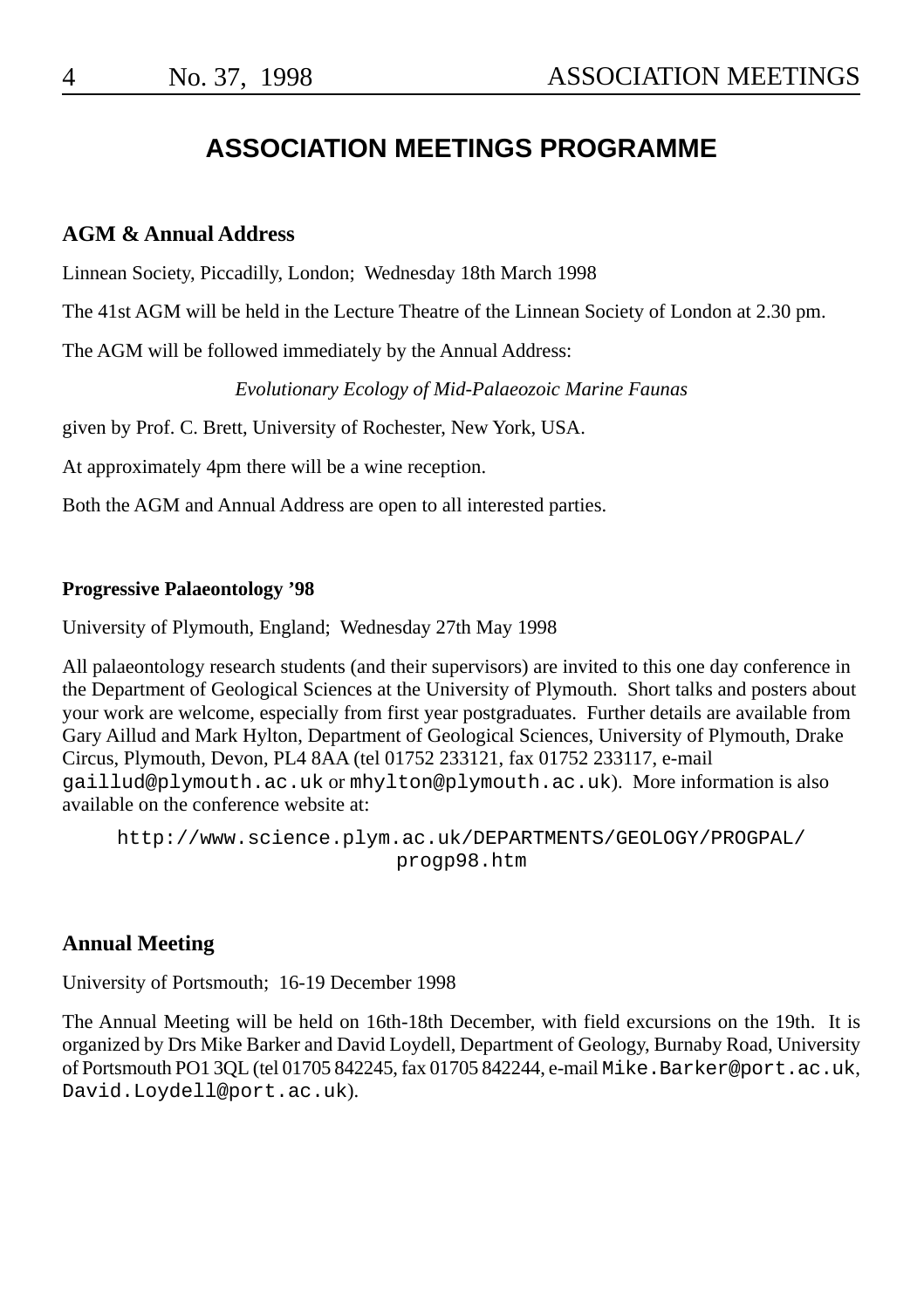# ASSOCIATION MEETINGS PROGRAMME

### AGM & Annual Address

Linnean Society, Piccadilly, London; Wednesday 18th March 1998

The 41st AGM will be held in the Lecture Theatre of the Linnean Society of London at 2.30 pm.

The AGM will be followed immediately by the Annual Address:

*Evolutionary Ecology of Mid-Palaeozoic Marine Faunas*

given by Prof. C. Brett, University of Rochester, New York, USA.

At approximately 4pm there will be a wine reception.

Both the AGM and Annual Address are open to all interested parties.

**Progressive Palaeontology '98**

University of Plymouth, England; Wednesday 27th May 1998

All palaeontology research students (and their supervisors) are invited to this one day conference in the Department of Geological Sciences at the University of Plymouth. Short talks and posters about your work are welcome, especially from first year postgraduates. Further details are available from Gary Aillud and Mark Hylton, Department of Geological Sciences, University of Plymouth, Drake Circus, Plymouth, Devon, PL4 8AA (tel 01752 233121, fax 01752 233117, e-mail `gaillud@plymouth.ac.uk` or `mhylton@plymouth.ac.uk`). More information is also available on the conference website at:

`http://www.science.plym.ac.uk/DEPARTMENTS/GEOLOGY/PROGPAL/progp98.htm`

### Annual Meeting

University of Portsmouth; 16-19 December 1998

The Annual Meeting will be held on 16th-18th December, with field excursions on the 19th. It is organized by Drs Mike Barker and David Loydell, Department of Geology, Burnaby Road, University of Portsmouth PO1 3QL (tel 01705 842245, fax 01705 842244, e-mail `Mike.Barker@port.ac.uk`, `David.Loydell@port.ac.uk`).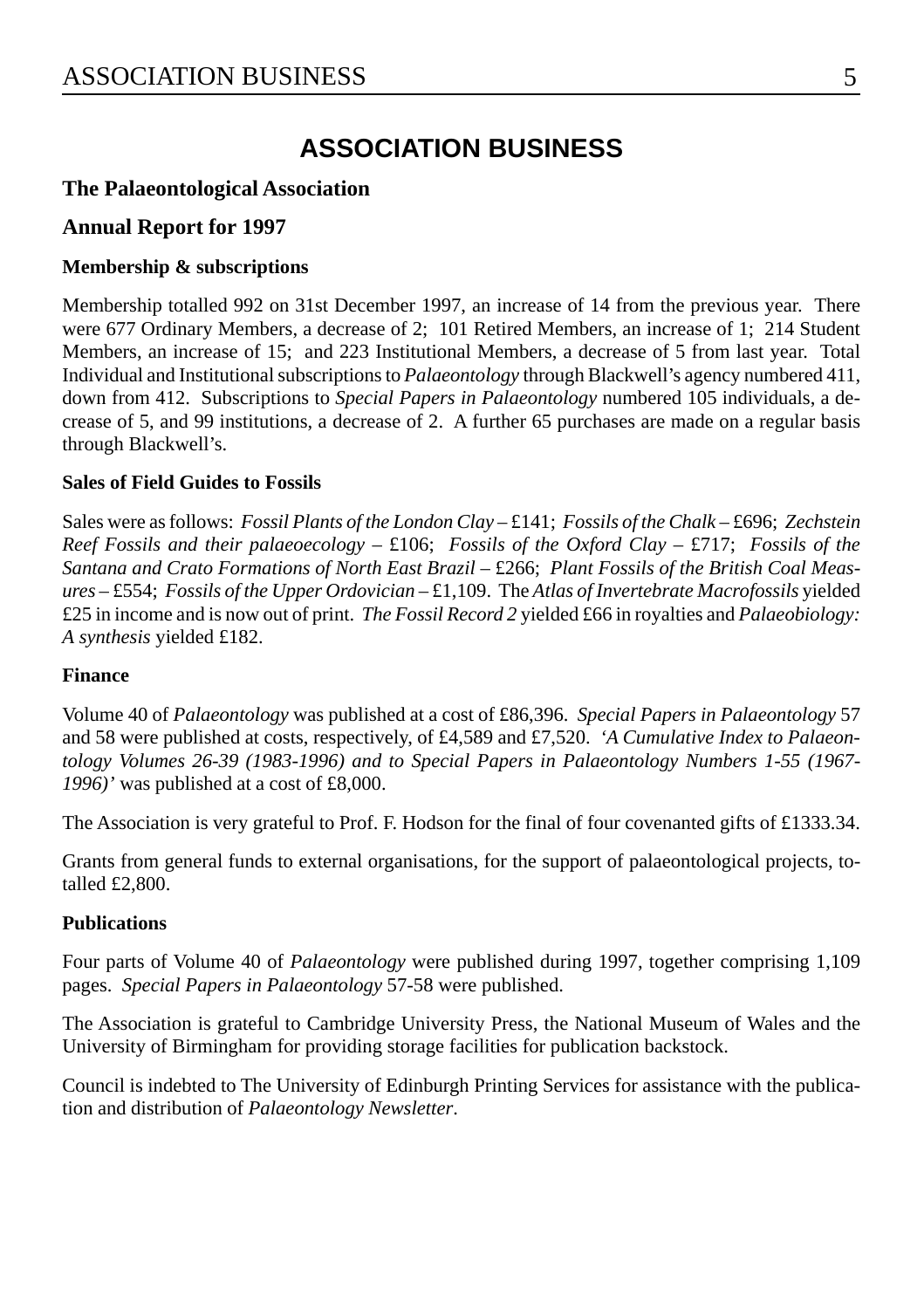# ASSOCIATION BUSINESS

## The Palaeontological Association

## Annual Report for 1997

### Membership & subscriptions

Membership totalled 992 on 31st December 1997, an increase of 14 from the previous year. There were 677 Ordinary Members, a decrease of 2; 101 Retired Members, an increase of 1; 214 Student Members, an increase of 15; and 223 Institutional Members, a decrease of 5 from last year. Total Individual and Institutional subscriptions to *Palaeontology* through Blackwell's agency numbered 411, down from 412. Subscriptions to *Special Papers in Palaeontology* numbered 105 individuals, a decrease of 5, and 99 institutions, a decrease of 2. A further 65 purchases are made on a regular basis through Blackwell's.

### Sales of Field Guides to Fossils

Sales were as follows: *Fossil Plants of the London Clay* – £141; *Fossils of the Chalk* – £696; *Zechstein Reef Fossils and their palaeoecology* – £106; *Fossils of the Oxford Clay* – £717; *Fossils of the Santana and Crato Formations of North East Brazil* – £266; *Plant Fossils of the British Coal Measures* – £554; *Fossils of the Upper Ordovician* – £1,109. The *Atlas of Invertebrate Macrofossils* yielded £25 in income and is now out of print. *The Fossil Record 2* yielded £66 in royalties and *Palaeobiology: A synthesis* yielded £182.

### Finance

Volume 40 of *Palaeontology* was published at a cost of £86,396. *Special Papers in Palaeontology* 57 and 58 were published at costs, respectively, of £4,589 and £7,520. *'A Cumulative Index to Palaeontology Volumes 26-39 (1983-1996) and to Special Papers in Palaeontology Numbers 1-55 (1967-1996)'* was published at a cost of £8,000.

The Association is very grateful to Prof. F. Hodson for the final of four covenanted gifts of £1333.34.

Grants from general funds to external organisations, for the support of palaeontological projects, totalled £2,800.

### Publications

Four parts of Volume 40 of *Palaeontology* were published during 1997, together comprising 1,109 pages. *Special Papers in Palaeontology* 57-58 were published.

The Association is grateful to Cambridge University Press, the National Museum of Wales and the University of Birmingham for providing storage facilities for publication backstock.

Council is indebted to The University of Edinburgh Printing Services for assistance with the publication and distribution of *Palaeontology Newsletter*.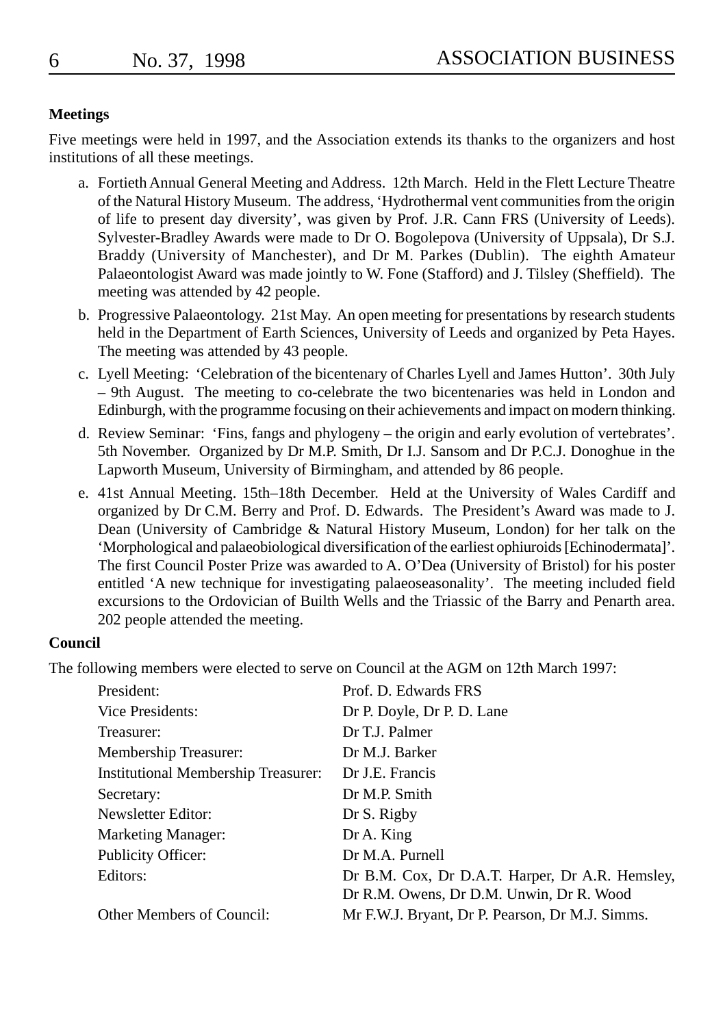### Meetings

Five meetings were held in 1997, and the Association extends its thanks to the organizers and host institutions of all these meetings.

a. Fortieth Annual General Meeting and Address. 12th March. Held in the Flett Lecture Theatre of the Natural History Museum. The address, 'Hydrothermal vent communities from the origin of life to present day diversity', was given by Prof. J.R. Cann FRS (University of Leeds). Sylvester-Bradley Awards were made to Dr O. Bogolepova (University of Uppsala), Dr S.J. Braddy (University of Manchester), and Dr M. Parkes (Dublin). The eighth Amateur Palaeontologist Award was made jointly to W. Fone (Stafford) and J. Tilsley (Sheffield). The meeting was attended by 42 people.

b. Progressive Palaeontology. 21st May. An open meeting for presentations by research students held in the Department of Earth Sciences, University of Leeds and organized by Peta Hayes. The meeting was attended by 43 people.

c. Lyell Meeting: 'Celebration of the bicentenary of Charles Lyell and James Hutton'. 30th July – 9th August. The meeting to co-celebrate the two bicentenaries was held in London and Edinburgh, with the programme focusing on their achievements and impact on modern thinking.

d. Review Seminar: 'Fins, fangs and phylogeny – the origin and early evolution of vertebrates'. 5th November. Organized by Dr M.P. Smith, Dr I.J. Sansom and Dr P.C.J. Donoghue in the Lapworth Museum, University of Birmingham, and attended by 86 people.

e. 41st Annual Meeting. 15th–18th December. Held at the University of Wales Cardiff and organized by Dr C.M. Berry and Prof. D. Edwards. The President's Award was made to J. Dean (University of Cambridge & Natural History Museum, London) for her talk on the 'Morphological and palaeobiological diversification of the earliest ophiuroids [Echinodermata]'. The first Council Poster Prize was awarded to A. O'Dea (University of Bristol) for his poster entitled 'A new technique for investigating palaeoseasonality'. The meeting included field excursions to the Ordovician of Builth Wells and the Triassic of the Barry and Penarth area. 202 people attended the meeting.

### Council

The following members were elected to serve on Council at the AGM on 12th March 1997:

| | |
|---|---|
| President: | Prof. D. Edwards FRS |
| Vice Presidents: | Dr P. Doyle, Dr P. D. Lane |
| Treasurer: | Dr T.J. Palmer |
| Membership Treasurer: | Dr M.J. Barker |
| Institutional Membership Treasurer: | Dr J.E. Francis |
| Secretary: | Dr M.P. Smith |
| Newsletter Editor: | Dr S. Rigby |
| Marketing Manager: | Dr A. King |
| Publicity Officer: | Dr M.A. Purnell |
| Editors: | Dr B.M. Cox, Dr D.A.T. Harper, Dr A.R. Hemsley, Dr R.M. Owens, Dr D.M. Unwin, Dr R. Wood |
| Other Members of Council: | Mr F.W.J. Bryant, Dr P. Pearson, Dr M.J. Simms. |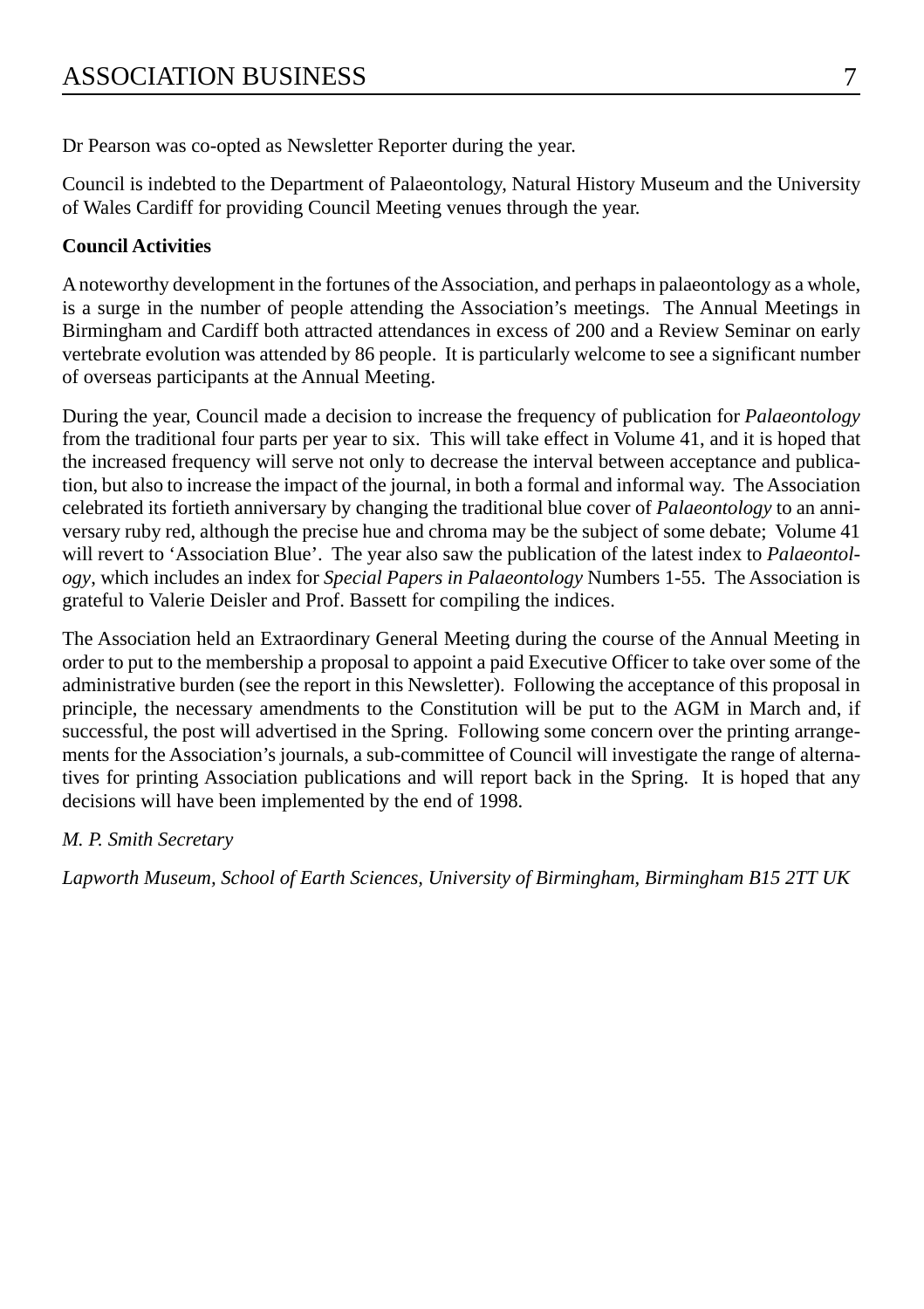Dr Pearson was co-opted as Newsletter Reporter during the year.

Council is indebted to the Department of Palaeontology, Natural History Museum and the University of Wales Cardiff for providing Council Meeting venues through the year.

**Council Activities**

A noteworthy development in the fortunes of the Association, and perhaps in palaeontology as a whole, is a surge in the number of people attending the Association's meetings. The Annual Meetings in Birmingham and Cardiff both attracted attendances in excess of 200 and a Review Seminar on early vertebrate evolution was attended by 86 people. It is particularly welcome to see a significant number of overseas participants at the Annual Meeting.

During the year, Council made a decision to increase the frequency of publication for *Palaeontology* from the traditional four parts per year to six. This will take effect in Volume 41, and it is hoped that the increased frequency will serve not only to decrease the interval between acceptance and publication, but also to increase the impact of the journal, in both a formal and informal way. The Association celebrated its fortieth anniversary by changing the traditional blue cover of *Palaeontology* to an anniversary ruby red, although the precise hue and chroma may be the subject of some debate; Volume 41 will revert to 'Association Blue'. The year also saw the publication of the latest index to *Palaeontology*, which includes an index for *Special Papers in Palaeontology* Numbers 1-55. The Association is grateful to Valerie Deisler and Prof. Bassett for compiling the indices.

The Association held an Extraordinary General Meeting during the course of the Annual Meeting in order to put to the membership a proposal to appoint a paid Executive Officer to take over some of the administrative burden (see the report in this Newsletter). Following the acceptance of this proposal in principle, the necessary amendments to the Constitution will be put to the AGM in March and, if successful, the post will advertised in the Spring. Following some concern over the printing arrangements for the Association's journals, a sub-committee of Council will investigate the range of alternatives for printing Association publications and will report back in the Spring. It is hoped that any decisions will have been implemented by the end of 1998.

*M. P. Smith Secretary*

*Lapworth Museum, School of Earth Sciences, University of Birmingham, Birmingham B15 2TT UK*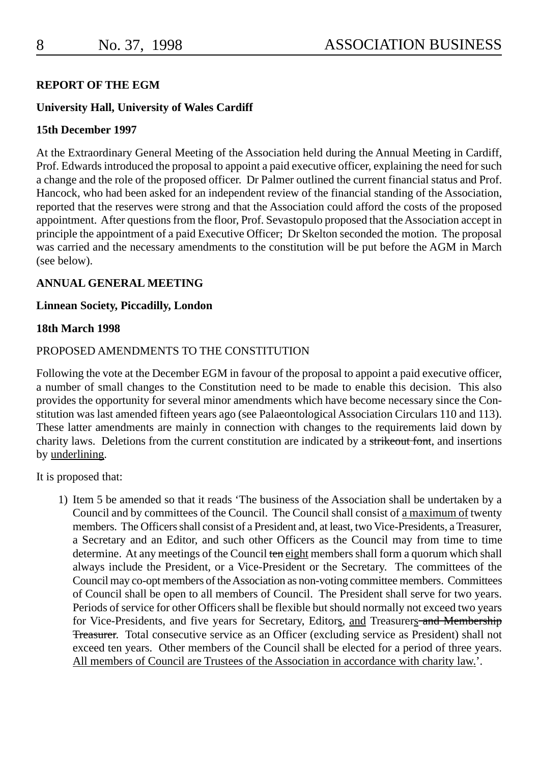**REPORT OF THE EGM**

**University Hall, University of Wales Cardiff**

**15th December 1997**

At the Extraordinary General Meeting of the Association held during the Annual Meeting in Cardiff, Prof. Edwards introduced the proposal to appoint a paid executive officer, explaining the need for such a change and the role of the proposed officer. Dr Palmer outlined the current financial status and Prof. Hancock, who had been asked for an independent review of the financial standing of the Association, reported that the reserves were strong and that the Association could afford the costs of the proposed appointment. After questions from the floor, Prof. Sevastopulo proposed that the Association accept in principle the appointment of a paid Executive Officer; Dr Skelton seconded the motion. The proposal was carried and the necessary amendments to the constitution will be put before the AGM in March (see below).

**ANNUAL GENERAL MEETING**

**Linnean Society, Piccadilly, London**

**18th March 1998**

PROPOSED AMENDMENTS TO THE CONSTITUTION

Following the vote at the December EGM in favour of the proposal to appoint a paid executive officer, a number of small changes to the Constitution need to be made to enable this decision. This also provides the opportunity for several minor amendments which have become necessary since the Constitution was last amended fifteen years ago (see Palaeontological Association Circulars 110 and 113). These latter amendments are mainly in connection with changes to the requirements laid down by charity laws. Deletions from the current constitution are indicated by a ~~strikeout font~~, and insertions by <u>underlining</u>.

It is proposed that:

1) Item 5 be amended so that it reads 'The business of the Association shall be undertaken by a Council and by committees of the Council. The Council shall consist of <u>a maximum of</u> twenty members. The Officers shall consist of a President and, at least, two Vice-Presidents, a Treasurer, a Secretary and an Editor, and such other Officers as the Council may from time to time determine. At any meetings of the Council ~~ten~~ <u>eight</u> members shall form a quorum which shall always include the President, or a Vice-President or the Secretary. The committees of the Council may co-opt members of the Association as non-voting committee members. Committees of Council shall be open to all members of Council. The President shall serve for two years. Periods of service for other Officers shall be flexible but should normally not exceed two years for Vice-Presidents, and five years for Secretary, Editor<u>s</u>, <u>and</u> Treasurer<u>s</u>~~ and Membership Treasurer~~. Total consecutive service as an Officer (excluding service as President) shall not exceed ten years. Other members of the Council shall be elected for a period of three years. <u>All members of Council are Trustees of the Association in accordance with charity law.</u>'.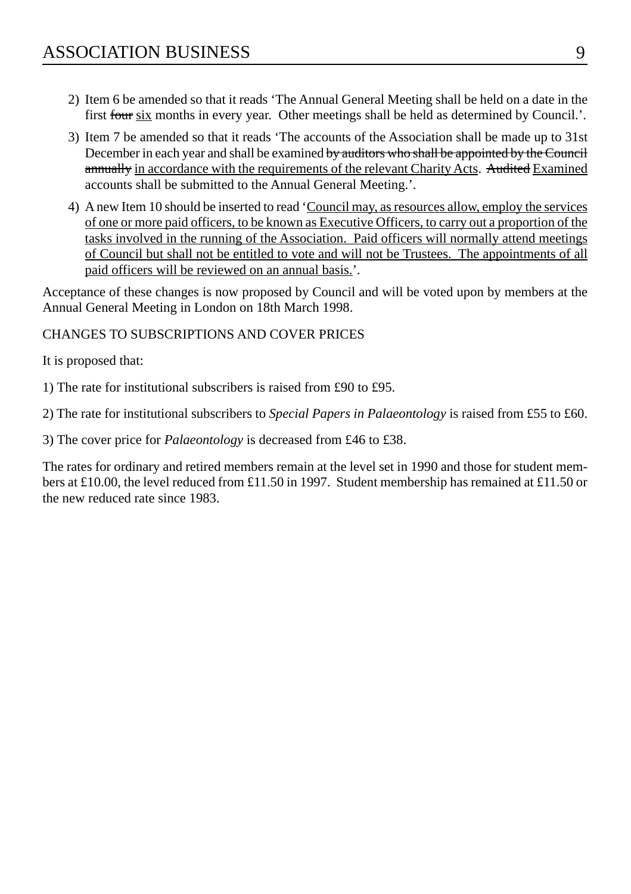2) Item 6 be amended so that it reads 'The Annual General Meeting shall be held on a date in the first ~~four~~ <u>six</u> months in every year. Other meetings shall be held as determined by Council.'.

3) Item 7 be amended so that it reads 'The accounts of the Association shall be made up to 31st December in each year and shall be examined ~~by auditors who shall be appointed by the Council annually~~ <u>in accordance with the requirements of the relevant Charity Acts</u>. ~~Audited~~ <u>Examined</u> accounts shall be submitted to the Annual General Meeting.'.

4) A new Item 10 should be inserted to read '<u>Council may, as resources allow, employ the services of one or more paid officers, to be known as Executive Officers, to carry out a proportion of the tasks involved in the running of the Association. Paid officers will normally attend meetings of Council but shall not be entitled to vote and will not be Trustees. The appointments of all paid officers will be reviewed on an annual basis.</u>'.

Acceptance of these changes is now proposed by Council and will be voted upon by members at the Annual General Meeting in London on 18th March 1998.

CHANGES TO SUBSCRIPTIONS AND COVER PRICES

It is proposed that:

1) The rate for institutional subscribers is raised from £90 to £95.

2) The rate for institutional subscribers to *Special Papers in Palaeontology* is raised from £55 to £60.

3) The cover price for *Palaeontology* is decreased from £46 to £38.

The rates for ordinary and retired members remain at the level set in 1990 and those for student members at £10.00, the level reduced from £11.50 in 1997. Student membership has remained at £11.50 or the new reduced rate since 1983.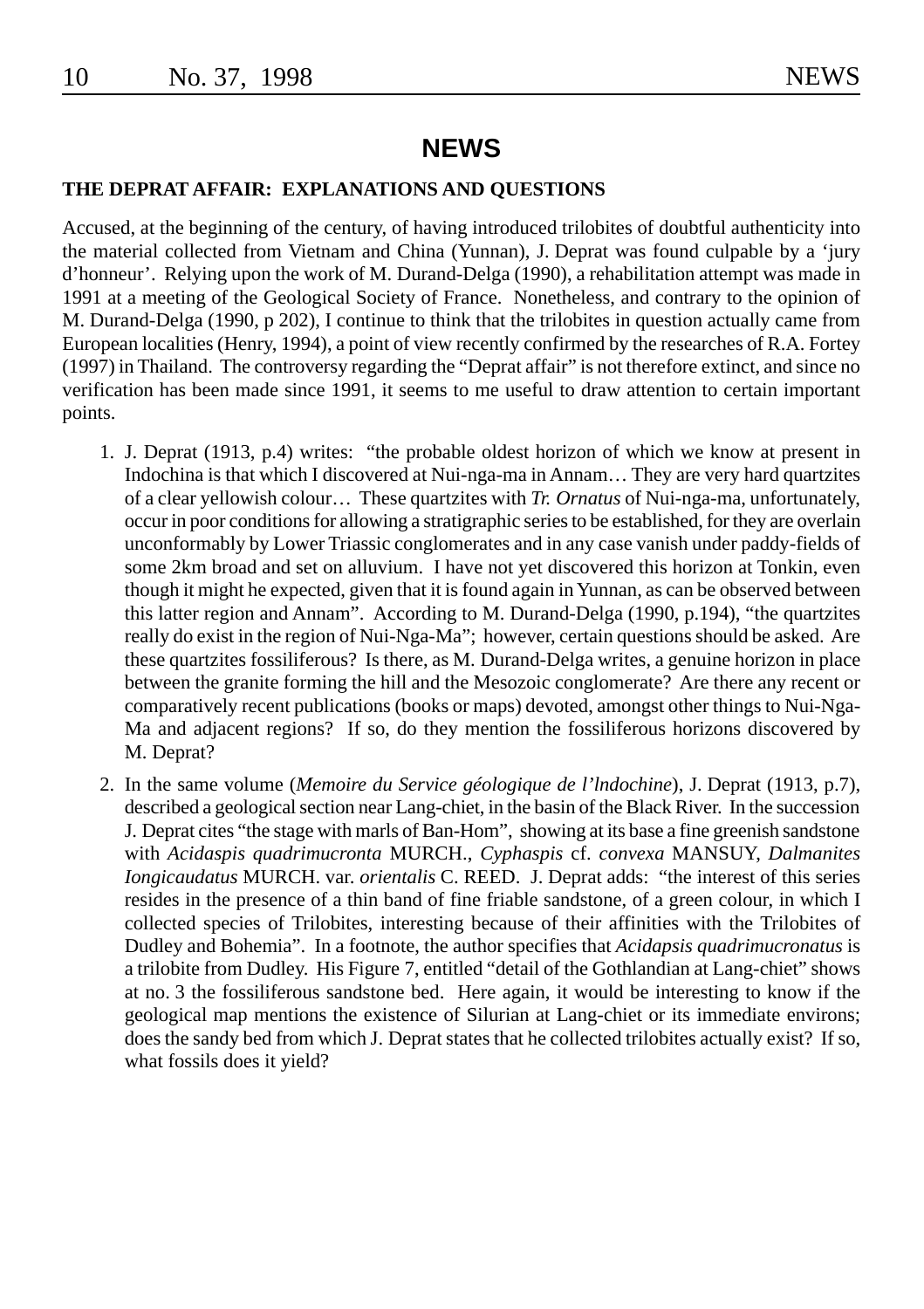# NEWS

**THE DEPRAT AFFAIR: EXPLANATIONS AND QUESTIONS**

Accused, at the beginning of the century, of having introduced trilobites of doubtful authenticity into the material collected from Vietnam and China (Yunnan), J. Deprat was found culpable by a 'jury d'honneur'. Relying upon the work of M. Durand-Delga (1990), a rehabilitation attempt was made in 1991 at a meeting of the Geological Society of France. Nonetheless, and contrary to the opinion of M. Durand-Delga (1990, p 202), I continue to think that the trilobites in question actually came from European localities (Henry, 1994), a point of view recently confirmed by the researches of R.A. Fortey (1997) in Thailand. The controversy regarding the "Deprat affair" is not therefore extinct, and since no verification has been made since 1991, it seems to me useful to draw attention to certain important points.

1. J. Deprat (1913, p.4) writes: "the probable oldest horizon of which we know at present in Indochina is that which I discovered at Nui-nga-ma in Annam… They are very hard quartzites of a clear yellowish colour… These quartzites with *Tr. Ornatus* of Nui-nga-ma, unfortunately, occur in poor conditions for allowing a stratigraphic series to be established, for they are overlain unconformably by Lower Triassic conglomerates and in any case vanish under paddy-fields of some 2km broad and set on alluvium. I have not yet discovered this horizon at Tonkin, even though it might he expected, given that it is found again in Yunnan, as can be observed between this latter region and Annam". According to M. Durand-Delga (1990, p.194), "the quartzites really do exist in the region of Nui-Nga-Ma"; however, certain questions should be asked. Are these quartzites fossiliferous? Is there, as M. Durand-Delga writes, a genuine horizon in place between the granite forming the hill and the Mesozoic conglomerate? Are there any recent or comparatively recent publications (books or maps) devoted, amongst other things to Nui-Nga-Ma and adjacent regions? If so, do they mention the fossiliferous horizons discovered by M. Deprat?

2. In the same volume (*Memoire du Service géologique de l'lndochine*), J. Deprat (1913, p.7), described a geological section near Lang-chiet, in the basin of the Black River. In the succession J. Deprat cites "the stage with marls of Ban-Hom", showing at its base a fine greenish sandstone with *Acidaspis quadrimucronta* MURCH., *Cyphaspis* cf. *convexa* MANSUY, *Dalmanites longicaudatus* MURCH. var. *orientalis* C. REED. J. Deprat adds: "the interest of this series resides in the presence of a thin band of fine friable sandstone, of a green colour, in which I collected species of Trilobites, interesting because of their affinities with the Trilobites of Dudley and Bohemia". In a footnote, the author specifies that *Acidapsis quadrimucronatus* is a trilobite from Dudley. His Figure 7, entitled "detail of the Gothlandian at Lang-chiet" shows at no. 3 the fossiliferous sandstone bed. Here again, it would be interesting to know if the geological map mentions the existence of Silurian at Lang-chiet or its immediate environs; does the sandy bed from which J. Deprat states that he collected trilobites actually exist? If so, what fossils does it yield?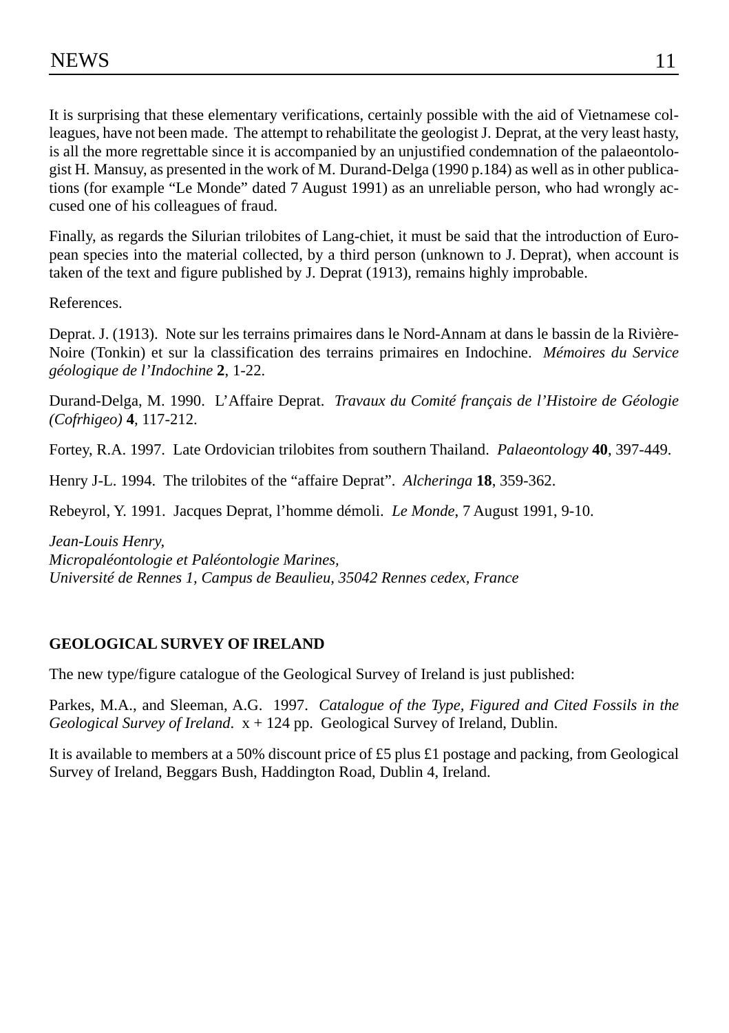It is surprising that these elementary verifications, certainly possible with the aid of Vietnamese colleagues, have not been made. The attempt to rehabilitate the geologist J. Deprat, at the very least hasty, is all the more regrettable since it is accompanied by an unjustified condemnation of the palaeontologist H. Mansuy, as presented in the work of M. Durand-Delga (1990 p.184) as well as in other publications (for example "Le Monde" dated 7 August 1991) as an unreliable person, who had wrongly accused one of his colleagues of fraud.

Finally, as regards the Silurian trilobites of Lang-chiet, it must be said that the introduction of European species into the material collected, by a third person (unknown to J. Deprat), when account is taken of the text and figure published by J. Deprat (1913), remains highly improbable.

References.

Deprat. J. (1913). Note sur les terrains primaires dans le Nord-Annam at dans le bassin de la Rivière-Noire (Tonkin) et sur la classification des terrains primaires en Indochine. *Mémoires du Service géologique de l'Indochine* **2**, 1-22.

Durand-Delga, M. 1990. L'Affaire Deprat. *Travaux du Comité français de l'Histoire de Géologie (Cofrhigeo)* **4**, 117-212.

Fortey, R.A. 1997. Late Ordovician trilobites from southern Thailand. *Palaeontology* **40**, 397-449.

Henry J-L. 1994. The trilobites of the "affaire Deprat". *Alcheringa* **18**, 359-362.

Rebeyrol, Y. 1991. Jacques Deprat, l'homme démoli. *Le Monde*, 7 August 1991, 9-10.

*Jean-Louis Henry,*
*Micropaléontologie et Paléontologie Marines,*
*Université de Rennes 1, Campus de Beaulieu, 35042 Rennes cedex, France*

**GEOLOGICAL SURVEY OF IRELAND**

The new type/figure catalogue of the Geological Survey of Ireland is just published:

Parkes, M.A., and Sleeman, A.G. 1997. *Catalogue of the Type, Figured and Cited Fossils in the Geological Survey of Ireland.* x + 124 pp. Geological Survey of Ireland, Dublin.

It is available to members at a 50% discount price of £5 plus £1 postage and packing, from Geological Survey of Ireland, Beggars Bush, Haddington Road, Dublin 4, Ireland.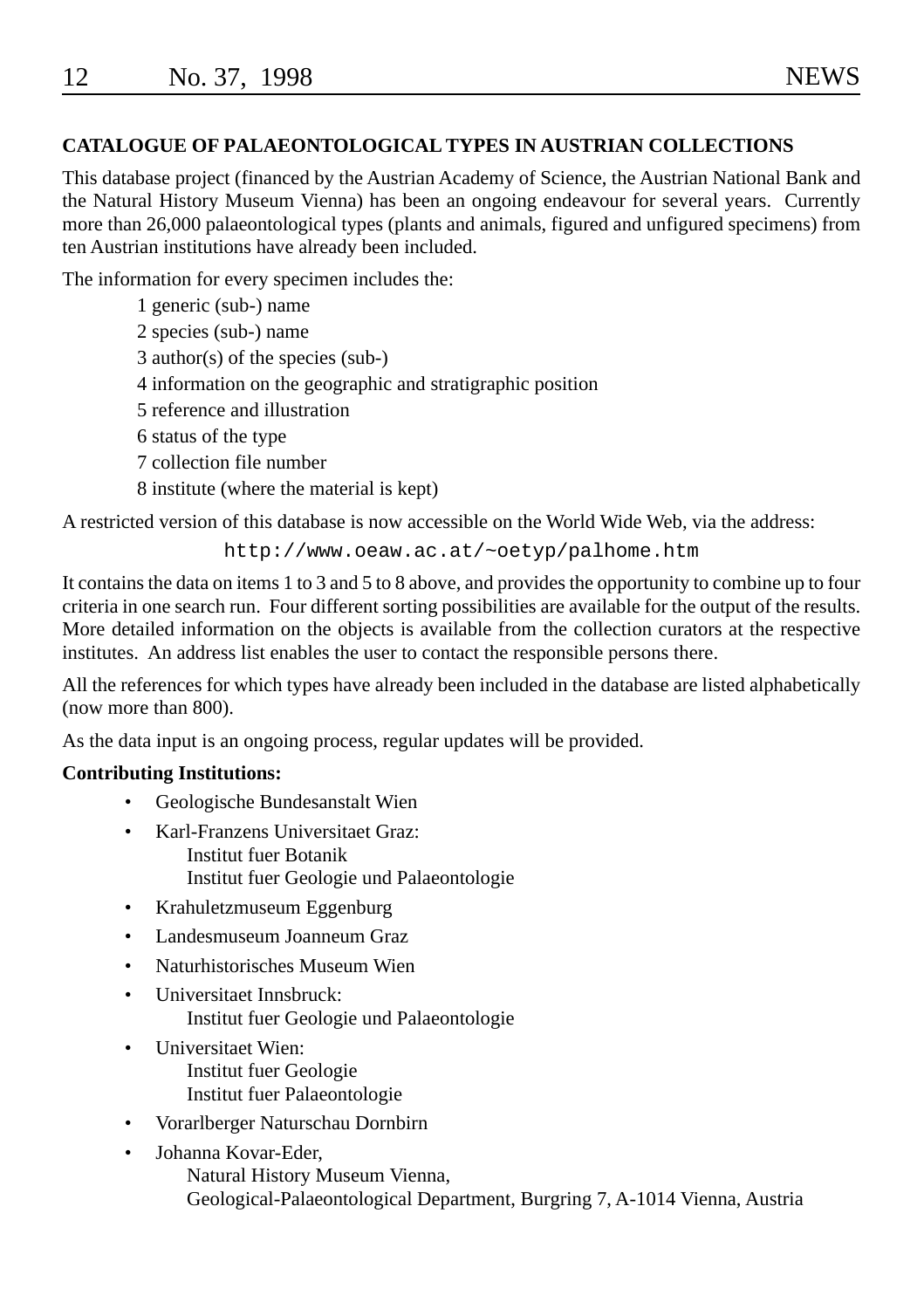## CATALOGUE OF PALAEONTOLOGICAL TYPES IN AUSTRIAN COLLECTIONS

This database project (financed by the Austrian Academy of Science, the Austrian National Bank and the Natural History Museum Vienna) has been an ongoing endeavour for several years. Currently more than 26,000 palaeontological types (plants and animals, figured and unfigured specimens) from ten Austrian institutions have already been included.

The information for every specimen includes the:

1. generic (sub-) name
2. species (sub-) name
3. author(s) of the species (sub-)
4. information on the geographic and stratigraphic position
5. reference and illustration
6. status of the type
7. collection file number
8. institute (where the material is kept)

A restricted version of this database is now accessible on the World Wide Web, via the address:

```
http://www.oeaw.ac.at/~oetyp/palhome.htm
```

It contains the data on items 1 to 3 and 5 to 8 above, and provides the opportunity to combine up to four criteria in one search run. Four different sorting possibilities are available for the output of the results. More detailed information on the objects is available from the collection curators at the respective institutes. An address list enables the user to contact the responsible persons there.

All the references for which types have already been included in the database are listed alphabetically (now more than 800).

As the data input is an ongoing process, regular updates will be provided.

**Contributing Institutions:**

- Geologische Bundesanstalt Wien
- Karl-Franzens Universitaet Graz:
  - Institut fuer Botanik
  - Institut fuer Geologie und Palaeontologie
- Krahuletzmuseum Eggenburg
- Landesmuseum Joanneum Graz
- Naturhistorisches Museum Wien
- Universitaet Innsbruck:
  - Institut fuer Geologie und Palaeontologie
- Universitaet Wien:
  - Institut fuer Geologie
  - Institut fuer Palaeontologie
- Vorarlberger Naturschau Dornbirn
- Johanna Kovar-Eder,
  Natural History Museum Vienna,
  Geological-Palaeontological Department, Burgring 7, A-1014 Vienna, Austria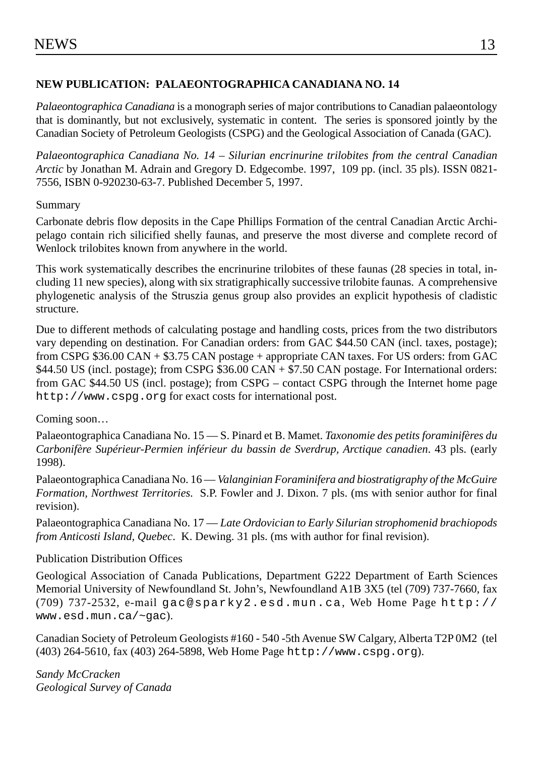## NEW PUBLICATION: PALAEONTOGRAPHICA CANADIANA NO. 14

*Palaeontographica Canadiana* is a monograph series of major contributions to Canadian palaeontology that is dominantly, but not exclusively, systematic in content. The series is sponsored jointly by the Canadian Society of Petroleum Geologists (CSPG) and the Geological Association of Canada (GAC).

*Palaeontographica Canadiana No. 14 – Silurian encrinurine trilobites from the central Canadian Arctic* by Jonathan M. Adrain and Gregory D. Edgecombe. 1997, 109 pp. (incl. 35 pls). ISSN 0821-7556, ISBN 0-920230-63-7. Published December 5, 1997.

Summary

Carbonate debris flow deposits in the Cape Phillips Formation of the central Canadian Arctic Archipelago contain rich silicified shelly faunas, and preserve the most diverse and complete record of Wenlock trilobites known from anywhere in the world.

This work systematically describes the encrinurine trilobites of these faunas (28 species in total, including 11 new species), along with six stratigraphically successive trilobite faunas. A comprehensive phylogenetic analysis of the Struszia genus group also provides an explicit hypothesis of cladistic structure.

Due to different methods of calculating postage and handling costs, prices from the two distributors vary depending on destination. For Canadian orders: from GAC $44.50 CAN (incl. taxes, postage); from CSPG $36.00 CAN + $3.75 CAN postage + appropriate CAN taxes. For US orders: from GAC $44.50 US (incl. postage); from CSPG $36.00 CAN + $7.50 CAN postage. For International orders: from GAC $44.50 US (incl. postage); from CSPG – contact CSPG through the Internet home page `http://www.cspg.org` for exact costs for international post.

Coming soon…

Palaeontographica Canadiana No. 15 — S. Pinard et B. Mamet. *Taxonomie des petits foraminifères du Carbonifère Supérieur-Permien inférieur du bassin de Sverdrup, Arctique canadien*. 43 pls. (early 1998).

Palaeontographica Canadiana No. 16 — *Valanginian Foraminifera and biostratigraphy of the McGuire Formation, Northwest Territories*. S.P. Fowler and J. Dixon. 7 pls. (ms with senior author for final revision).

Palaeontographica Canadiana No. 17 — *Late Ordovician to Early Silurian strophomenid brachiopods from Anticosti Island, Quebec*. K. Dewing. 31 pls. (ms with author for final revision).

Publication Distribution Offices

Geological Association of Canada Publications, Department G222 Department of Earth Sciences Memorial University of Newfoundland St. John's, Newfoundland A1B 3X5 (tel (709) 737-7660, fax (709) 737-2532, e-mail `gac@sparky2.esd.mun.ca`, Web Home Page `http://www.esd.mun.ca/~gac`).

Canadian Society of Petroleum Geologists #160 - 540 -5th Avenue SW Calgary, Alberta T2P 0M2 (tel (403) 264-5610, fax (403) 264-5898, Web Home Page `http://www.cspg.org`).

*Sandy McCracken*
*Geological Survey of Canada*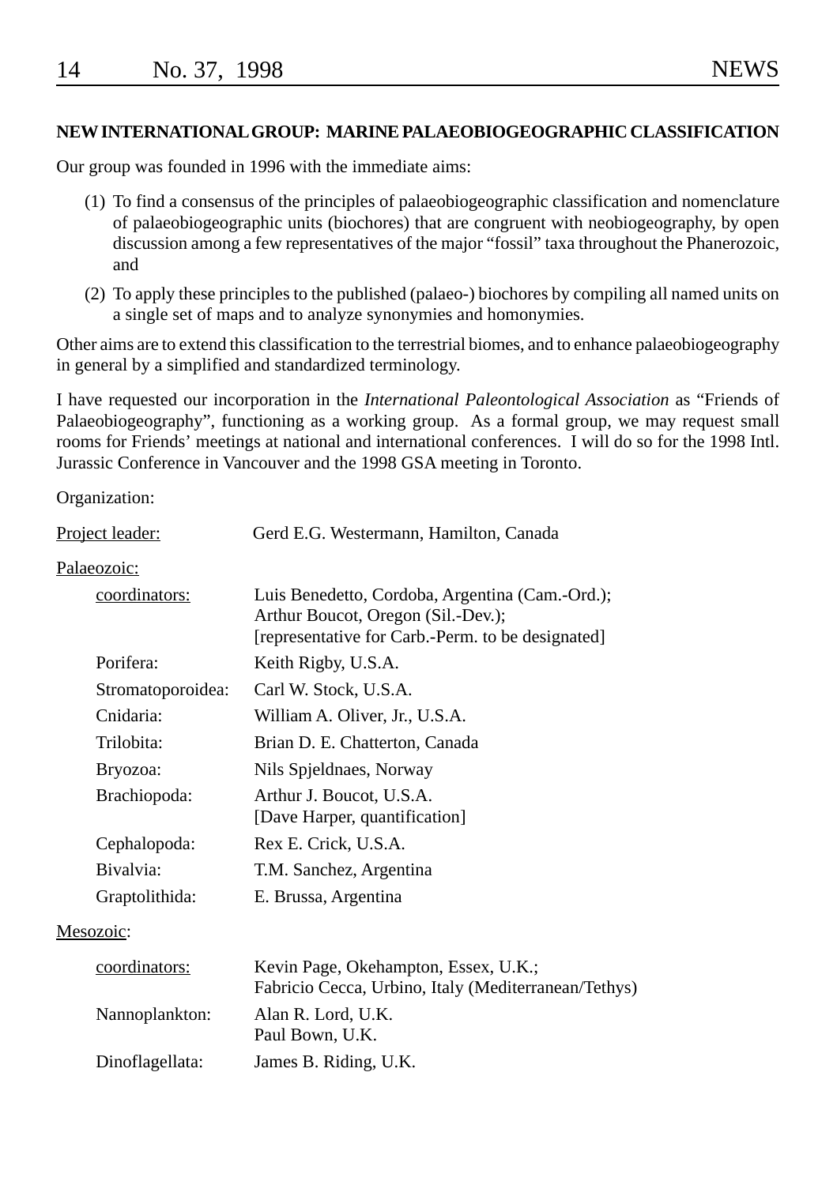## NEW INTERNATIONAL GROUP: MARINE PALAEOBIOGEOGRAPHIC CLASSIFICATION

Our group was founded in 1996 with the immediate aims:

(1) To find a consensus of the principles of palaeobiogeographic classification and nomenclature of palaeobiogeographic units (biochores) that are congruent with neobiogeography, by open discussion among a few representatives of the major “fossil” taxa throughout the Phanerozoic, and

(2) To apply these principles to the published (palaeo-) biochores by compiling all named units on a single set of maps and to analyze synonymies and homonymies.

Other aims are to extend this classification to the terrestrial biomes, and to enhance palaeobiogeography in general by a simplified and standardized terminology.

I have requested our incorporation in the *International Paleontological Association* as “Friends of Palaeobiogeography”, functioning as a working group. As a formal group, we may request small rooms for Friends’ meetings at national and international conferences. I will do so for the 1998 Intl. Jurassic Conference in Vancouver and the 1998 GSA meeting in Toronto.

Organization:

Project leader: Gerd E.G. Westermann, Hamilton, Canada

Palaeozoic:

| | |
|---|---|
| coordinators: | Luis Benedetto, Cordoba, Argentina (Cam.-Ord.); Arthur Boucot, Oregon (Sil.-Dev.); [representative for Carb.-Perm. to be designated] |
| Porifera: | Keith Rigby, U.S.A. |
| Stromatoporoidea: | Carl W. Stock, U.S.A. |
| Cnidaria: | William A. Oliver, Jr., U.S.A. |
| Trilobita: | Brian D. E. Chatterton, Canada |
| Bryozoa: | Nils Spjeldnaes, Norway |
| Brachiopoda: | Arthur J. Boucot, U.S.A. [Dave Harper, quantification] |
| Cephalopoda: | Rex E. Crick, U.S.A. |
| Bivalvia: | T.M. Sanchez, Argentina |
| Graptolithida: | E. Brussa, Argentina |

Mesozoic:

| | |
|---|---|
| coordinators: | Kevin Page, Okehampton, Essex, U.K.; Fabricio Cecca, Urbino, Italy (Mediterranean/Tethys) |
| Nannoplankton: | Alan R. Lord, U.K. Paul Bown, U.K. |
| Dinoflagellata: | James B. Riding, U.K. |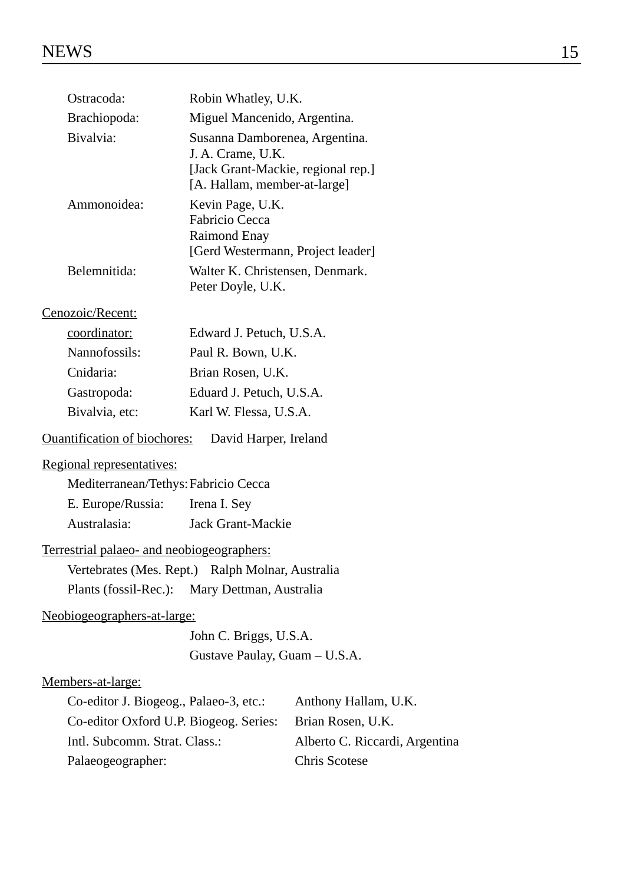| | |
|---|---|
| Ostracoda: | Robin Whatley, U.K. |
| Brachiopoda: | Miguel Mancenido, Argentina. |
| Bivalvia: | Susanna Damborenea, Argentina.<br>J. A. Crame, U.K.<br>[Jack Grant-Mackie, regional rep.]<br>[A. Hallam, member-at-large] |
| Ammonoidea: | Kevin Page, U.K.<br>Fabricio Cecca<br>Raimond Enay<br>[Gerd Westermann, Project leader] |
| Belemnitida: | Walter K. Christensen, Denmark.<br>Peter Doyle, U.K. |

Cenozoic/Recent:

| | |
|---|---|
| coordinator: | Edward J. Petuch, U.S.A. |
| Nannofossils: | Paul R. Bown, U.K. |
| Cnidaria: | Brian Rosen, U.K. |
| Gastropoda: | Eduard J. Petuch, U.S.A. |
| Bivalvia, etc: | Karl W. Flessa, U.S.A. |

Ouantification of biochores: David Harper, Ireland

Regional representatives:

| | |
|---|---|
| Mediterranean/Tethys: | Fabricio Cecca |
| E. Europe/Russia: | Irena I. Sey |
| Australasia: | Jack Grant-Mackie |

Terrestrial palaeo- and neobiogeographers:

| | |
|---|---|
| Vertebrates (Mes. Rept.) | Ralph Molnar, Australia |
| Plants (fossil-Rec.): | Mary Dettman, Australia |

Neobiogeographers-at-large:

John C. Briggs, U.S.A.
Gustave Paulay, Guam – U.S.A.

Members-at-large:

| | |
|---|---|
| Co-editor J. Biogeog., Palaeo-3, etc.: | Anthony Hallam, U.K. |
| Co-editor Oxford U.P. Biogeog. Series: | Brian Rosen, U.K. |
| Intl. Subcomm. Strat. Class.: | Alberto C. Riccardi, Argentina |
| Palaeogeographer: | Chris Scotese |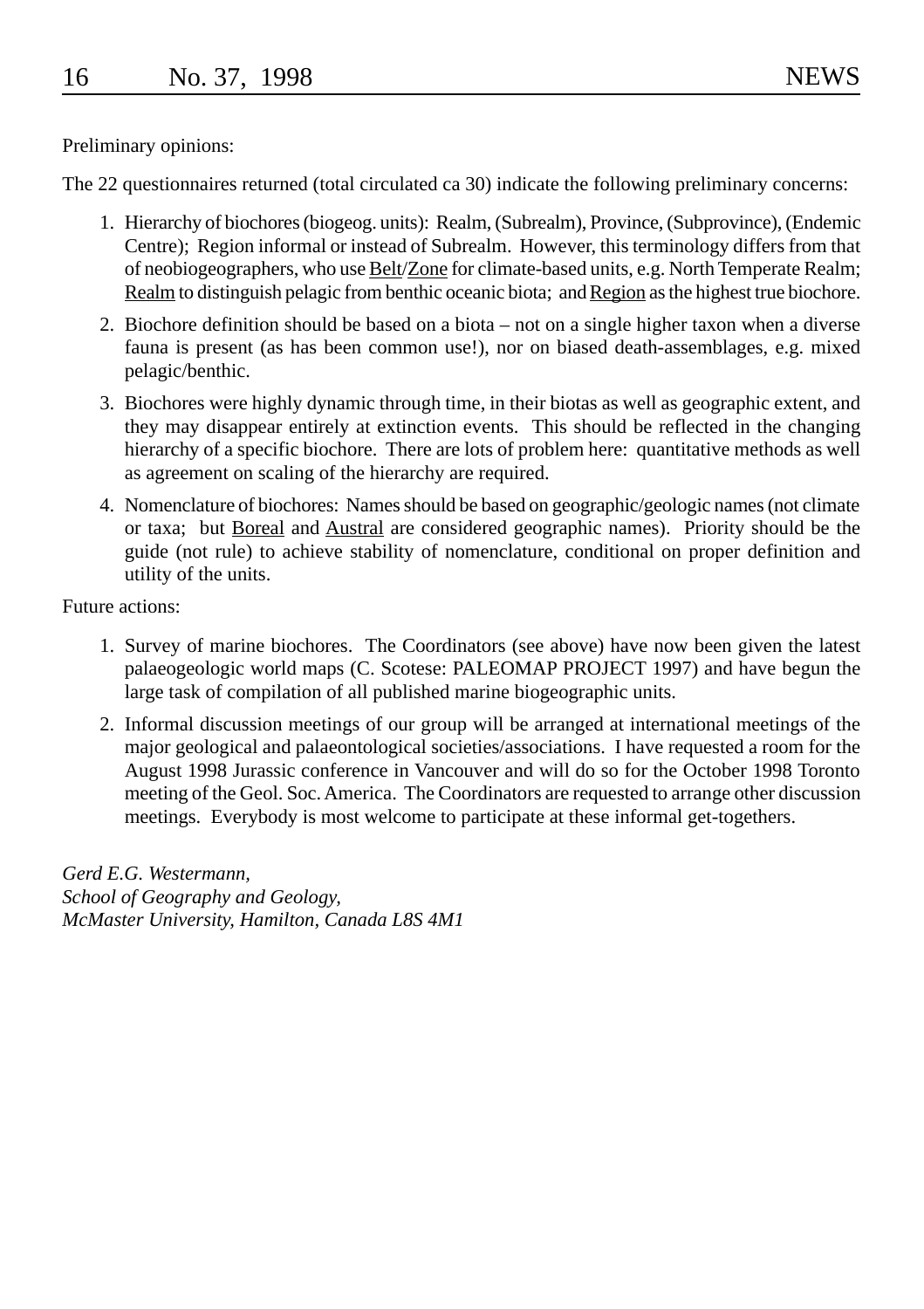Preliminary opinions:

The 22 questionnaires returned (total circulated ca 30) indicate the following preliminary concerns:

1. Hierarchy of biochores (biogeog. units): Realm, (Subrealm), Province, (Subprovince), (Endemic Centre); Region informal or instead of Subrealm. However, this terminology differs from that of neobiogeographers, who use Belt/Zone for climate-based units, e.g. North Temperate Realm; Realm to distinguish pelagic from benthic oceanic biota; and Region as the highest true biochore.
2. Biochore definition should be based on a biota – not on a single higher taxon when a diverse fauna is present (as has been common use!), nor on biased death-assemblages, e.g. mixed pelagic/benthic.
3. Biochores were highly dynamic through time, in their biotas as well as geographic extent, and they may disappear entirely at extinction events. This should be reflected in the changing hierarchy of a specific biochore. There are lots of problem here: quantitative methods as well as agreement on scaling of the hierarchy are required.
4. Nomenclature of biochores: Names should be based on geographic/geologic names (not climate or taxa; but Boreal and Austral are considered geographic names). Priority should be the guide (not rule) to achieve stability of nomenclature, conditional on proper definition and utility of the units.

Future actions:

1. Survey of marine biochores. The Coordinators (see above) have now been given the latest palaeogeologic world maps (C. Scotese: PALEOMAP PROJECT 1997) and have begun the large task of compilation of all published marine biogeographic units.
2. Informal discussion meetings of our group will be arranged at international meetings of the major geological and palaeontological societies/associations. I have requested a room for the August 1998 Jurassic conference in Vancouver and will do so for the October 1998 Toronto meeting of the Geol. Soc. America. The Coordinators are requested to arrange other discussion meetings. Everybody is most welcome to participate at these informal get-togethers.

*Gerd E.G. Westermann,*
*School of Geography and Geology,*
*McMaster University, Hamilton, Canada L8S 4M1*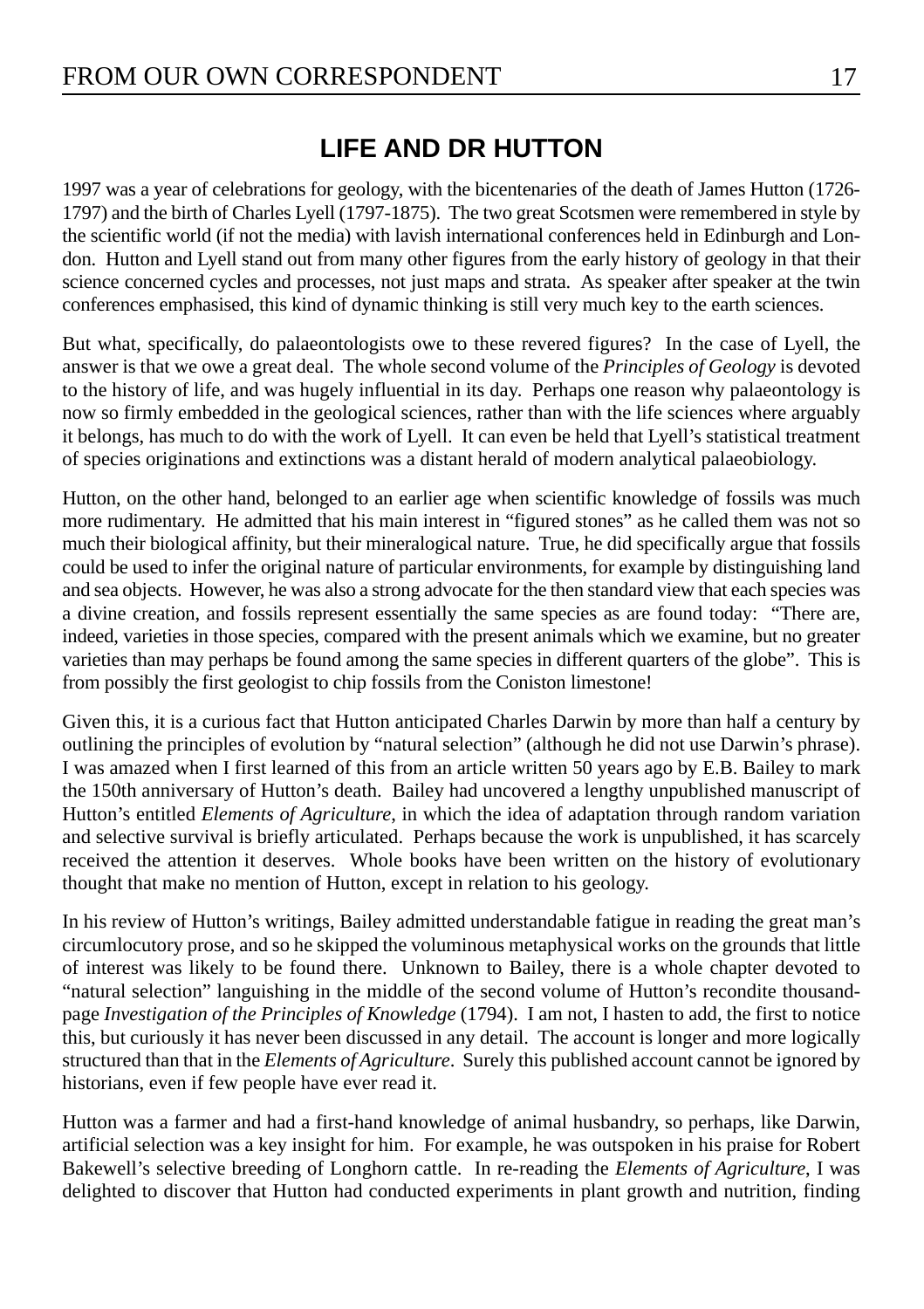## LIFE AND DR HUTTON

1997 was a year of celebrations for geology, with the bicentenaries of the death of James Hutton (1726-1797) and the birth of Charles Lyell (1797-1875). The two great Scotsmen were remembered in style by the scientific world (if not the media) with lavish international conferences held in Edinburgh and London. Hutton and Lyell stand out from many other figures from the early history of geology in that their science concerned cycles and processes, not just maps and strata. As speaker after speaker at the twin conferences emphasised, this kind of dynamic thinking is still very much key to the earth sciences.

But what, specifically, do palaeontologists owe to these revered figures? In the case of Lyell, the answer is that we owe a great deal. The whole second volume of the *Principles of Geology* is devoted to the history of life, and was hugely influential in its day. Perhaps one reason why palaeontology is now so firmly embedded in the geological sciences, rather than with the life sciences where arguably it belongs, has much to do with the work of Lyell. It can even be held that Lyell's statistical treatment of species originations and extinctions was a distant herald of modern analytical palaeobiology.

Hutton, on the other hand, belonged to an earlier age when scientific knowledge of fossils was much more rudimentary. He admitted that his main interest in "figured stones" as he called them was not so much their biological affinity, but their mineralogical nature. True, he did specifically argue that fossils could be used to infer the original nature of particular environments, for example by distinguishing land and sea objects. However, he was also a strong advocate for the then standard view that each species was a divine creation, and fossils represent essentially the same species as are found today: "There are, indeed, varieties in those species, compared with the present animals which we examine, but no greater varieties than may perhaps be found among the same species in different quarters of the globe". This is from possibly the first geologist to chip fossils from the Coniston limestone!

Given this, it is a curious fact that Hutton anticipated Charles Darwin by more than half a century by outlining the principles of evolution by "natural selection" (although he did not use Darwin's phrase). I was amazed when I first learned of this from an article written 50 years ago by E.B. Bailey to mark the 150th anniversary of Hutton's death. Bailey had uncovered a lengthy unpublished manuscript of Hutton's entitled *Elements of Agriculture*, in which the idea of adaptation through random variation and selective survival is briefly articulated. Perhaps because the work is unpublished, it has scarcely received the attention it deserves. Whole books have been written on the history of evolutionary thought that make no mention of Hutton, except in relation to his geology.

In his review of Hutton's writings, Bailey admitted understandable fatigue in reading the great man's circumlocutory prose, and so he skipped the voluminous metaphysical works on the grounds that little of interest was likely to be found there. Unknown to Bailey, there is a whole chapter devoted to "natural selection" languishing in the middle of the second volume of Hutton's recondite thousand-page *Investigation of the Principles of Knowledge* (1794). I am not, I hasten to add, the first to notice this, but curiously it has never been discussed in any detail. The account is longer and more logically structured than that in the *Elements of Agriculture*. Surely this published account cannot be ignored by historians, even if few people have ever read it.

Hutton was a farmer and had a first-hand knowledge of animal husbandry, so perhaps, like Darwin, artificial selection was a key insight for him. For example, he was outspoken in his praise for Robert Bakewell's selective breeding of Longhorn cattle. In re-reading the *Elements of Agriculture*, I was delighted to discover that Hutton had conducted experiments in plant growth and nutrition, finding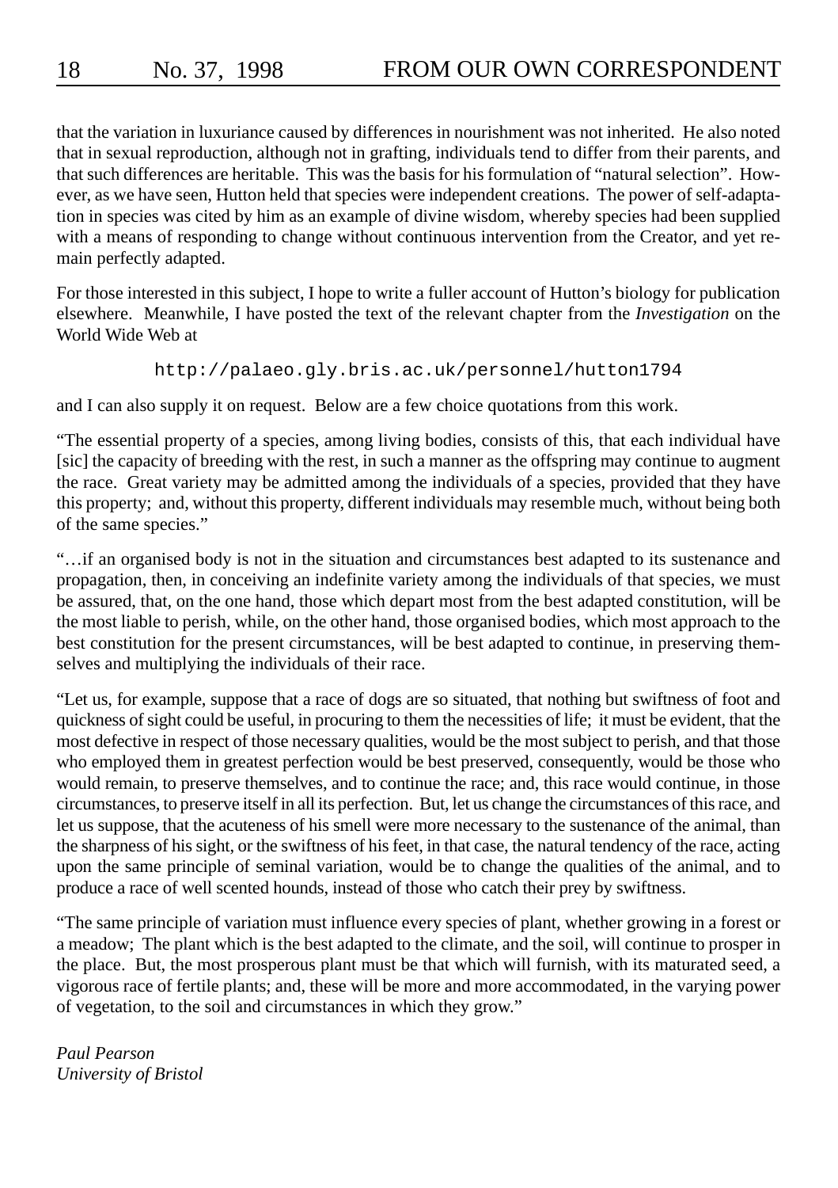that the variation in luxuriance caused by differences in nourishment was not inherited. He also noted that in sexual reproduction, although not in grafting, individuals tend to differ from their parents, and that such differences are heritable. This was the basis for his formulation of "natural selection". However, as we have seen, Hutton held that species were independent creations. The power of self-adaptation in species was cited by him as an example of divine wisdom, whereby species had been supplied with a means of responding to change without continuous intervention from the Creator, and yet remain perfectly adapted.

For those interested in this subject, I hope to write a fuller account of Hutton's biology for publication elsewhere. Meanwhile, I have posted the text of the relevant chapter from the *Investigation* on the World Wide Web at

```
http://palaeo.gly.bris.ac.uk/personnel/hutton1794
```

and I can also supply it on request. Below are a few choice quotations from this work.

"The essential property of a species, among living bodies, consists of this, that each individual have [sic] the capacity of breeding with the rest, in such a manner as the offspring may continue to augment the race. Great variety may be admitted among the individuals of a species, provided that they have this property; and, without this property, different individuals may resemble much, without being both of the same species."

"…if an organised body is not in the situation and circumstances best adapted to its sustenance and propagation, then, in conceiving an indefinite variety among the individuals of that species, we must be assured, that, on the one hand, those which depart most from the best adapted constitution, will be the most liable to perish, while, on the other hand, those organised bodies, which most approach to the best constitution for the present circumstances, will be best adapted to continue, in preserving themselves and multiplying the individuals of their race.

"Let us, for example, suppose that a race of dogs are so situated, that nothing but swiftness of foot and quickness of sight could be useful, in procuring to them the necessities of life; it must be evident, that the most defective in respect of those necessary qualities, would be the most subject to perish, and that those who employed them in greatest perfection would be best preserved, consequently, would be those who would remain, to preserve themselves, and to continue the race; and, this race would continue, in those circumstances, to preserve itself in all its perfection. But, let us change the circumstances of this race, and let us suppose, that the acuteness of his smell were more necessary to the sustenance of the animal, than the sharpness of his sight, or the swiftness of his feet, in that case, the natural tendency of the race, acting upon the same principle of seminal variation, would be to change the qualities of the animal, and to produce a race of well scented hounds, instead of those who catch their prey by swiftness.

"The same principle of variation must influence every species of plant, whether growing in a forest or a meadow; The plant which is the best adapted to the climate, and the soil, will continue to prosper in the place. But, the most prosperous plant must be that which will furnish, with its maturated seed, a vigorous race of fertile plants; and, these will be more and more accommodated, in the varying power of vegetation, to the soil and circumstances in which they grow."

*Paul Pearson*
*University of Bristol*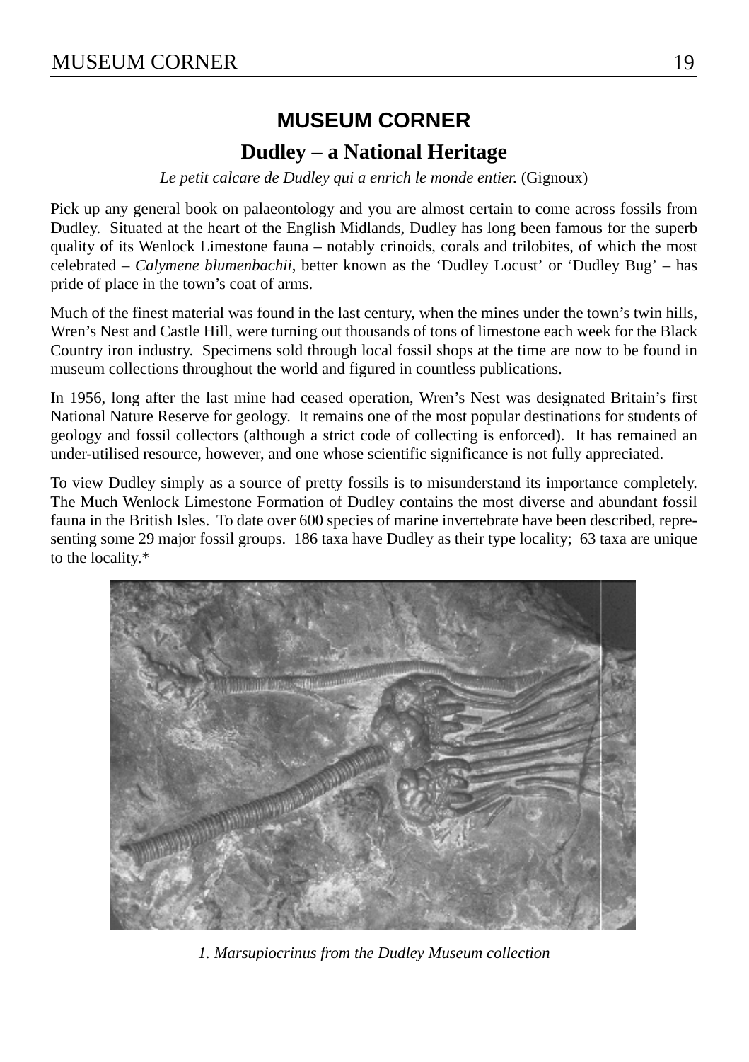# MUSEUM CORNER

## Dudley – a National Heritage

*Le petit calcare de Dudley qui a enrich le monde entier.* (Gignoux)

Pick up any general book on palaeontology and you are almost certain to come across fossils from Dudley. Situated at the heart of the English Midlands, Dudley has long been famous for the superb quality of its Wenlock Limestone fauna – notably crinoids, corals and trilobites, of which the most celebrated – *Calymene blumenbachii*, better known as the 'Dudley Locust' or 'Dudley Bug' – has pride of place in the town's coat of arms.

Much of the finest material was found in the last century, when the mines under the town's twin hills, Wren's Nest and Castle Hill, were turning out thousands of tons of limestone each week for the Black Country iron industry. Specimens sold through local fossil shops at the time are now to be found in museum collections throughout the world and figured in countless publications.

In 1956, long after the last mine had ceased operation, Wren's Nest was designated Britain's first National Nature Reserve for geology. It remains one of the most popular destinations for students of geology and fossil collectors (although a strict code of collecting is enforced). It has remained an under-utilised resource, however, and one whose scientific significance is not fully appreciated.

To view Dudley simply as a source of pretty fossils is to misunderstand its importance completely. The Much Wenlock Limestone Formation of Dudley contains the most diverse and abundant fossil fauna in the British Isles. To date over 600 species of marine invertebrate have been described, representing some 29 major fossil groups. 186 taxa have Dudley as their type locality; 63 taxa are unique to the locality.*

*1. Marsupiocrinus from the Dudley Museum collection*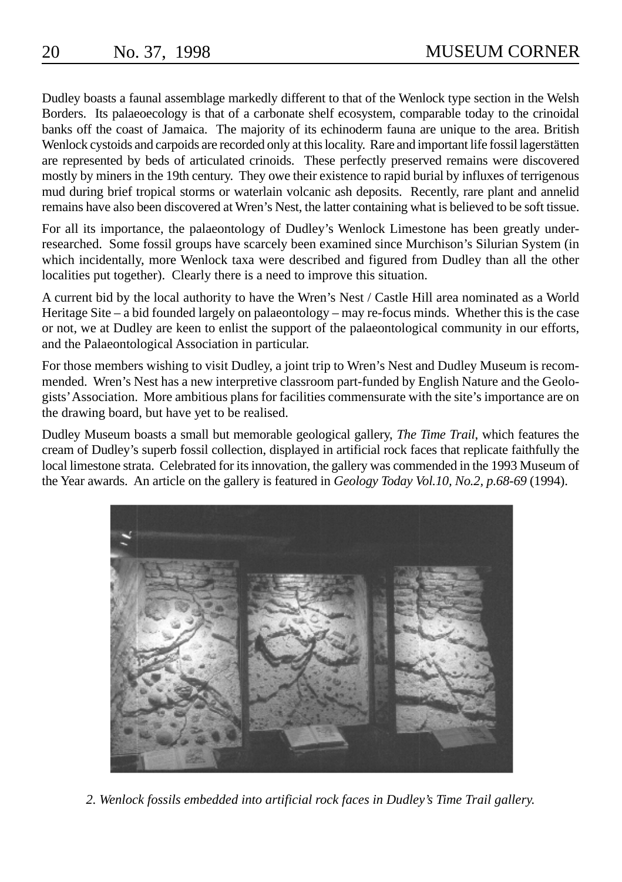Dudley boasts a faunal assemblage markedly different to that of the Wenlock type section in the Welsh Borders. Its palaeoecology is that of a carbonate shelf ecosystem, comparable today to the crinoidal banks off the coast of Jamaica. The majority of its echinoderm fauna are unique to the area. British Wenlock cystoids and carpoids are recorded only at this locality. Rare and important life fossil lagerstätten are represented by beds of articulated crinoids. These perfectly preserved remains were discovered mostly by miners in the 19th century. They owe their existence to rapid burial by influxes of terrigenous mud during brief tropical storms or waterlain volcanic ash deposits. Recently, rare plant and annelid remains have also been discovered at Wren's Nest, the latter containing what is believed to be soft tissue.

For all its importance, the palaeontology of Dudley's Wenlock Limestone has been greatly under-researched. Some fossil groups have scarcely been examined since Murchison's Silurian System (in which incidentally, more Wenlock taxa were described and figured from Dudley than all the other localities put together). Clearly there is a need to improve this situation.

A current bid by the local authority to have the Wren's Nest / Castle Hill area nominated as a World Heritage Site – a bid founded largely on palaeontology – may re-focus minds. Whether this is the case or not, we at Dudley are keen to enlist the support of the palaeontological community in our efforts, and the Palaeontological Association in particular.

For those members wishing to visit Dudley, a joint trip to Wren's Nest and Dudley Museum is recommended. Wren's Nest has a new interpretive classroom part-funded by English Nature and the Geologists' Association. More ambitious plans for facilities commensurate with the site's importance are on the drawing board, but have yet to be realised.

Dudley Museum boasts a small but memorable geological gallery, *The Time Trail*, which features the cream of Dudley's superb fossil collection, displayed in artificial rock faces that replicate faithfully the local limestone strata. Celebrated for its innovation, the gallery was commended in the 1993 Museum of the Year awards. An article on the gallery is featured in *Geology Today Vol.10, No.2, p.68-69* (1994).

*2. Wenlock fossils embedded into artificial rock faces in Dudley's Time Trail gallery.*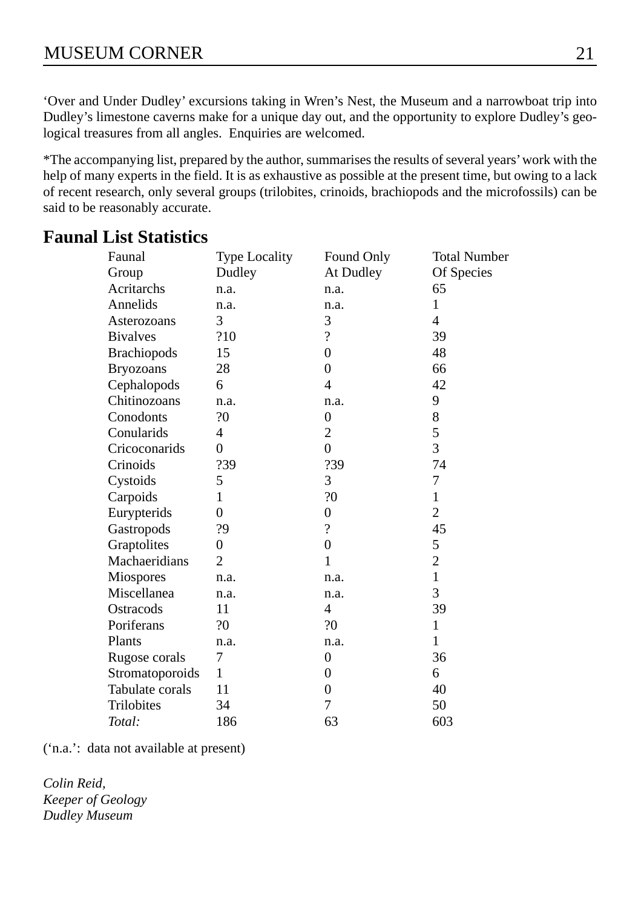'Over and Under Dudley' excursions taking in Wren's Nest, the Museum and a narrowboat trip into Dudley's limestone caverns make for a unique day out, and the opportunity to explore Dudley's geological treasures from all angles. Enquiries are welcomed.

*The accompanying list, prepared by the author, summarises the results of several years' work with the help of many experts in the field. It is as exhaustive as possible at the present time, but owing to a lack of recent research, only several groups (trilobites, crinoids, brachiopods and the microfossils) can be said to be reasonably accurate.

## Faunal List Statistics

| Faunal Group | Type Locality Dudley | Found Only At Dudley | Total Number Of Species |
|---|---|---|---|
| Acritarchs | n.a. | n.a. | 65 |
| Annelids | n.a. | n.a. | 1 |
| Asterozoans | 3 | 3 | 4 |
| Bivalves | ?10 | ? | 39 |
| Brachiopods | 15 | 0 | 48 |
| Bryozoans | 28 | 0 | 66 |
| Cephalopods | 6 | 4 | 42 |
| Chitinozoans | n.a. | n.a. | 9 |
| Conodonts | ?0 | 0 | 8 |
| Conularids | 4 | 2 | 5 |
| Cricoconarids | 0 | 0 | 3 |
| Crinoids | ?39 | ?39 | 74 |
| Cystoids | 5 | 3 | 7 |
| Carpoids | 1 | ?0 | 1 |
| Eurypterids | 0 | 0 | 2 |
| Gastropods | ?9 | ? | 45 |
| Graptolites | 0 | 0 | 5 |
| Machaeridians | 2 | 1 | 2 |
| Miospores | n.a. | n.a. | 1 |
| Miscellanea | n.a. | n.a. | 3 |
| Ostracods | 11 | 4 | 39 |
| Poriferans | ?0 | ?0 | 1 |
| Plants | n.a. | n.a. | 1 |
| Rugose corals | 7 | 0 | 36 |
| Stromatoporoids | 1 | 0 | 6 |
| Tabulate corals | 11 | 0 | 40 |
| Trilobites | 34 | 7 | 50 |
| *Total:* | 186 | 63 | 603 |

('n.a.': data not available at present)

*Colin Reid,*
*Keeper of Geology*
*Dudley Museum*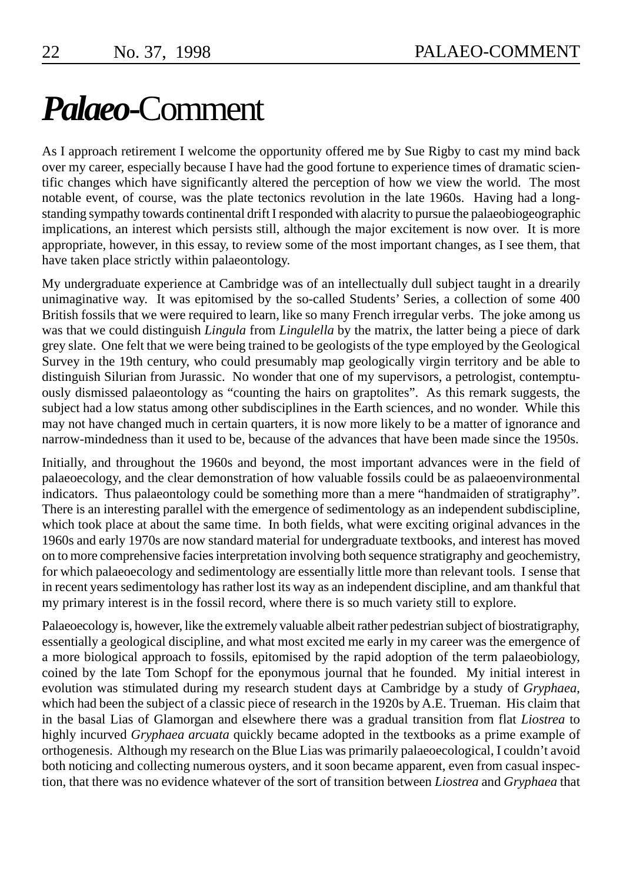# *Palaeo*-Comment

As I approach retirement I welcome the opportunity offered me by Sue Rigby to cast my mind back over my career, especially because I have had the good fortune to experience times of dramatic scientific changes which have significantly altered the perception of how we view the world. The most notable event, of course, was the plate tectonics revolution in the late 1960s. Having had a long-standing sympathy towards continental drift I responded with alacrity to pursue the palaeobiogeographic implications, an interest which persists still, although the major excitement is now over. It is more appropriate, however, in this essay, to review some of the most important changes, as I see them, that have taken place strictly within palaeontology.

My undergraduate experience at Cambridge was of an intellectually dull subject taught in a drearily unimaginative way. It was epitomised by the so-called Students' Series, a collection of some 400 British fossils that we were required to learn, like so many French irregular verbs. The joke among us was that we could distinguish *Lingula* from *Lingulella* by the matrix, the latter being a piece of dark grey slate. One felt that we were being trained to be geologists of the type employed by the Geological Survey in the 19th century, who could presumably map geologically virgin territory and be able to distinguish Silurian from Jurassic. No wonder that one of my supervisors, a petrologist, contemptuously dismissed palaeontology as "counting the hairs on graptolites". As this remark suggests, the subject had a low status among other subdisciplines in the Earth sciences, and no wonder. While this may not have changed much in certain quarters, it is now more likely to be a matter of ignorance and narrow-mindedness than it used to be, because of the advances that have been made since the 1950s.

Initially, and throughout the 1960s and beyond, the most important advances were in the field of palaeoecology, and the clear demonstration of how valuable fossils could be as palaeoenvironmental indicators. Thus palaeontology could be something more than a mere "handmaiden of stratigraphy". There is an interesting parallel with the emergence of sedimentology as an independent subdiscipline, which took place at about the same time. In both fields, what were exciting original advances in the 1960s and early 1970s are now standard material for undergraduate textbooks, and interest has moved on to more comprehensive facies interpretation involving both sequence stratigraphy and geochemistry, for which palaeoecology and sedimentology are essentially little more than relevant tools. I sense that in recent years sedimentology has rather lost its way as an independent discipline, and am thankful that my primary interest is in the fossil record, where there is so much variety still to explore.

Palaeoecology is, however, like the extremely valuable albeit rather pedestrian subject of biostratigraphy, essentially a geological discipline, and what most excited me early in my career was the emergence of a more biological approach to fossils, epitomised by the rapid adoption of the term palaeobiology, coined by the late Tom Schopf for the eponymous journal that he founded. My initial interest in evolution was stimulated during my research student days at Cambridge by a study of *Gryphaea*, which had been the subject of a classic piece of research in the 1920s by A.E. Trueman. His claim that in the basal Lias of Glamorgan and elsewhere there was a gradual transition from flat *Liostrea* to highly incurved *Gryphaea arcuata* quickly became adopted in the textbooks as a prime example of orthogenesis. Although my research on the Blue Lias was primarily palaeoecological, I couldn't avoid both noticing and collecting numerous oysters, and it soon became apparent, even from casual inspection, that there was no evidence whatever of the sort of transition between *Liostrea* and *Gryphaea* that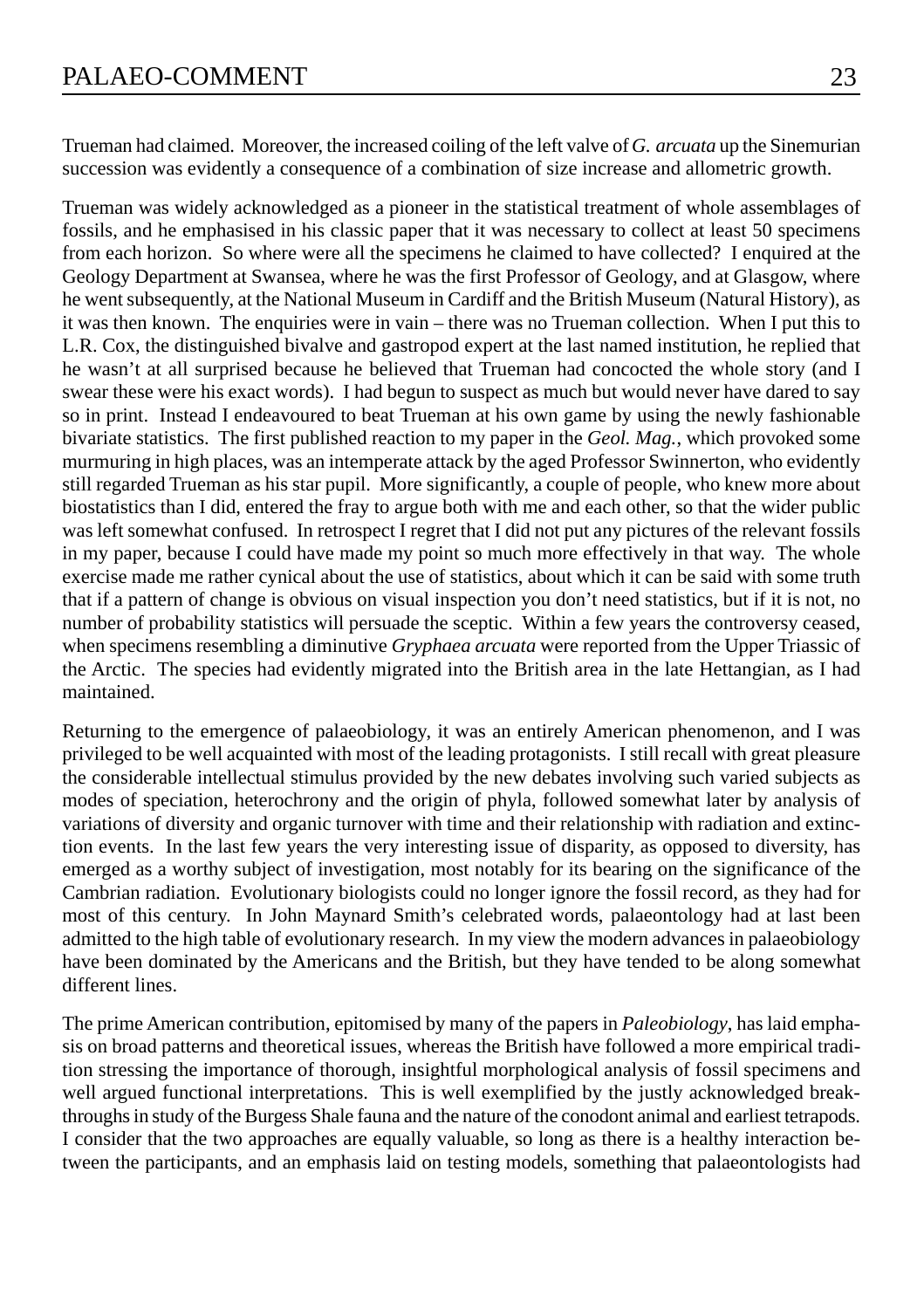Trueman had claimed. Moreover, the increased coiling of the left valve of *G. arcuata* up the Sinemurian succession was evidently a consequence of a combination of size increase and allometric growth.

Trueman was widely acknowledged as a pioneer in the statistical treatment of whole assemblages of fossils, and he emphasised in his classic paper that it was necessary to collect at least 50 specimens from each horizon. So where were all the specimens he claimed to have collected? I enquired at the Geology Department at Swansea, where he was the first Professor of Geology, and at Glasgow, where he went subsequently, at the National Museum in Cardiff and the British Museum (Natural History), as it was then known. The enquiries were in vain – there was no Trueman collection. When I put this to L.R. Cox, the distinguished bivalve and gastropod expert at the last named institution, he replied that he wasn't at all surprised because he believed that Trueman had concocted the whole story (and I swear these were his exact words). I had begun to suspect as much but would never have dared to say so in print. Instead I endeavoured to beat Trueman at his own game by using the newly fashionable bivariate statistics. The first published reaction to my paper in the *Geol. Mag.*, which provoked some murmuring in high places, was an intemperate attack by the aged Professor Swinnerton, who evidently still regarded Trueman as his star pupil. More significantly, a couple of people, who knew more about biostatistics than I did, entered the fray to argue both with me and each other, so that the wider public was left somewhat confused. In retrospect I regret that I did not put any pictures of the relevant fossils in my paper, because I could have made my point so much more effectively in that way. The whole exercise made me rather cynical about the use of statistics, about which it can be said with some truth that if a pattern of change is obvious on visual inspection you don't need statistics, but if it is not, no number of probability statistics will persuade the sceptic. Within a few years the controversy ceased, when specimens resembling a diminutive *Gryphaea arcuata* were reported from the Upper Triassic of the Arctic. The species had evidently migrated into the British area in the late Hettangian, as I had maintained.

Returning to the emergence of palaeobiology, it was an entirely American phenomenon, and I was privileged to be well acquainted with most of the leading protagonists. I still recall with great pleasure the considerable intellectual stimulus provided by the new debates involving such varied subjects as modes of speciation, heterochrony and the origin of phyla, followed somewhat later by analysis of variations of diversity and organic turnover with time and their relationship with radiation and extinction events. In the last few years the very interesting issue of disparity, as opposed to diversity, has emerged as a worthy subject of investigation, most notably for its bearing on the significance of the Cambrian radiation. Evolutionary biologists could no longer ignore the fossil record, as they had for most of this century. In John Maynard Smith's celebrated words, palaeontology had at last been admitted to the high table of evolutionary research. In my view the modern advances in palaeobiology have been dominated by the Americans and the British, but they have tended to be along somewhat different lines.

The prime American contribution, epitomised by many of the papers in *Paleobiology*, has laid emphasis on broad patterns and theoretical issues, whereas the British have followed a more empirical tradition stressing the importance of thorough, insightful morphological analysis of fossil specimens and well argued functional interpretations. This is well exemplified by the justly acknowledged breakthroughs in study of the Burgess Shale fauna and the nature of the conodont animal and earliest tetrapods. I consider that the two approaches are equally valuable, so long as there is a healthy interaction between the participants, and an emphasis laid on testing models, something that palaeontologists had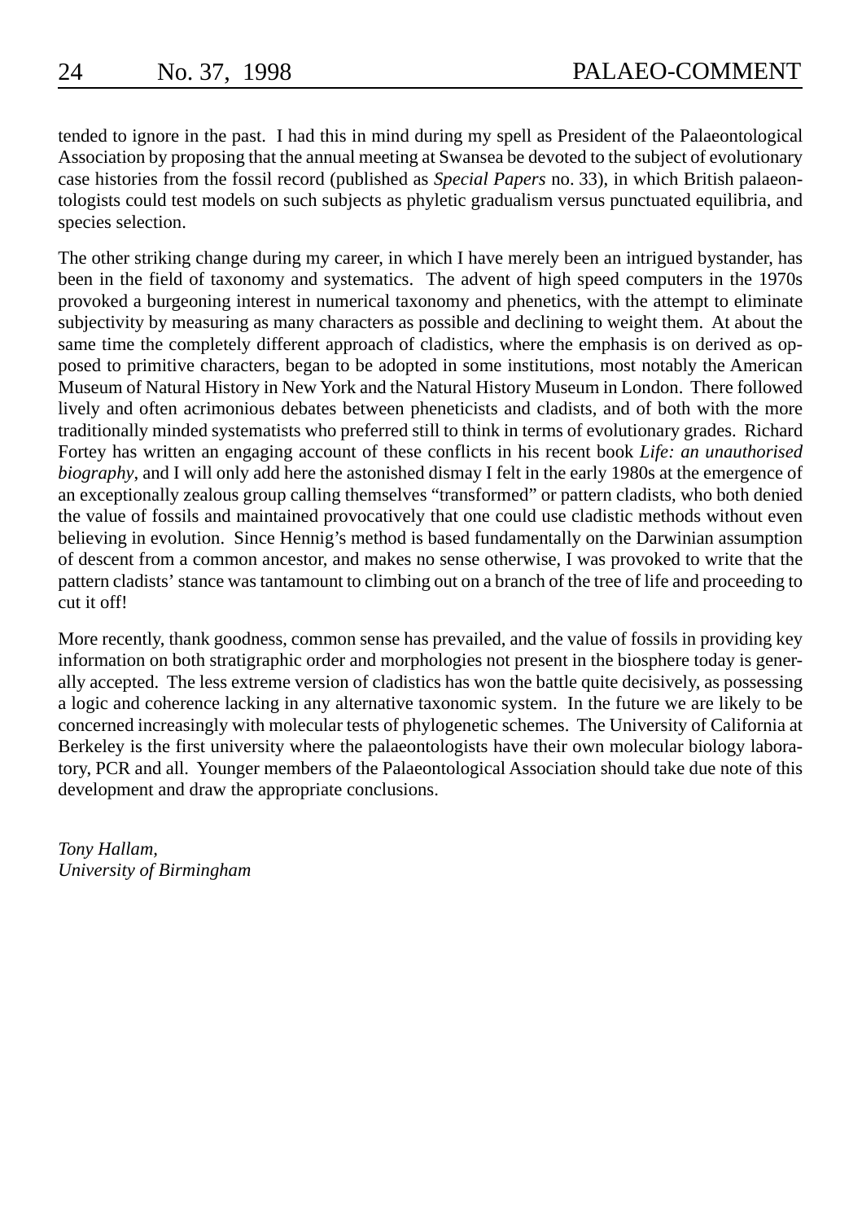tended to ignore in the past. I had this in mind during my spell as President of the Palaeontological Association by proposing that the annual meeting at Swansea be devoted to the subject of evolutionary case histories from the fossil record (published as *Special Papers* no. 33), in which British palaeontologists could test models on such subjects as phyletic gradualism versus punctuated equilibria, and species selection.

The other striking change during my career, in which I have merely been an intrigued bystander, has been in the field of taxonomy and systematics. The advent of high speed computers in the 1970s provoked a burgeoning interest in numerical taxonomy and phenetics, with the attempt to eliminate subjectivity by measuring as many characters as possible and declining to weight them. At about the same time the completely different approach of cladistics, where the emphasis is on derived as opposed to primitive characters, began to be adopted in some institutions, most notably the American Museum of Natural History in New York and the Natural History Museum in London. There followed lively and often acrimonious debates between pheneticists and cladists, and of both with the more traditionally minded systematists who preferred still to think in terms of evolutionary grades. Richard Fortey has written an engaging account of these conflicts in his recent book *Life: an unauthorised biography*, and I will only add here the astonished dismay I felt in the early 1980s at the emergence of an exceptionally zealous group calling themselves "transformed" or pattern cladists, who both denied the value of fossils and maintained provocatively that one could use cladistic methods without even believing in evolution. Since Hennig's method is based fundamentally on the Darwinian assumption of descent from a common ancestor, and makes no sense otherwise, I was provoked to write that the pattern cladists' stance was tantamount to climbing out on a branch of the tree of life and proceeding to cut it off!

More recently, thank goodness, common sense has prevailed, and the value of fossils in providing key information on both stratigraphic order and morphologies not present in the biosphere today is generally accepted. The less extreme version of cladistics has won the battle quite decisively, as possessing a logic and coherence lacking in any alternative taxonomic system. In the future we are likely to be concerned increasingly with molecular tests of phylogenetic schemes. The University of California at Berkeley is the first university where the palaeontologists have their own molecular biology laboratory, PCR and all. Younger members of the Palaeontological Association should take due note of this development and draw the appropriate conclusions.

*Tony Hallam,*
*University of Birmingham*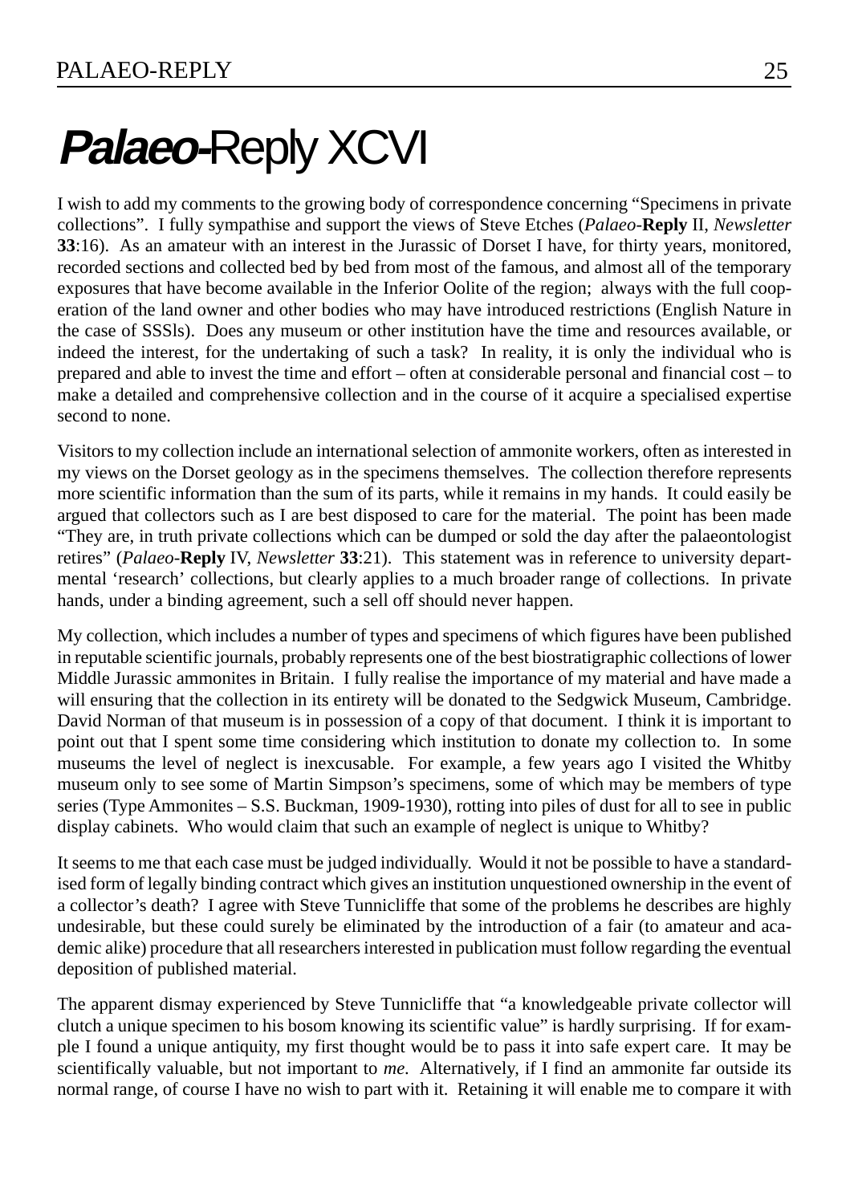# ***Palaeo*-Reply XCVI**

I wish to add my comments to the growing body of correspondence concerning “Specimens in private collections”. I fully sympathise and support the views of Steve Etches (*Palaeo*-**Reply** II, *Newsletter* **33**:16). As an amateur with an interest in the Jurassic of Dorset I have, for thirty years, monitored, recorded sections and collected bed by bed from most of the famous, and almost all of the temporary exposures that have become available in the Inferior Oolite of the region; always with the full cooperation of the land owner and other bodies who may have introduced restrictions (English Nature in the case of SSSIs). Does any museum or other institution have the time and resources available, or indeed the interest, for the undertaking of such a task? In reality, it is only the individual who is prepared and able to invest the time and effort – often at considerable personal and financial cost – to make a detailed and comprehensive collection and in the course of it acquire a specialised expertise second to none.

Visitors to my collection include an international selection of ammonite workers, often as interested in my views on the Dorset geology as in the specimens themselves. The collection therefore represents more scientific information than the sum of its parts, while it remains in my hands. It could easily be argued that collectors such as I are best disposed to care for the material. The point has been made “They are, in truth private collections which can be dumped or sold the day after the palaeontologist retires” (*Palaeo*-**Reply** IV, *Newsletter* **33**:21). This statement was in reference to university departmental ‘research’ collections, but clearly applies to a much broader range of collections. In private hands, under a binding agreement, such a sell off should never happen.

My collection, which includes a number of types and specimens of which figures have been published in reputable scientific journals, probably represents one of the best biostratigraphic collections of lower Middle Jurassic ammonites in Britain. I fully realise the importance of my material and have made a will ensuring that the collection in its entirety will be donated to the Sedgwick Museum, Cambridge. David Norman of that museum is in possession of a copy of that document. I think it is important to point out that I spent some time considering which institution to donate my collection to. In some museums the level of neglect is inexcusable. For example, a few years ago I visited the Whitby museum only to see some of Martin Simpson’s specimens, some of which may be members of type series (Type Ammonites – S.S. Buckman, 1909-1930), rotting into piles of dust for all to see in public display cabinets. Who would claim that such an example of neglect is unique to Whitby?

It seems to me that each case must be judged individually. Would it not be possible to have a standardised form of legally binding contract which gives an institution unquestioned ownership in the event of a collector’s death? I agree with Steve Tunnicliffe that some of the problems he describes are highly undesirable, but these could surely be eliminated by the introduction of a fair (to amateur and academic alike) procedure that all researchers interested in publication must follow regarding the eventual deposition of published material.

The apparent dismay experienced by Steve Tunnicliffe that “a knowledgeable private collector will clutch a unique specimen to his bosom knowing its scientific value” is hardly surprising. If for example I found a unique antiquity, my first thought would be to pass it into safe expert care. It may be scientifically valuable, but not important to *me*. Alternatively, if I find an ammonite far outside its normal range, of course I have no wish to part with it. Retaining it will enable me to compare it with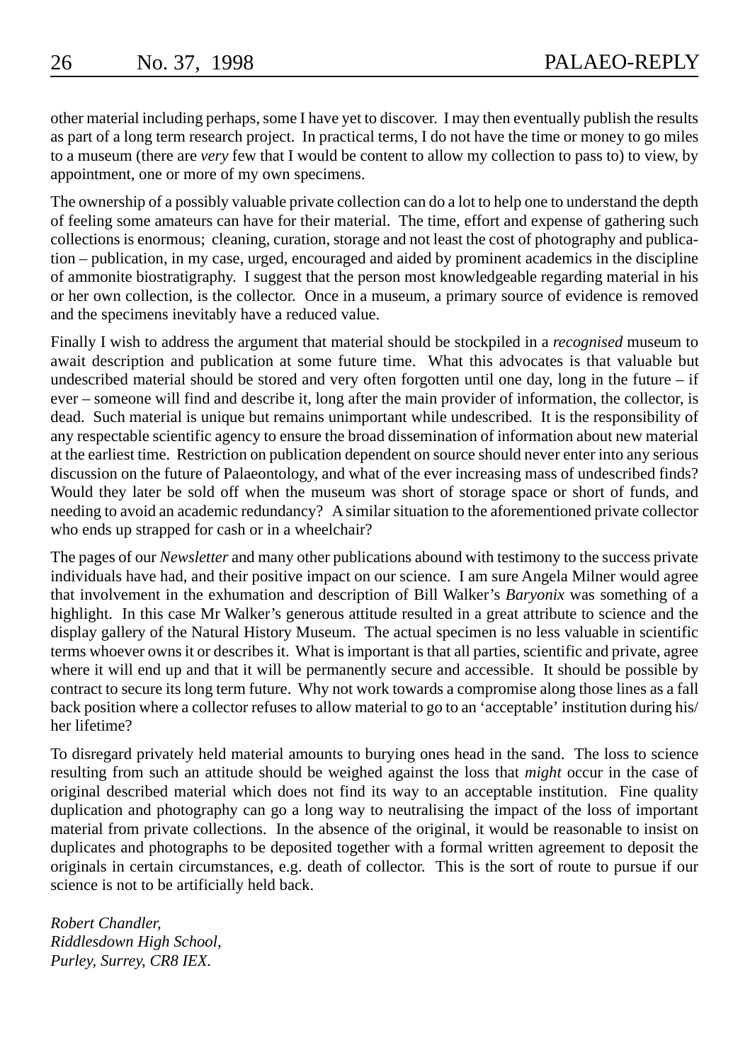other material including perhaps, some I have yet to discover. I may then eventually publish the results as part of a long term research project. In practical terms, I do not have the time or money to go miles to a museum (there are *very* few that I would be content to allow my collection to pass to) to view, by appointment, one or more of my own specimens.

The ownership of a possibly valuable private collection can do a lot to help one to understand the depth of feeling some amateurs can have for their material. The time, effort and expense of gathering such collections is enormous; cleaning, curation, storage and not least the cost of photography and publication – publication, in my case, urged, encouraged and aided by prominent academics in the discipline of ammonite biostratigraphy. I suggest that the person most knowledgeable regarding material in his or her own collection, is the collector. Once in a museum, a primary source of evidence is removed and the specimens inevitably have a reduced value.

Finally I wish to address the argument that material should be stockpiled in a *recognised* museum to await description and publication at some future time. What this advocates is that valuable but undescribed material should be stored and very often forgotten until one day, long in the future – if ever – someone will find and describe it, long after the main provider of information, the collector, is dead. Such material is unique but remains unimportant while undescribed. It is the responsibility of any respectable scientific agency to ensure the broad dissemination of information about new material at the earliest time. Restriction on publication dependent on source should never enter into any serious discussion on the future of Palaeontology, and what of the ever increasing mass of undescribed finds? Would they later be sold off when the museum was short of storage space or short of funds, and needing to avoid an academic redundancy? A similar situation to the aforementioned private collector who ends up strapped for cash or in a wheelchair?

The pages of our *Newsletter* and many other publications abound with testimony to the success private individuals have had, and their positive impact on our science. I am sure Angela Milner would agree that involvement in the exhumation and description of Bill Walker's *Baryonix* was something of a highlight. In this case Mr Walker's generous attitude resulted in a great attribute to science and the display gallery of the Natural History Museum. The actual specimen is no less valuable in scientific terms whoever owns it or describes it. What is important is that all parties, scientific and private, agree where it will end up and that it will be permanently secure and accessible. It should be possible by contract to secure its long term future. Why not work towards a compromise along those lines as a fall back position where a collector refuses to allow material to go to an 'acceptable' institution during his/her lifetime?

To disregard privately held material amounts to burying ones head in the sand. The loss to science resulting from such an attitude should be weighed against the loss that *might* occur in the case of original described material which does not find its way to an acceptable institution. Fine quality duplication and photography can go a long way to neutralising the impact of the loss of important material from private collections. In the absence of the original, it would be reasonable to insist on duplicates and photographs to be deposited together with a formal written agreement to deposit the originals in certain circumstances, e.g. death of collector. This is the sort of route to pursue if our science is not to be artificially held back.

*Robert Chandler,*  
*Riddlesdown High School,*  
*Purley, Surrey, CR8 IEX.*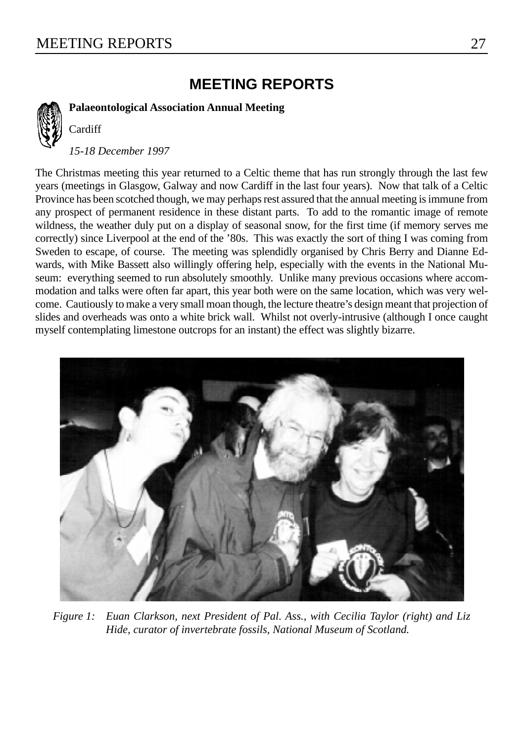# MEETING REPORTS

**Palaeontological Association Annual Meeting**

Cardiff

*15-18 December 1997*

The Christmas meeting this year returned to a Celtic theme that has run strongly through the last few years (meetings in Glasgow, Galway and now Cardiff in the last four years). Now that talk of a Celtic Province has been scotched though, we may perhaps rest assured that the annual meeting is immune from any prospect of permanent residence in these distant parts. To add to the romantic image of remote wildness, the weather duly put on a display of seasonal snow, for the first time (if memory serves me correctly) since Liverpool at the end of the '80s. This was exactly the sort of thing I was coming from Sweden to escape, of course. The meeting was splendidly organised by Chris Berry and Dianne Edwards, with Mike Bassett also willingly offering help, especially with the events in the National Museum: everything seemed to run absolutely smoothly. Unlike many previous occasions where accommodation and talks were often far apart, this year both were on the same location, which was very welcome. Cautiously to make a very small moan though, the lecture theatre's design meant that projection of slides and overheads was onto a white brick wall. Whilst not overly-intrusive (although I once caught myself contemplating limestone outcrops for an instant) the effect was slightly bizarre.

*Figure 1: Euan Clarkson, next President of Pal. Ass., with Cecilia Taylor (right) and Liz Hide, curator of invertebrate fossils, National Museum of Scotland.*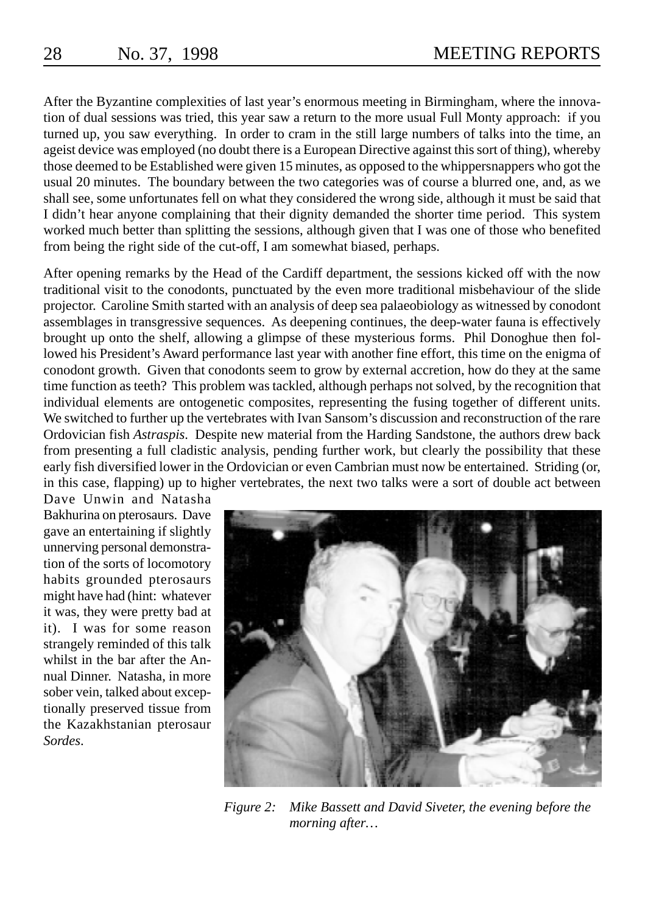After the Byzantine complexities of last year's enormous meeting in Birmingham, where the innovation of dual sessions was tried, this year saw a return to the more usual Full Monty approach: if you turned up, you saw everything. In order to cram in the still large numbers of talks into the time, an ageist device was employed (no doubt there is a European Directive against this sort of thing), whereby those deemed to be Established were given 15 minutes, as opposed to the whippersnappers who got the usual 20 minutes. The boundary between the two categories was of course a blurred one, and, as we shall see, some unfortunates fell on what they considered the wrong side, although it must be said that I didn't hear anyone complaining that their dignity demanded the shorter time period. This system worked much better than splitting the sessions, although given that I was one of those who benefited from being the right side of the cut-off, I am somewhat biased, perhaps.

After opening remarks by the Head of the Cardiff department, the sessions kicked off with the now traditional visit to the conodonts, punctuated by the even more traditional misbehaviour of the slide projector. Caroline Smith started with an analysis of deep sea palaeobiology as witnessed by conodont assemblages in transgressive sequences. As deepening continues, the deep-water fauna is effectively brought up onto the shelf, allowing a glimpse of these mysterious forms. Phil Donoghue then followed his President's Award performance last year with another fine effort, this time on the enigma of conodont growth. Given that conodonts seem to grow by external accretion, how do they at the same time function as teeth? This problem was tackled, although perhaps not solved, by the recognition that individual elements are ontogenetic composites, representing the fusing together of different units. We switched to further up the vertebrates with Ivan Sansom's discussion and reconstruction of the rare Ordovician fish *Astraspis*. Despite new material from the Harding Sandstone, the authors drew back from presenting a full cladistic analysis, pending further work, but clearly the possibility that these early fish diversified lower in the Ordovician or even Cambrian must now be entertained. Striding (or, in this case, flapping) up to higher vertebrates, the next two talks were a sort of double act between Dave Unwin and Natasha Bakhurina on pterosaurs. Dave gave an entertaining if slightly unnerving personal demonstration of the sorts of locomotory habits grounded pterosaurs might have had (hint: whatever it was, they were pretty bad at it). I was for some reason strangely reminded of this talk whilst in the bar after the Annual Dinner. Natasha, in more sober vein, talked about exceptionally preserved tissue from the Kazakhstanian pterosaur *Sordes*.

*Figure 2: Mike Bassett and David Siveter, the evening before the morning after…*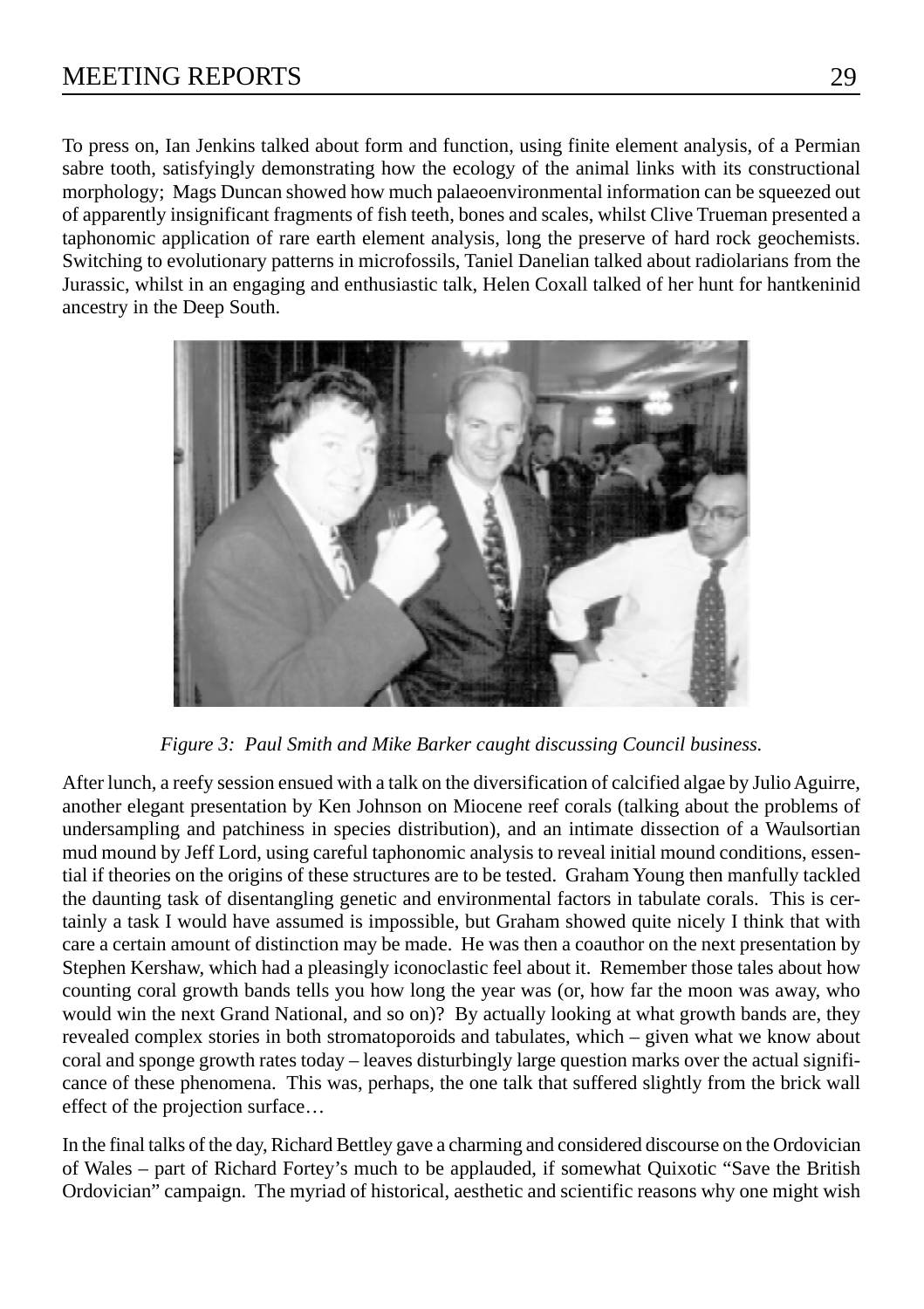To press on, Ian Jenkins talked about form and function, using finite element analysis, of a Permian sabre tooth, satisfyingly demonstrating how the ecology of the animal links with its constructional morphology; Mags Duncan showed how much palaeoenvironmental information can be squeezed out of apparently insignificant fragments of fish teeth, bones and scales, whilst Clive Trueman presented a taphonomic application of rare earth element analysis, long the preserve of hard rock geochemists. Switching to evolutionary patterns in microfossils, Taniel Danelian talked about radiolarians from the Jurassic, whilst in an engaging and enthusiastic talk, Helen Coxall talked of her hunt for hantkeninid ancestry in the Deep South.

*Figure 3: Paul Smith and Mike Barker caught discussing Council business.*

After lunch, a reefy session ensued with a talk on the diversification of calcified algae by Julio Aguirre, another elegant presentation by Ken Johnson on Miocene reef corals (talking about the problems of undersampling and patchiness in species distribution), and an intimate dissection of a Waulsortian mud mound by Jeff Lord, using careful taphonomic analysis to reveal initial mound conditions, essential if theories on the origins of these structures are to be tested. Graham Young then manfully tackled the daunting task of disentangling genetic and environmental factors in tabulate corals. This is certainly a task I would have assumed is impossible, but Graham showed quite nicely I think that with care a certain amount of distinction may be made. He was then a coauthor on the next presentation by Stephen Kershaw, which had a pleasingly iconoclastic feel about it. Remember those tales about how counting coral growth bands tells you how long the year was (or, how far the moon was away, who would win the next Grand National, and so on)? By actually looking at what growth bands are, they revealed complex stories in both stromatoporoids and tabulates, which – given what we know about coral and sponge growth rates today – leaves disturbingly large question marks over the actual significance of these phenomena. This was, perhaps, the one talk that suffered slightly from the brick wall effect of the projection surface…

In the final talks of the day, Richard Bettley gave a charming and considered discourse on the Ordovician of Wales – part of Richard Fortey's much to be applauded, if somewhat Quixotic "Save the British Ordovician" campaign. The myriad of historical, aesthetic and scientific reasons why one might wish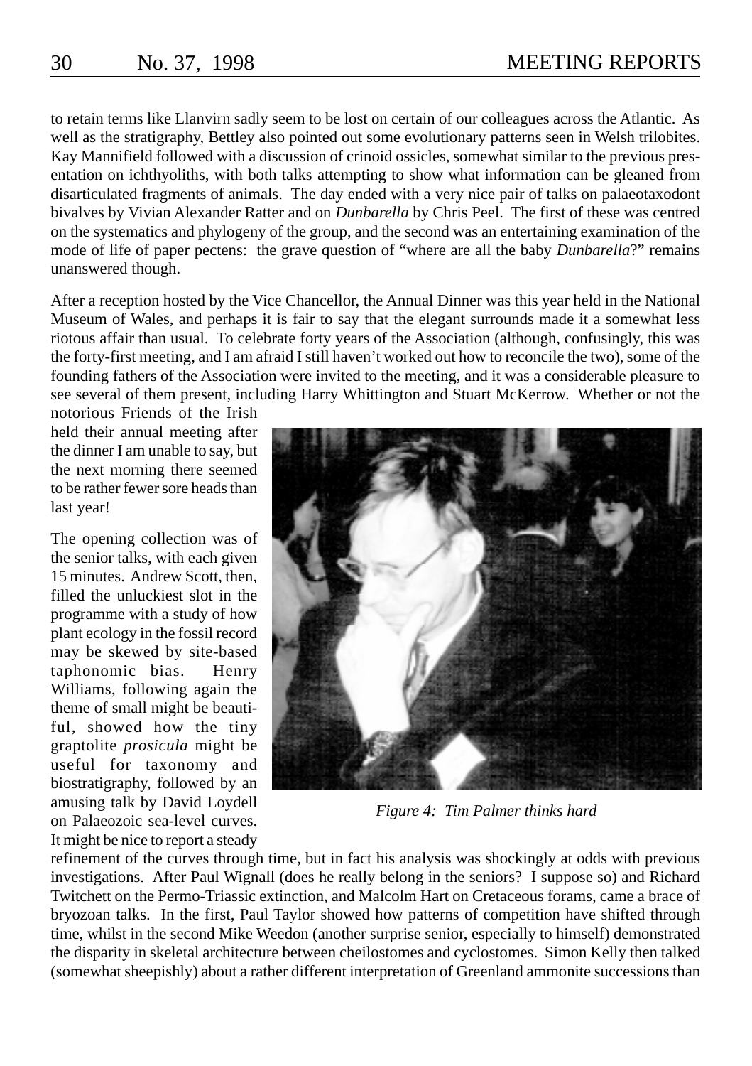to retain terms like Llanvirn sadly seem to be lost on certain of our colleagues across the Atlantic. As well as the stratigraphy, Bettley also pointed out some evolutionary patterns seen in Welsh trilobites. Kay Mannifield followed with a discussion of crinoid ossicles, somewhat similar to the previous presentation on ichthyoliths, with both talks attempting to show what information can be gleaned from disarticulated fragments of animals. The day ended with a very nice pair of talks on palaeotaxodont bivalves by Vivian Alexander Ratter and on *Dunbarella* by Chris Peel. The first of these was centred on the systematics and phylogeny of the group, and the second was an entertaining examination of the mode of life of paper pectens: the grave question of "where are all the baby *Dunbarella*?" remains unanswered though.

After a reception hosted by the Vice Chancellor, the Annual Dinner was this year held in the National Museum of Wales, and perhaps it is fair to say that the elegant surrounds made it a somewhat less riotous affair than usual. To celebrate forty years of the Association (although, confusingly, this was the forty-first meeting, and I am afraid I still haven't worked out how to reconcile the two), some of the founding fathers of the Association were invited to the meeting, and it was a considerable pleasure to see several of them present, including Harry Whittington and Stuart McKerrow. Whether or not the notorious Friends of the Irish held their annual meeting after the dinner I am unable to say, but the next morning there seemed to be rather fewer sore heads than last year!

The opening collection was of the senior talks, with each given 15 minutes. Andrew Scott, then, filled the unluckiest slot in the programme with a study of how plant ecology in the fossil record may be skewed by site-based taphonomic bias. Henry Williams, following again the theme of small might be beautiful, showed how the tiny graptolite *prosicula* might be useful for taxonomy and biostratigraphy, followed by an amusing talk by David Loydell on Palaeozoic sea-level curves. It might be nice to report a steady refinement of the curves through time, but in fact his analysis was shockingly at odds with previous investigations. After Paul Wignall (does he really belong in the seniors? I suppose so) and Richard Twitchett on the Permo-Triassic extinction, and Malcolm Hart on Cretaceous forams, came a brace of bryozoan talks. In the first, Paul Taylor showed how patterns of competition have shifted through time, whilst in the second Mike Weedon (another surprise senior, especially to himself) demonstrated the disparity in skeletal architecture between cheilostomes and cyclostomes. Simon Kelly then talked (somewhat sheepishly) about a rather different interpretation of Greenland ammonite successions than

*Figure 4: Tim Palmer thinks hard*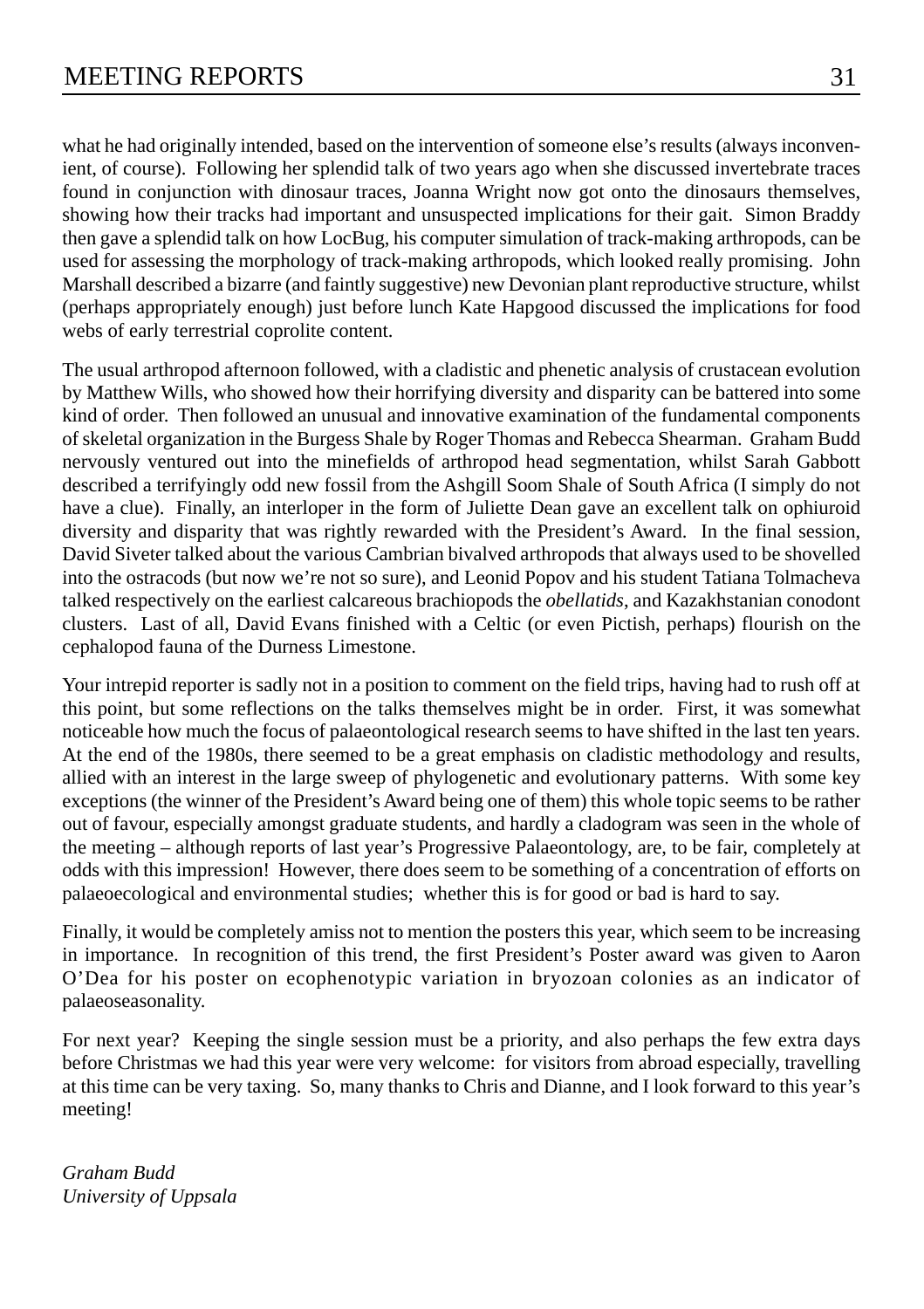what he had originally intended, based on the intervention of someone else's results (always inconvenient, of course). Following her splendid talk of two years ago when she discussed invertebrate traces found in conjunction with dinosaur traces, Joanna Wright now got onto the dinosaurs themselves, showing how their tracks had important and unsuspected implications for their gait. Simon Braddy then gave a splendid talk on how LocBug, his computer simulation of track-making arthropods, can be used for assessing the morphology of track-making arthropods, which looked really promising. John Marshall described a bizarre (and faintly suggestive) new Devonian plant reproductive structure, whilst (perhaps appropriately enough) just before lunch Kate Hapgood discussed the implications for food webs of early terrestrial coprolite content.

The usual arthropod afternoon followed, with a cladistic and phenetic analysis of crustacean evolution by Matthew Wills, who showed how their horrifying diversity and disparity can be battered into some kind of order. Then followed an unusual and innovative examination of the fundamental components of skeletal organization in the Burgess Shale by Roger Thomas and Rebecca Shearman. Graham Budd nervously ventured out into the minefields of arthropod head segmentation, whilst Sarah Gabbott described a terrifyingly odd new fossil from the Ashgill Soom Shale of South Africa (I simply do not have a clue). Finally, an interloper in the form of Juliette Dean gave an excellent talk on ophiuroid diversity and disparity that was rightly rewarded with the President's Award. In the final session, David Siveter talked about the various Cambrian bivalved arthropods that always used to be shovelled into the ostracods (but now we're not so sure), and Leonid Popov and his student Tatiana Tolmacheva talked respectively on the earliest calcareous brachiopods the *obellatids*, and Kazakhstanian conodont clusters. Last of all, David Evans finished with a Celtic (or even Pictish, perhaps) flourish on the cephalopod fauna of the Durness Limestone.

Your intrepid reporter is sadly not in a position to comment on the field trips, having had to rush off at this point, but some reflections on the talks themselves might be in order. First, it was somewhat noticeable how much the focus of palaeontological research seems to have shifted in the last ten years. At the end of the 1980s, there seemed to be a great emphasis on cladistic methodology and results, allied with an interest in the large sweep of phylogenetic and evolutionary patterns. With some key exceptions (the winner of the President's Award being one of them) this whole topic seems to be rather out of favour, especially amongst graduate students, and hardly a cladogram was seen in the whole of the meeting – although reports of last year's Progressive Palaeontology, are, to be fair, completely at odds with this impression! However, there does seem to be something of a concentration of efforts on palaeoecological and environmental studies; whether this is for good or bad is hard to say.

Finally, it would be completely amiss not to mention the posters this year, which seem to be increasing in importance. In recognition of this trend, the first President's Poster award was given to Aaron O'Dea for his poster on ecophenotypic variation in bryozoan colonies as an indicator of palaeoseasonality.

For next year? Keeping the single session must be a priority, and also perhaps the few extra days before Christmas we had this year were very welcome: for visitors from abroad especially, travelling at this time can be very taxing. So, many thanks to Chris and Dianne, and I look forward to this year's meeting!

*Graham Budd*
*University of Uppsala*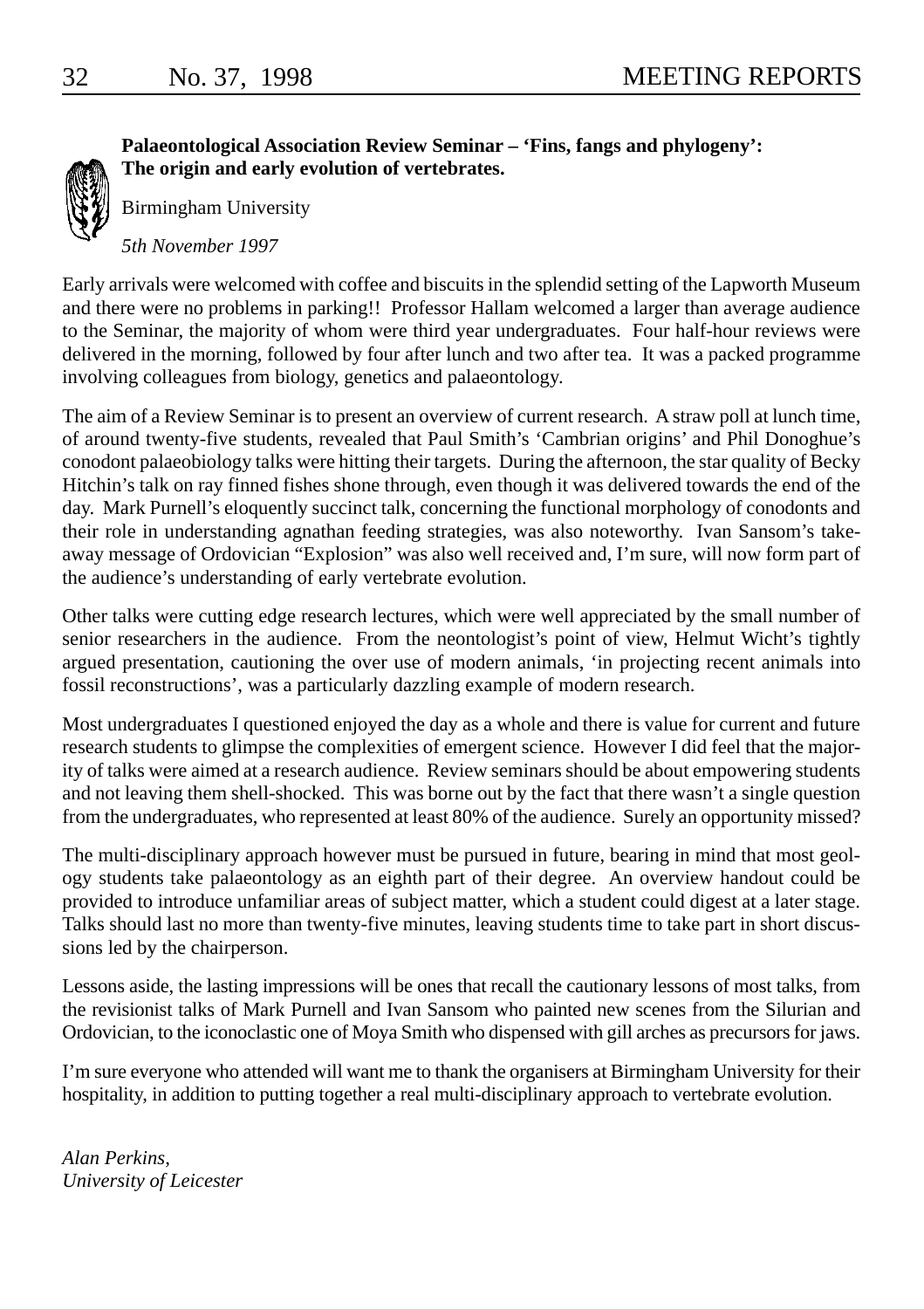**Palaeontological Association Review Seminar – 'Fins, fangs and phylogeny': The origin and early evolution of vertebrates.**

Birmingham University

*5th November 1997*

Early arrivals were welcomed with coffee and biscuits in the splendid setting of the Lapworth Museum and there were no problems in parking!! Professor Hallam welcomed a larger than average audience to the Seminar, the majority of whom were third year undergraduates. Four half-hour reviews were delivered in the morning, followed by four after lunch and two after tea. It was a packed programme involving colleagues from biology, genetics and palaeontology.

The aim of a Review Seminar is to present an overview of current research. A straw poll at lunch time, of around twenty-five students, revealed that Paul Smith's 'Cambrian origins' and Phil Donoghue's conodont palaeobiology talks were hitting their targets. During the afternoon, the star quality of Becky Hitchin's talk on ray finned fishes shone through, even though it was delivered towards the end of the day. Mark Purnell's eloquently succinct talk, concerning the functional morphology of conodonts and their role in understanding agnathan feeding strategies, was also noteworthy. Ivan Sansom's take-away message of Ordovician "Explosion" was also well received and, I'm sure, will now form part of the audience's understanding of early vertebrate evolution.

Other talks were cutting edge research lectures, which were well appreciated by the small number of senior researchers in the audience. From the neontologist's point of view, Helmut Wicht's tightly argued presentation, cautioning the over use of modern animals, 'in projecting recent animals into fossil reconstructions', was a particularly dazzling example of modern research.

Most undergraduates I questioned enjoyed the day as a whole and there is value for current and future research students to glimpse the complexities of emergent science. However I did feel that the majority of talks were aimed at a research audience. Review seminars should be about empowering students and not leaving them shell-shocked. This was borne out by the fact that there wasn't a single question from the undergraduates, who represented at least 80% of the audience. Surely an opportunity missed?

The multi-disciplinary approach however must be pursued in future, bearing in mind that most geology students take palaeontology as an eighth part of their degree. An overview handout could be provided to introduce unfamiliar areas of subject matter, which a student could digest at a later stage. Talks should last no more than twenty-five minutes, leaving students time to take part in short discussions led by the chairperson.

Lessons aside, the lasting impressions will be ones that recall the cautionary lessons of most talks, from the revisionist talks of Mark Purnell and Ivan Sansom who painted new scenes from the Silurian and Ordovician, to the iconoclastic one of Moya Smith who dispensed with gill arches as precursors for jaws.

I'm sure everyone who attended will want me to thank the organisers at Birmingham University for their hospitality, in addition to putting together a real multi-disciplinary approach to vertebrate evolution.

*Alan Perkins,*
*University of Leicester*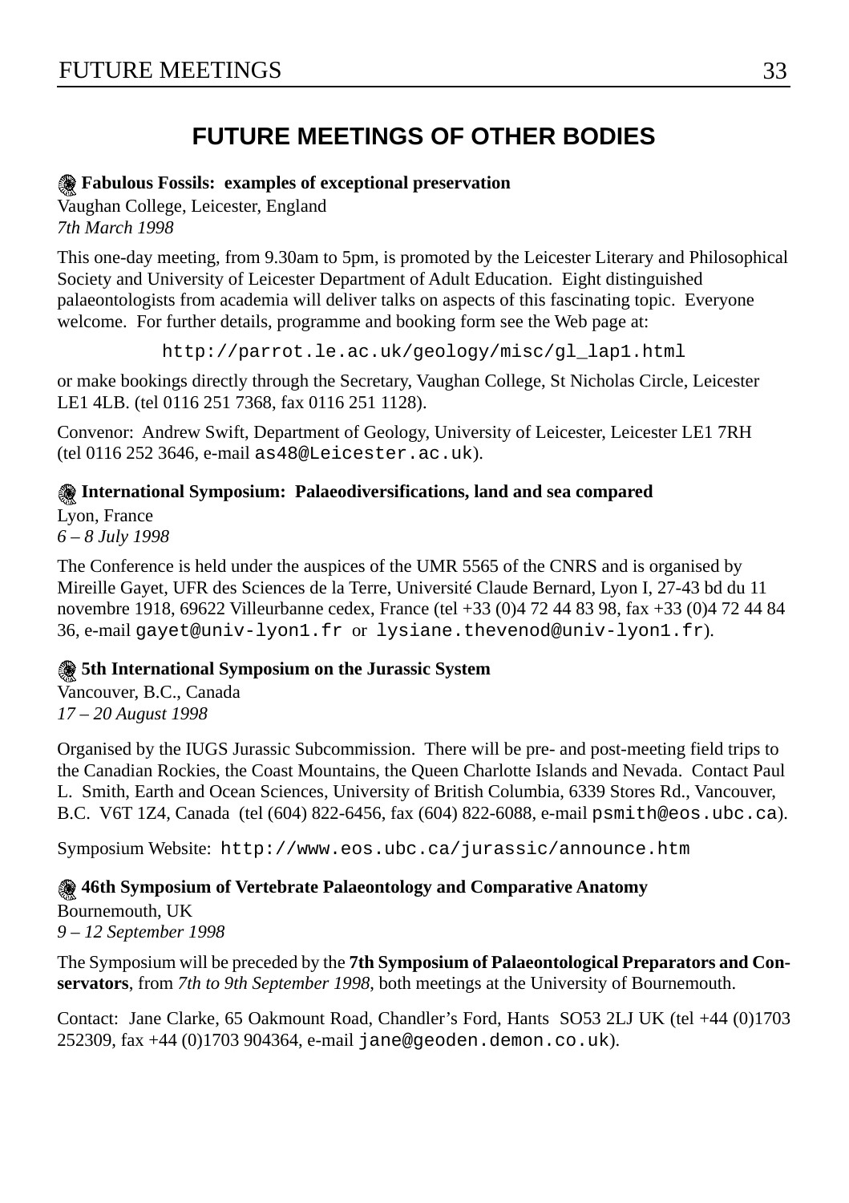# FUTURE MEETINGS OF OTHER BODIES

**Fabulous Fossils: examples of exceptional preservation**
Vaughan College, Leicester, England
*7th March 1998*

This one-day meeting, from 9.30am to 5pm, is promoted by the Leicester Literary and Philosophical Society and University of Leicester Department of Adult Education. Eight distinguished palaeontologists from academia will deliver talks on aspects of this fascinating topic. Everyone welcome. For further details, programme and booking form see the Web page at:

`http://parrot.le.ac.uk/geology/misc/gl_lap1.html`

or make bookings directly through the Secretary, Vaughan College, St Nicholas Circle, Leicester LE1 4LB. (tel 0116 251 7368, fax 0116 251 1128).

Convenor: Andrew Swift, Department of Geology, University of Leicester, Leicester LE1 7RH (tel 0116 252 3646, e-mail `as48@Leicester.ac.uk`).

**International Symposium: Palaeodiversifications, land and sea compared**
Lyon, France
*6 – 8 July 1998*

The Conference is held under the auspices of the UMR 5565 of the CNRS and is organised by Mireille Gayet, UFR des Sciences de la Terre, Université Claude Bernard, Lyon I, 27-43 bd du 11 novembre 1918, 69622 Villeurbanne cedex, France (tel +33 (0)4 72 44 83 98, fax +33 (0)4 72 44 84 36, e-mail `gayet@univ-lyon1.fr` or `lysiane.thevenod@univ-lyon1.fr`).

**5th International Symposium on the Jurassic System**
Vancouver, B.C., Canada
*17 – 20 August 1998*

Organised by the IUGS Jurassic Subcommission. There will be pre- and post-meeting field trips to the Canadian Rockies, the Coast Mountains, the Queen Charlotte Islands and Nevada. Contact Paul L. Smith, Earth and Ocean Sciences, University of British Columbia, 6339 Stores Rd., Vancouver, B.C. V6T 1Z4, Canada (tel (604) 822-6456, fax (604) 822-6088, e-mail `psmith@eos.ubc.ca`).

Symposium Website: `http://www.eos.ubc.ca/jurassic/announce.htm`

**46th Symposium of Vertebrate Palaeontology and Comparative Anatomy**
Bournemouth, UK
*9 – 12 September 1998*

The Symposium will be preceded by the **7th Symposium of Palaeontological Preparators and Conservators**, from *7th to 9th September 1998*, both meetings at the University of Bournemouth.

Contact: Jane Clarke, 65 Oakmount Road, Chandler's Ford, Hants SO53 2LJ UK (tel +44 (0)1703 252309, fax +44 (0)1703 904364, e-mail `jane@geoden.demon.co.uk`).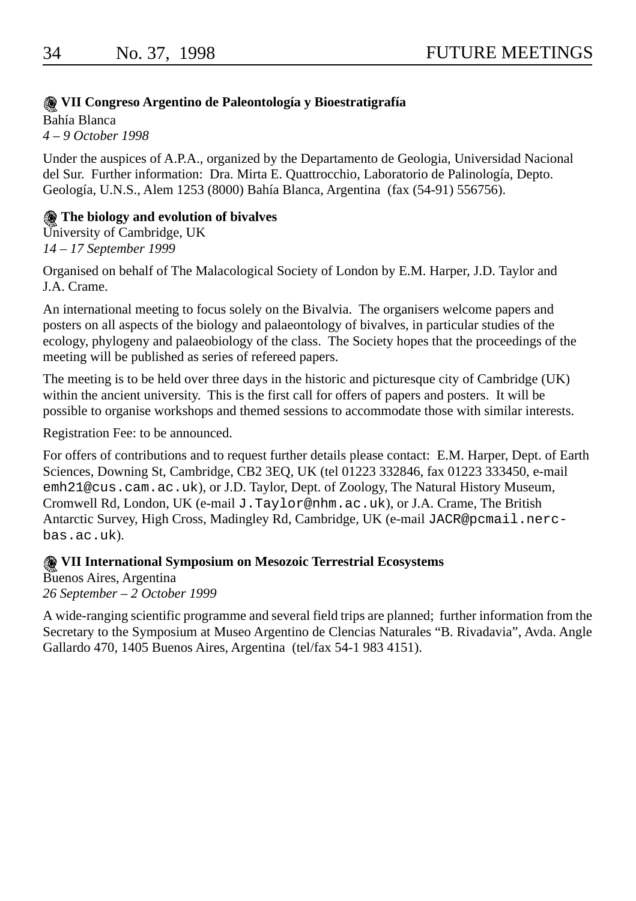### **VII Congreso Argentino de Paleontología y Bioestratigrafía**

Bahía Blanca
*4 – 9 October 1998*

Under the auspices of A.P.A., organized by the Departamento de Geologia, Universidad Nacional del Sur. Further information: Dra. Mirta E. Quattrocchio, Laboratorio de Palinología, Depto. Geología, U.N.S., Alem 1253 (8000) Bahía Blanca, Argentina (fax (54-91) 556756).

### **The biology and evolution of bivalves**

University of Cambridge, UK
*14 – 17 September 1999*

Organised on behalf of The Malacological Society of London by E.M. Harper, J.D. Taylor and J.A. Crame.

An international meeting to focus solely on the Bivalvia. The organisers welcome papers and posters on all aspects of the biology and palaeontology of bivalves, in particular studies of the ecology, phylogeny and palaeobiology of the class. The Society hopes that the proceedings of the meeting will be published as series of refereed papers.

The meeting is to be held over three days in the historic and picturesque city of Cambridge (UK) within the ancient university. This is the first call for offers of papers and posters. It will be possible to organise workshops and themed sessions to accommodate those with similar interests.

Registration Fee: to be announced.

For offers of contributions and to request further details please contact: E.M. Harper, Dept. of Earth Sciences, Downing St, Cambridge, CB2 3EQ, UK (tel 01223 332846, fax 01223 333450, e-mail `emh21@cus.cam.ac.uk`), or J.D. Taylor, Dept. of Zoology, The Natural History Museum, Cromwell Rd, London, UK (e-mail `J.Taylor@nhm.ac.uk`), or J.A. Crame, The British Antarctic Survey, High Cross, Madingley Rd, Cambridge, UK (e-mail `JACR@pcmail.nerc-bas.ac.uk`).

### **VII International Symposium on Mesozoic Terrestrial Ecosystems**

Buenos Aires, Argentina
*26 September – 2 October 1999*

A wide-ranging scientific programme and several field trips are planned; further information from the Secretary to the Symposium at Museo Argentino de Clencias Naturales "B. Rivadavia", Avda. Angle Gallardo 470, 1405 Buenos Aires, Argentina (tel/fax 54-1 983 4151).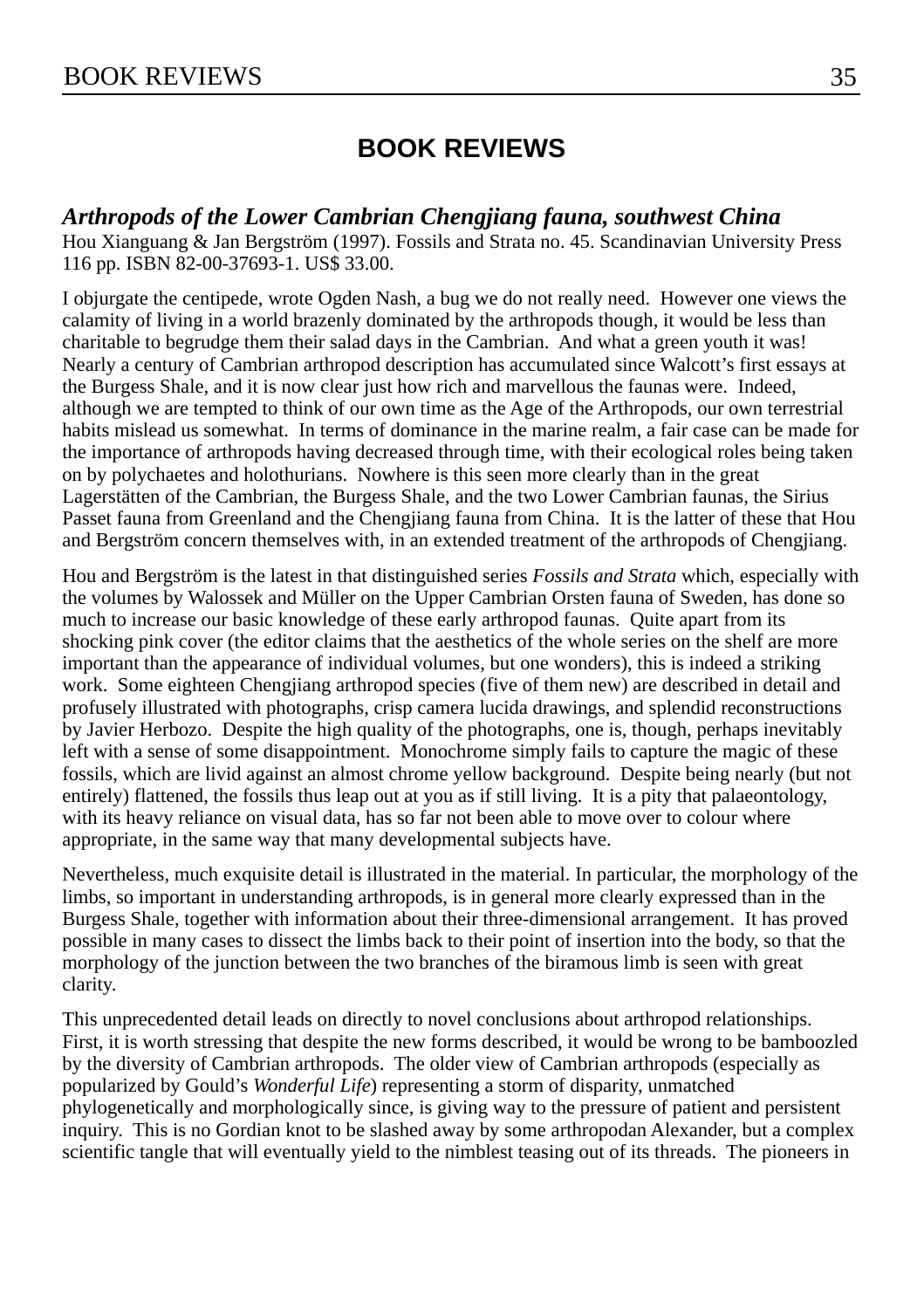# BOOK REVIEWS

## *Arthropods of the Lower Cambrian Chengjiang fauna, southwest China*

Hou Xianguang & Jan Bergström (1997). Fossils and Strata no. 45. Scandinavian University Press 116 pp. ISBN 82-00-37693-1. US$ 33.00.

I objurgate the centipede, wrote Ogden Nash, a bug we do not really need. However one views the calamity of living in a world brazenly dominated by the arthropods though, it would be less than charitable to begrudge them their salad days in the Cambrian. And what a green youth it was! Nearly a century of Cambrian arthropod description has accumulated since Walcott's first essays at the Burgess Shale, and it is now clear just how rich and marvellous the faunas were. Indeed, although we are tempted to think of our own time as the Age of the Arthropods, our own terrestrial habits mislead us somewhat. In terms of dominance in the marine realm, a fair case can be made for the importance of arthropods having decreased through time, with their ecological roles being taken on by polychaetes and holothurians. Nowhere is this seen more clearly than in the great Lagerstätten of the Cambrian, the Burgess Shale, and the two Lower Cambrian faunas, the Sirius Passet fauna from Greenland and the Chengjiang fauna from China. It is the latter of these that Hou and Bergström concern themselves with, in an extended treatment of the arthropods of Chengjiang.

Hou and Bergström is the latest in that distinguished series *Fossils and Strata* which, especially with the volumes by Walossek and Müller on the Upper Cambrian Orsten fauna of Sweden, has done so much to increase our basic knowledge of these early arthropod faunas. Quite apart from its shocking pink cover (the editor claims that the aesthetics of the whole series on the shelf are more important than the appearance of individual volumes, but one wonders), this is indeed a striking work. Some eighteen Chengjiang arthropod species (five of them new) are described in detail and profusely illustrated with photographs, crisp camera lucida drawings, and splendid reconstructions by Javier Herbozo. Despite the high quality of the photographs, one is, though, perhaps inevitably left with a sense of some disappointment. Monochrome simply fails to capture the magic of these fossils, which are livid against an almost chrome yellow background. Despite being nearly (but not entirely) flattened, the fossils thus leap out at you as if still living. It is a pity that palaeontology, with its heavy reliance on visual data, has so far not been able to move over to colour where appropriate, in the same way that many developmental subjects have.

Nevertheless, much exquisite detail is illustrated in the material. In particular, the morphology of the limbs, so important in understanding arthropods, is in general more clearly expressed than in the Burgess Shale, together with information about their three-dimensional arrangement. It has proved possible in many cases to dissect the limbs back to their point of insertion into the body, so that the morphology of the junction between the two branches of the biramous limb is seen with great clarity.

This unprecedented detail leads on directly to novel conclusions about arthropod relationships. First, it is worth stressing that despite the new forms described, it would be wrong to be bamboozled by the diversity of Cambrian arthropods. The older view of Cambrian arthropods (especially as popularized by Gould's *Wonderful Life*) representing a storm of disparity, unmatched phylogenetically and morphologically since, is giving way to the pressure of patient and persistent inquiry. This is no Gordian knot to be slashed away by some arthropodan Alexander, but a complex scientific tangle that will eventually yield to the nimblest teasing out of its threads. The pioneers in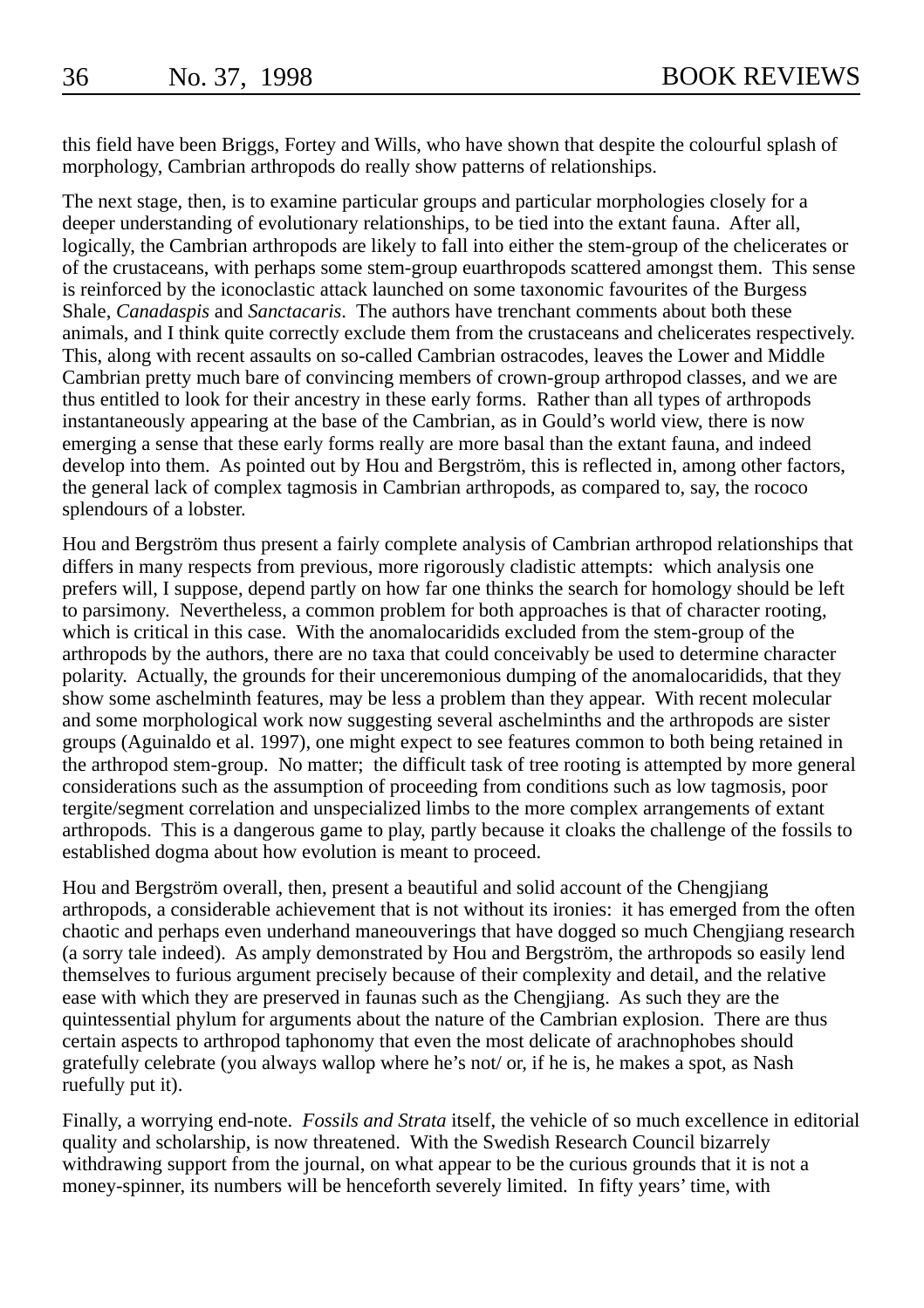this field have been Briggs, Fortey and Wills, who have shown that despite the colourful splash of morphology, Cambrian arthropods do really show patterns of relationships.

The next stage, then, is to examine particular groups and particular morphologies closely for a deeper understanding of evolutionary relationships, to be tied into the extant fauna. After all, logically, the Cambrian arthropods are likely to fall into either the stem-group of the chelicerates or of the crustaceans, with perhaps some stem-group euarthropods scattered amongst them. This sense is reinforced by the iconoclastic attack launched on some taxonomic favourites of the Burgess Shale, *Canadaspis* and *Sanctacaris*. The authors have trenchant comments about both these animals, and I think quite correctly exclude them from the crustaceans and chelicerates respectively. This, along with recent assaults on so-called Cambrian ostracodes, leaves the Lower and Middle Cambrian pretty much bare of convincing members of crown-group arthropod classes, and we are thus entitled to look for their ancestry in these early forms. Rather than all types of arthropods instantaneously appearing at the base of the Cambrian, as in Gould's world view, there is now emerging a sense that these early forms really are more basal than the extant fauna, and indeed develop into them. As pointed out by Hou and Bergström, this is reflected in, among other factors, the general lack of complex tagmosis in Cambrian arthropods, as compared to, say, the rococo splendours of a lobster.

Hou and Bergström thus present a fairly complete analysis of Cambrian arthropod relationships that differs in many respects from previous, more rigorously cladistic attempts: which analysis one prefers will, I suppose, depend partly on how far one thinks the search for homology should be left to parsimony. Nevertheless, a common problem for both approaches is that of character rooting, which is critical in this case. With the anomalocaridids excluded from the stem-group of the arthropods by the authors, there are no taxa that could conceivably be used to determine character polarity. Actually, the grounds for their unceremonious dumping of the anomalocaridids, that they show some aschelminth features, may be less a problem than they appear. With recent molecular and some morphological work now suggesting several aschelminths and the arthropods are sister groups (Aguinaldo et al. 1997), one might expect to see features common to both being retained in the arthropod stem-group. No matter; the difficult task of tree rooting is attempted by more general considerations such as the assumption of proceeding from conditions such as low tagmosis, poor tergite/segment correlation and unspecialized limbs to the more complex arrangements of extant arthropods. This is a dangerous game to play, partly because it cloaks the challenge of the fossils to established dogma about how evolution is meant to proceed.

Hou and Bergström overall, then, present a beautiful and solid account of the Chengjiang arthropods, a considerable achievement that is not without its ironies: it has emerged from the often chaotic and perhaps even underhand maneouverings that have dogged so much Chengjiang research (a sorry tale indeed). As amply demonstrated by Hou and Bergström, the arthropods so easily lend themselves to furious argument precisely because of their complexity and detail, and the relative ease with which they are preserved in faunas such as the Chengjiang. As such they are the quintessential phylum for arguments about the nature of the Cambrian explosion. There are thus certain aspects to arthropod taphonomy that even the most delicate of arachnophobes should gratefully celebrate (you always wallop where he's not/ or, if he is, he makes a spot, as Nash ruefully put it).

Finally, a worrying end-note. *Fossils and Strata* itself, the vehicle of so much excellence in editorial quality and scholarship, is now threatened. With the Swedish Research Council bizarrely withdrawing support from the journal, on what appear to be the curious grounds that it is not a money-spinner, its numbers will be henceforth severely limited. In fifty years' time, with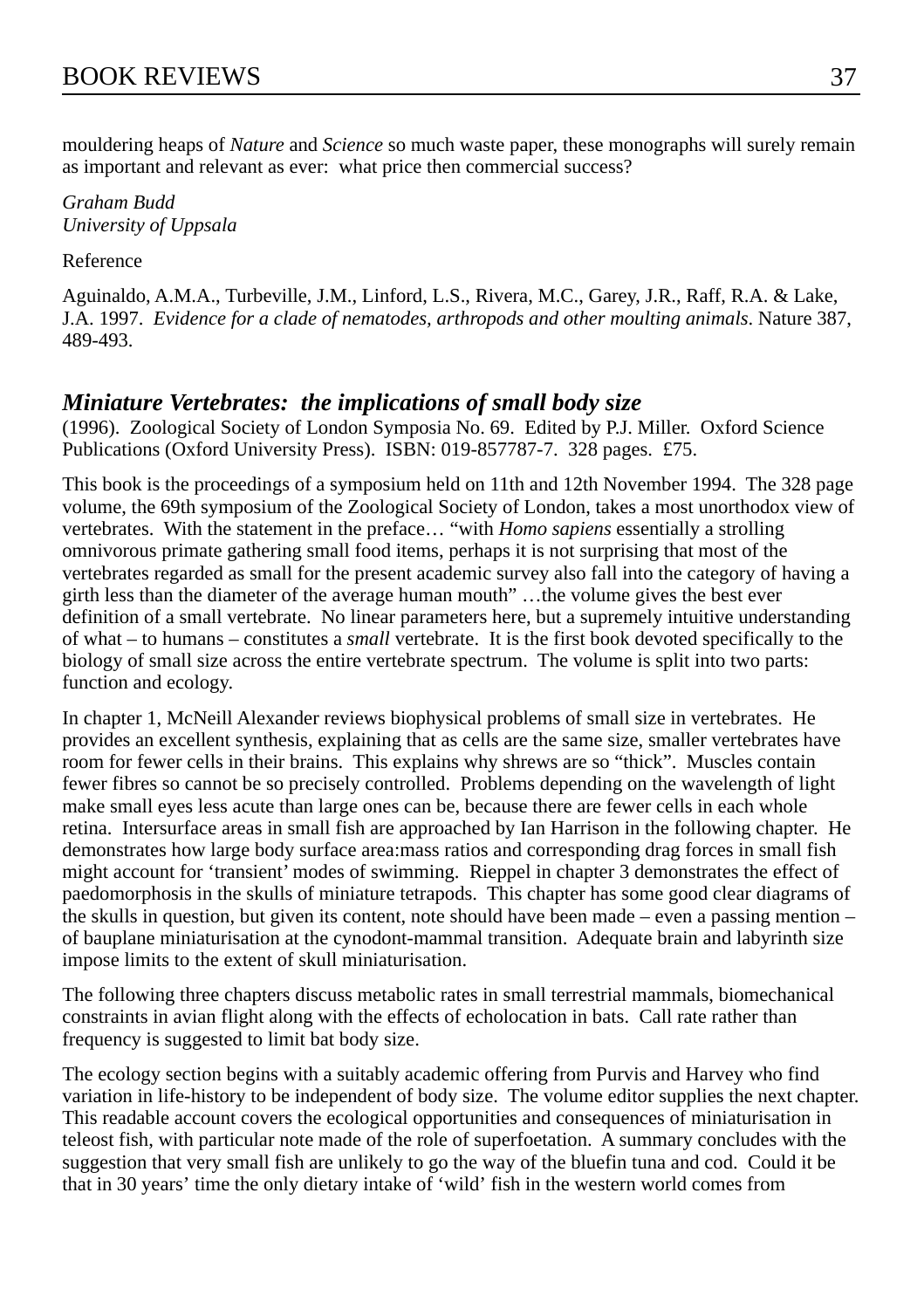mouldering heaps of *Nature* and *Science* so much waste paper, these monographs will surely remain as important and relevant as ever: what price then commercial success?

*Graham Budd*
*University of Uppsala*

Reference

Aguinaldo, A.M.A., Turbeville, J.M., Linford, L.S., Rivera, M.C., Garey, J.R., Raff, R.A. & Lake, J.A. 1997. *Evidence for a clade of nematodes, arthropods and other moulting animals*. Nature 387, 489-493.

## ***Miniature Vertebrates: the implications of small body size***

(1996). Zoological Society of London Symposia No. 69. Edited by P.J. Miller. Oxford Science Publications (Oxford University Press). ISBN: 019-857787-7. 328 pages. £75.

This book is the proceedings of a symposium held on 11th and 12th November 1994. The 328 page volume, the 69th symposium of the Zoological Society of London, takes a most unorthodox view of vertebrates. With the statement in the preface… "with *Homo sapiens* essentially a strolling omnivorous primate gathering small food items, perhaps it is not surprising that most of the vertebrates regarded as small for the present academic survey also fall into the category of having a girth less than the diameter of the average human mouth" …the volume gives the best ever definition of a small vertebrate. No linear parameters here, but a supremely intuitive understanding of what – to humans – constitutes a *small* vertebrate. It is the first book devoted specifically to the biology of small size across the entire vertebrate spectrum. The volume is split into two parts: function and ecology.

In chapter 1, McNeill Alexander reviews biophysical problems of small size in vertebrates. He provides an excellent synthesis, explaining that as cells are the same size, smaller vertebrates have room for fewer cells in their brains. This explains why shrews are so "thick". Muscles contain fewer fibres so cannot be so precisely controlled. Problems depending on the wavelength of light make small eyes less acute than large ones can be, because there are fewer cells in each whole retina. Intersurface areas in small fish are approached by Ian Harrison in the following chapter. He demonstrates how large body surface area:mass ratios and corresponding drag forces in small fish might account for 'transient' modes of swimming. Rieppel in chapter 3 demonstrates the effect of paedomorphosis in the skulls of miniature tetrapods. This chapter has some good clear diagrams of the skulls in question, but given its content, note should have been made – even a passing mention – of bauplane miniaturisation at the cynodont-mammal transition. Adequate brain and labyrinth size impose limits to the extent of skull miniaturisation.

The following three chapters discuss metabolic rates in small terrestrial mammals, biomechanical constraints in avian flight along with the effects of echolocation in bats. Call rate rather than frequency is suggested to limit bat body size.

The ecology section begins with a suitably academic offering from Purvis and Harvey who find variation in life-history to be independent of body size. The volume editor supplies the next chapter. This readable account covers the ecological opportunities and consequences of miniaturisation in teleost fish, with particular note made of the role of superfoetation. A summary concludes with the suggestion that very small fish are unlikely to go the way of the bluefin tuna and cod. Could it be that in 30 years' time the only dietary intake of 'wild' fish in the western world comes from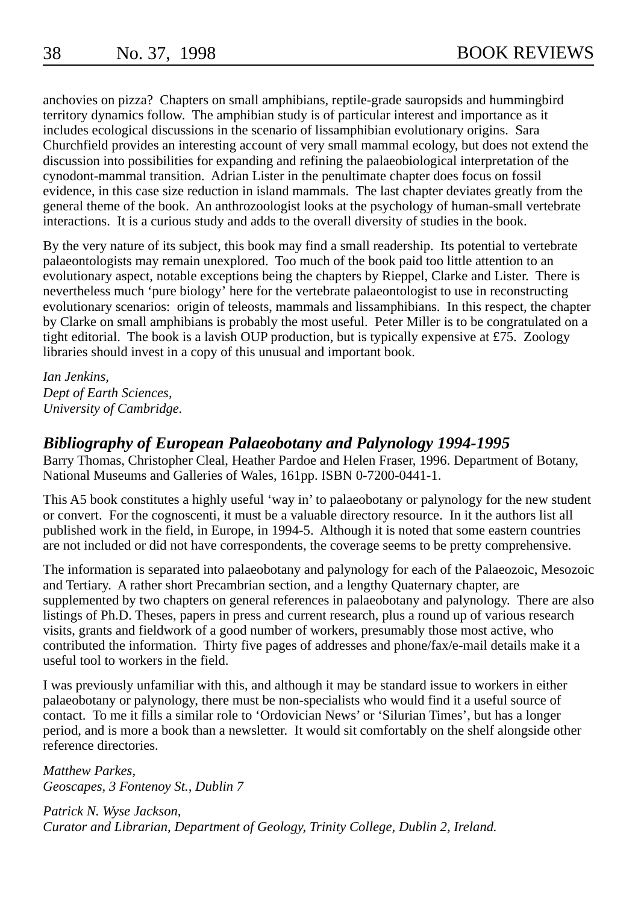anchovies on pizza? Chapters on small amphibians, reptile-grade sauropsids and hummingbird territory dynamics follow. The amphibian study is of particular interest and importance as it includes ecological discussions in the scenario of lissamphibian evolutionary origins. Sara Churchfield provides an interesting account of very small mammal ecology, but does not extend the discussion into possibilities for expanding and refining the palaeobiological interpretation of the cynodont-mammal transition. Adrian Lister in the penultimate chapter does focus on fossil evidence, in this case size reduction in island mammals. The last chapter deviates greatly from the general theme of the book. An anthrozoologist looks at the psychology of human-small vertebrate interactions. It is a curious study and adds to the overall diversity of studies in the book.

By the very nature of its subject, this book may find a small readership. Its potential to vertebrate palaeontologists may remain unexplored. Too much of the book paid too little attention to an evolutionary aspect, notable exceptions being the chapters by Rieppel, Clarke and Lister. There is nevertheless much 'pure biology' here for the vertebrate palaeontologist to use in reconstructing evolutionary scenarios: origin of teleosts, mammals and lissamphibians. In this respect, the chapter by Clarke on small amphibians is probably the most useful. Peter Miller is to be congratulated on a tight editorial. The book is a lavish OUP production, but is typically expensive at £75. Zoology libraries should invest in a copy of this unusual and important book.

*Ian Jenkins,*
*Dept of Earth Sciences,*
*University of Cambridge.*

## *Bibliography of European Palaeobotany and Palynology 1994-1995*

Barry Thomas, Christopher Cleal, Heather Pardoe and Helen Fraser, 1996. Department of Botany, National Museums and Galleries of Wales, 161pp. ISBN 0-7200-0441-1.

This A5 book constitutes a highly useful 'way in' to palaeobotany or palynology for the new student or convert. For the cognoscenti, it must be a valuable directory resource. In it the authors list all published work in the field, in Europe, in 1994-5. Although it is noted that some eastern countries are not included or did not have correspondents, the coverage seems to be pretty comprehensive.

The information is separated into palaeobotany and palynology for each of the Palaeozoic, Mesozoic and Tertiary. A rather short Precambrian section, and a lengthy Quaternary chapter, are supplemented by two chapters on general references in palaeobotany and palynology. There are also listings of Ph.D. Theses, papers in press and current research, plus a round up of various research visits, grants and fieldwork of a good number of workers, presumably those most active, who contributed the information. Thirty five pages of addresses and phone/fax/e-mail details make it a useful tool to workers in the field.

I was previously unfamiliar with this, and although it may be standard issue to workers in either palaeobotany or palynology, there must be non-specialists who would find it a useful source of contact. To me it fills a similar role to 'Ordovician News' or 'Silurian Times', but has a longer period, and is more a book than a newsletter. It would sit comfortably on the shelf alongside other reference directories.

*Matthew Parkes,*
*Geoscapes, 3 Fontenoy St., Dublin 7*

*Patrick N. Wyse Jackson,*
*Curator and Librarian, Department of Geology, Trinity College, Dublin 2, Ireland.*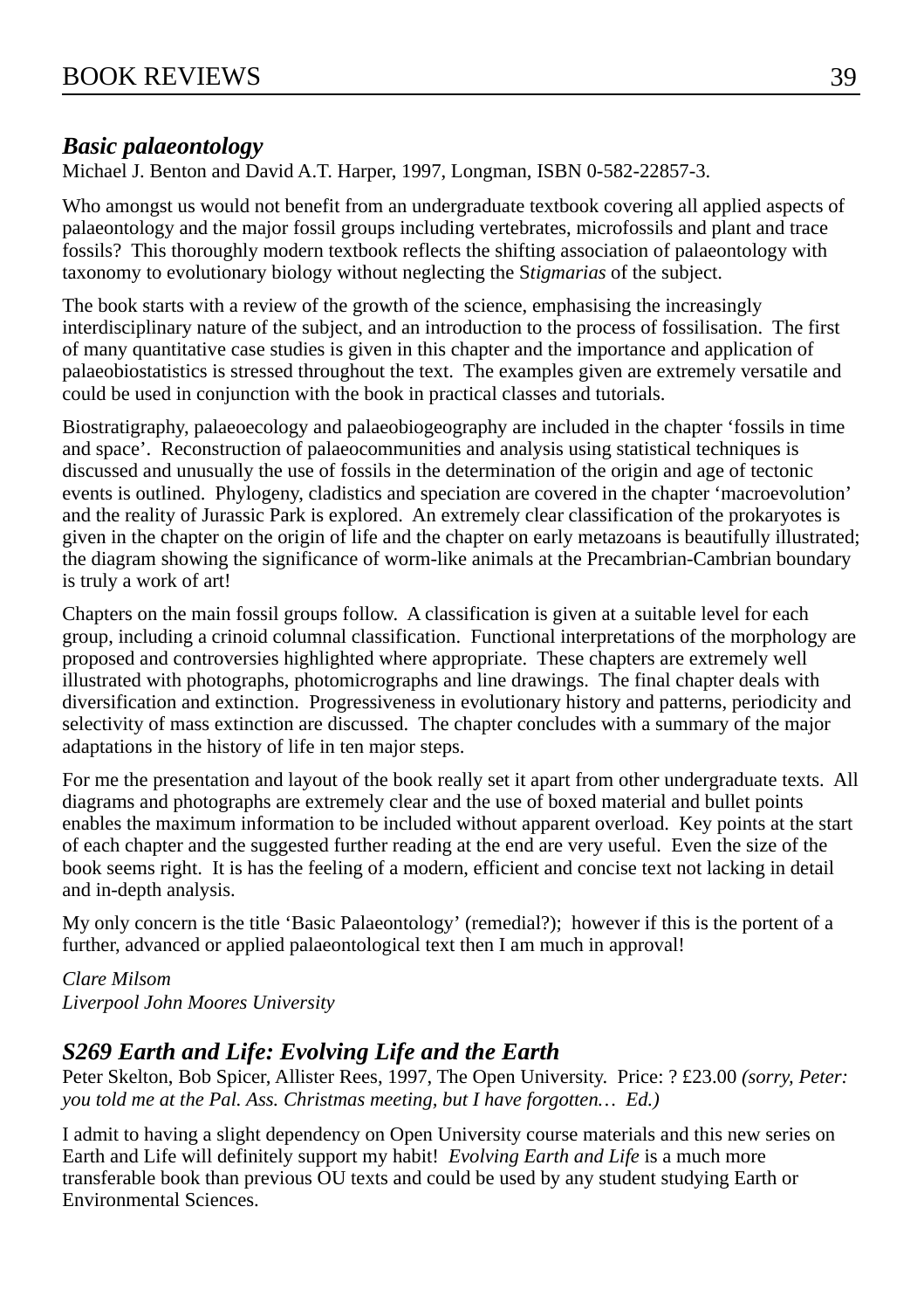### *Basic palaeontology*

Michael J. Benton and David A.T. Harper, 1997, Longman, ISBN 0-582-22857-3.

Who amongst us would not benefit from an undergraduate textbook covering all applied aspects of palaeontology and the major fossil groups including vertebrates, microfossils and plant and trace fossils? This thoroughly modern textbook reflects the shifting association of palaeontology with taxonomy to evolutionary biology without neglecting the S*tigmarias* of the subject.

The book starts with a review of the growth of the science, emphasising the increasingly interdisciplinary nature of the subject, and an introduction to the process of fossilisation. The first of many quantitative case studies is given in this chapter and the importance and application of palaeobiostatistics is stressed throughout the text. The examples given are extremely versatile and could be used in conjunction with the book in practical classes and tutorials.

Biostratigraphy, palaeoecology and palaeobiogeography are included in the chapter 'fossils in time and space'. Reconstruction of palaeocommunities and analysis using statistical techniques is discussed and unusually the use of fossils in the determination of the origin and age of tectonic events is outlined. Phylogeny, cladistics and speciation are covered in the chapter 'macroevolution' and the reality of Jurassic Park is explored. An extremely clear classification of the prokaryotes is given in the chapter on the origin of life and the chapter on early metazoans is beautifully illustrated; the diagram showing the significance of worm-like animals at the Precambrian-Cambrian boundary is truly a work of art!

Chapters on the main fossil groups follow. A classification is given at a suitable level for each group, including a crinoid columnal classification. Functional interpretations of the morphology are proposed and controversies highlighted where appropriate. These chapters are extremely well illustrated with photographs, photomicrographs and line drawings. The final chapter deals with diversification and extinction. Progressiveness in evolutionary history and patterns, periodicity and selectivity of mass extinction are discussed. The chapter concludes with a summary of the major adaptations in the history of life in ten major steps.

For me the presentation and layout of the book really set it apart from other undergraduate texts. All diagrams and photographs are extremely clear and the use of boxed material and bullet points enables the maximum information to be included without apparent overload. Key points at the start of each chapter and the suggested further reading at the end are very useful. Even the size of the book seems right. It is has the feeling of a modern, efficient and concise text not lacking in detail and in-depth analysis.

My only concern is the title 'Basic Palaeontology' (remedial?); however if this is the portent of a further, advanced or applied palaeontological text then I am much in approval!

*Clare Milsom*
*Liverpool John Moores University*

### *S269 Earth and Life: Evolving Life and the Earth*

Peter Skelton, Bob Spicer, Allister Rees, 1997, The Open University. Price: ? £23.00 *(sorry, Peter: you told me at the Pal. Ass. Christmas meeting, but I have forgotten… Ed.)*

I admit to having a slight dependency on Open University course materials and this new series on Earth and Life will definitely support my habit! *Evolving Earth and Life* is a much more transferable book than previous OU texts and could be used by any student studying Earth or Environmental Sciences.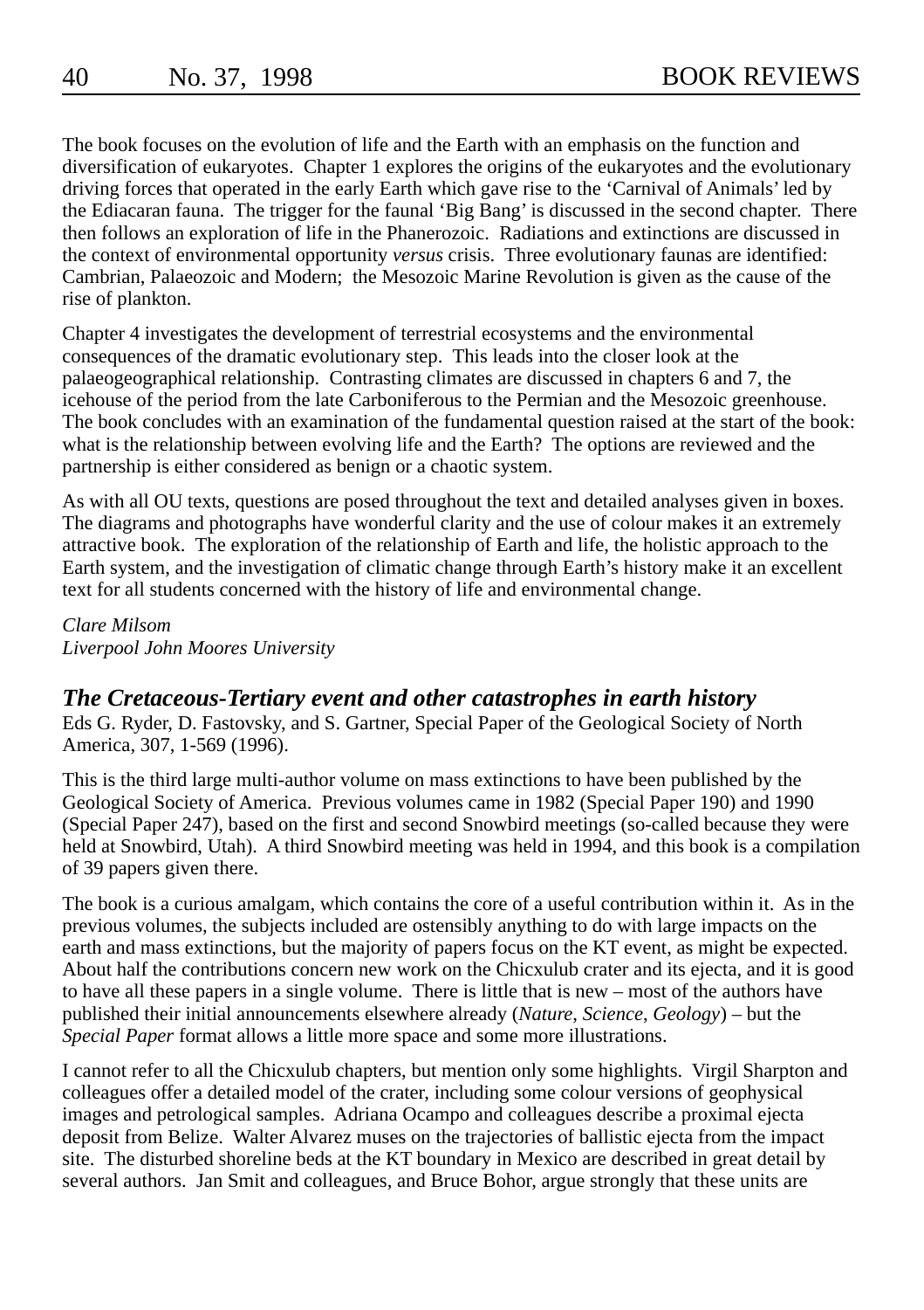The book focuses on the evolution of life and the Earth with an emphasis on the function and diversification of eukaryotes. Chapter 1 explores the origins of the eukaryotes and the evolutionary driving forces that operated in the early Earth which gave rise to the 'Carnival of Animals' led by the Ediacaran fauna. The trigger for the faunal 'Big Bang' is discussed in the second chapter. There then follows an exploration of life in the Phanerozoic. Radiations and extinctions are discussed in the context of environmental opportunity *versus* crisis. Three evolutionary faunas are identified: Cambrian, Palaeozoic and Modern; the Mesozoic Marine Revolution is given as the cause of the rise of plankton.

Chapter 4 investigates the development of terrestrial ecosystems and the environmental consequences of the dramatic evolutionary step. This leads into the closer look at the palaeogeographical relationship. Contrasting climates are discussed in chapters 6 and 7, the icehouse of the period from the late Carboniferous to the Permian and the Mesozoic greenhouse. The book concludes with an examination of the fundamental question raised at the start of the book: what is the relationship between evolving life and the Earth? The options are reviewed and the partnership is either considered as benign or a chaotic system.

As with all OU texts, questions are posed throughout the text and detailed analyses given in boxes. The diagrams and photographs have wonderful clarity and the use of colour makes it an extremely attractive book. The exploration of the relationship of Earth and life, the holistic approach to the Earth system, and the investigation of climatic change through Earth's history make it an excellent text for all students concerned with the history of life and environmental change.

*Clare Milsom*
*Liverpool John Moores University*

## *The Cretaceous-Tertiary event and other catastrophes in earth history*

Eds G. Ryder, D. Fastovsky, and S. Gartner, Special Paper of the Geological Society of North America, 307, 1-569 (1996).

This is the third large multi-author volume on mass extinctions to have been published by the Geological Society of America. Previous volumes came in 1982 (Special Paper 190) and 1990 (Special Paper 247), based on the first and second Snowbird meetings (so-called because they were held at Snowbird, Utah). A third Snowbird meeting was held in 1994, and this book is a compilation of 39 papers given there.

The book is a curious amalgam, which contains the core of a useful contribution within it. As in the previous volumes, the subjects included are ostensibly anything to do with large impacts on the earth and mass extinctions, but the majority of papers focus on the KT event, as might be expected. About half the contributions concern new work on the Chicxulub crater and its ejecta, and it is good to have all these papers in a single volume. There is little that is new – most of the authors have published their initial announcements elsewhere already (*Nature*, *Science*, *Geology*) – but the *Special Paper* format allows a little more space and some more illustrations.

I cannot refer to all the Chicxulub chapters, but mention only some highlights. Virgil Sharpton and colleagues offer a detailed model of the crater, including some colour versions of geophysical images and petrological samples. Adriana Ocampo and colleagues describe a proximal ejecta deposit from Belize. Walter Alvarez muses on the trajectories of ballistic ejecta from the impact site. The disturbed shoreline beds at the KT boundary in Mexico are described in great detail by several authors. Jan Smit and colleagues, and Bruce Bohor, argue strongly that these units are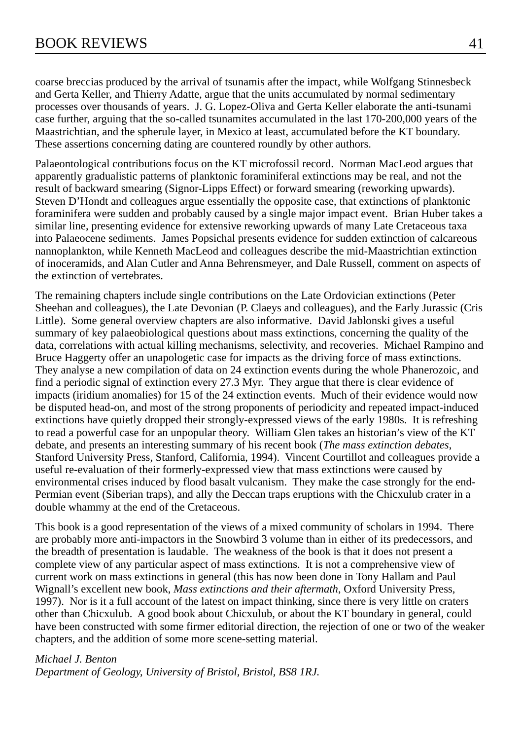coarse breccias produced by the arrival of tsunamis after the impact, while Wolfgang Stinnesbeck and Gerta Keller, and Thierry Adatte, argue that the units accumulated by normal sedimentary processes over thousands of years. J. G. Lopez-Oliva and Gerta Keller elaborate the anti-tsunami case further, arguing that the so-called tsunamites accumulated in the last 170-200,000 years of the Maastrichtian, and the spherule layer, in Mexico at least, accumulated before the KT boundary. These assertions concerning dating are countered roundly by other authors.

Palaeontological contributions focus on the KT microfossil record. Norman MacLeod argues that apparently gradualistic patterns of planktonic foraminiferal extinctions may be real, and not the result of backward smearing (Signor-Lipps Effect) or forward smearing (reworking upwards). Steven D'Hondt and colleagues argue essentially the opposite case, that extinctions of planktonic foraminifera were sudden and probably caused by a single major impact event. Brian Huber takes a similar line, presenting evidence for extensive reworking upwards of many Late Cretaceous taxa into Palaeocene sediments. James Popsichal presents evidence for sudden extinction of calcareous nannoplankton, while Kenneth MacLeod and colleagues describe the mid-Maastrichtian extinction of inoceramids, and Alan Cutler and Anna Behrensmeyer, and Dale Russell, comment on aspects of the extinction of vertebrates.

The remaining chapters include single contributions on the Late Ordovician extinctions (Peter Sheehan and colleagues), the Late Devonian (P. Claeys and colleagues), and the Early Jurassic (Cris Little). Some general overview chapters are also informative. David Jablonski gives a useful summary of key palaeobiological questions about mass extinctions, concerning the quality of the data, correlations with actual killing mechanisms, selectivity, and recoveries. Michael Rampino and Bruce Haggerty offer an unapologetic case for impacts as the driving force of mass extinctions. They analyse a new compilation of data on 24 extinction events during the whole Phanerozoic, and find a periodic signal of extinction every 27.3 Myr. They argue that there is clear evidence of impacts (iridium anomalies) for 15 of the 24 extinction events. Much of their evidence would now be disputed head-on, and most of the strong proponents of periodicity and repeated impact-induced extinctions have quietly dropped their strongly-expressed views of the early 1980s. It is refreshing to read a powerful case for an unpopular theory. William Glen takes an historian's view of the KT debate, and presents an interesting summary of his recent book (*The mass extinction debates*, Stanford University Press, Stanford, California, 1994). Vincent Courtillot and colleagues provide a useful re-evaluation of their formerly-expressed view that mass extinctions were caused by environmental crises induced by flood basalt vulcanism. They make the case strongly for the end-Permian event (Siberian traps), and ally the Deccan traps eruptions with the Chicxulub crater in a double whammy at the end of the Cretaceous.

This book is a good representation of the views of a mixed community of scholars in 1994. There are probably more anti-impactors in the Snowbird 3 volume than in either of its predecessors, and the breadth of presentation is laudable. The weakness of the book is that it does not present a complete view of any particular aspect of mass extinctions. It is not a comprehensive view of current work on mass extinctions in general (this has now been done in Tony Hallam and Paul Wignall's excellent new book, *Mass extinctions and their aftermath*, Oxford University Press, 1997). Nor is it a full account of the latest on impact thinking, since there is very little on craters other than Chicxulub. A good book about Chicxulub, or about the KT boundary in general, could have been constructed with some firmer editorial direction, the rejection of one or two of the weaker chapters, and the addition of some more scene-setting material.

*Michael J. Benton*
*Department of Geology, University of Bristol, Bristol, BS8 1RJ.*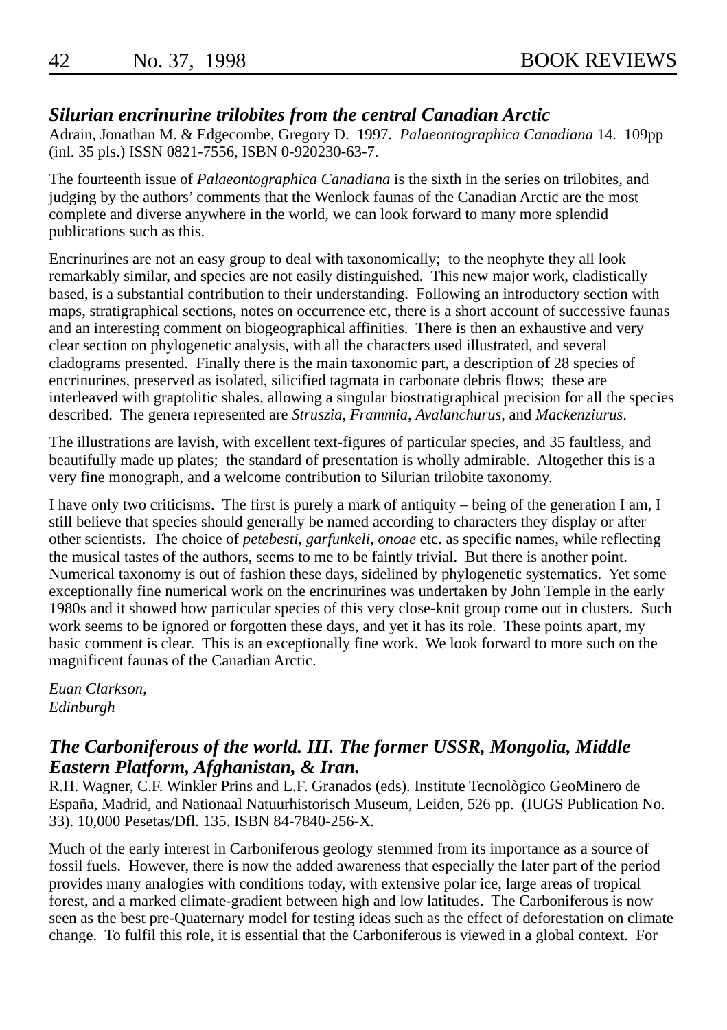## *Silurian encrinurine trilobites from the central Canadian Arctic*

Adrain, Jonathan M. & Edgecombe, Gregory D. 1997. *Palaeontographica Canadiana* 14. 109pp (inl. 35 pls.) ISSN 0821-7556, ISBN 0-920230-63-7.

The fourteenth issue of *Palaeontographica Canadiana* is the sixth in the series on trilobites, and judging by the authors' comments that the Wenlock faunas of the Canadian Arctic are the most complete and diverse anywhere in the world, we can look forward to many more splendid publications such as this.

Encrinurines are not an easy group to deal with taxonomically; to the neophyte they all look remarkably similar, and species are not easily distinguished. This new major work, cladistically based, is a substantial contribution to their understanding. Following an introductory section with maps, stratigraphical sections, notes on occurrence etc, there is a short account of successive faunas and an interesting comment on biogeographical affinities. There is then an exhaustive and very clear section on phylogenetic analysis, with all the characters used illustrated, and several cladograms presented. Finally there is the main taxonomic part, a description of 28 species of encrinurines, preserved as isolated, silicified tagmata in carbonate debris flows; these are interleaved with graptolitic shales, allowing a singular biostratigraphical precision for all the species described. The genera represented are *Struszia*, *Frammia*, *Avalanchurus*, and *Mackenziurus*.

The illustrations are lavish, with excellent text-figures of particular species, and 35 faultless, and beautifully made up plates; the standard of presentation is wholly admirable. Altogether this is a very fine monograph, and a welcome contribution to Silurian trilobite taxonomy.

I have only two criticisms. The first is purely a mark of antiquity – being of the generation I am, I still believe that species should generally be named according to characters they display or after other scientists. The choice of *petebesti*, *garfunkeli*, *onoae* etc. as specific names, while reflecting the musical tastes of the authors, seems to me to be faintly trivial. But there is another point. Numerical taxonomy is out of fashion these days, sidelined by phylogenetic systematics. Yet some exceptionally fine numerical work on the encrinurines was undertaken by John Temple in the early 1980s and it showed how particular species of this very close-knit group come out in clusters. Such work seems to be ignored or forgotten these days, and yet it has its role. These points apart, my basic comment is clear. This is an exceptionally fine work. We look forward to more such on the magnificent faunas of the Canadian Arctic.

*Euan Clarkson,*
*Edinburgh*

## *The Carboniferous of the world. III. The former USSR, Mongolia, Middle Eastern Platform, Afghanistan, & Iran.*

R.H. Wagner, C.F. Winkler Prins and L.F. Granados (eds). Institute Tecnològico GeoMinero de España, Madrid, and Nationaal Natuurhistorisch Museum, Leiden, 526 pp. (IUGS Publication No. 33). 10,000 Pesetas/Dfl. 135. ISBN 84-7840-256-X.

Much of the early interest in Carboniferous geology stemmed from its importance as a source of fossil fuels. However, there is now the added awareness that especially the later part of the period provides many analogies with conditions today, with extensive polar ice, large areas of tropical forest, and a marked climate-gradient between high and low latitudes. The Carboniferous is now seen as the best pre-Quaternary model for testing ideas such as the effect of deforestation on climate change. To fulfil this role, it is essential that the Carboniferous is viewed in a global context. For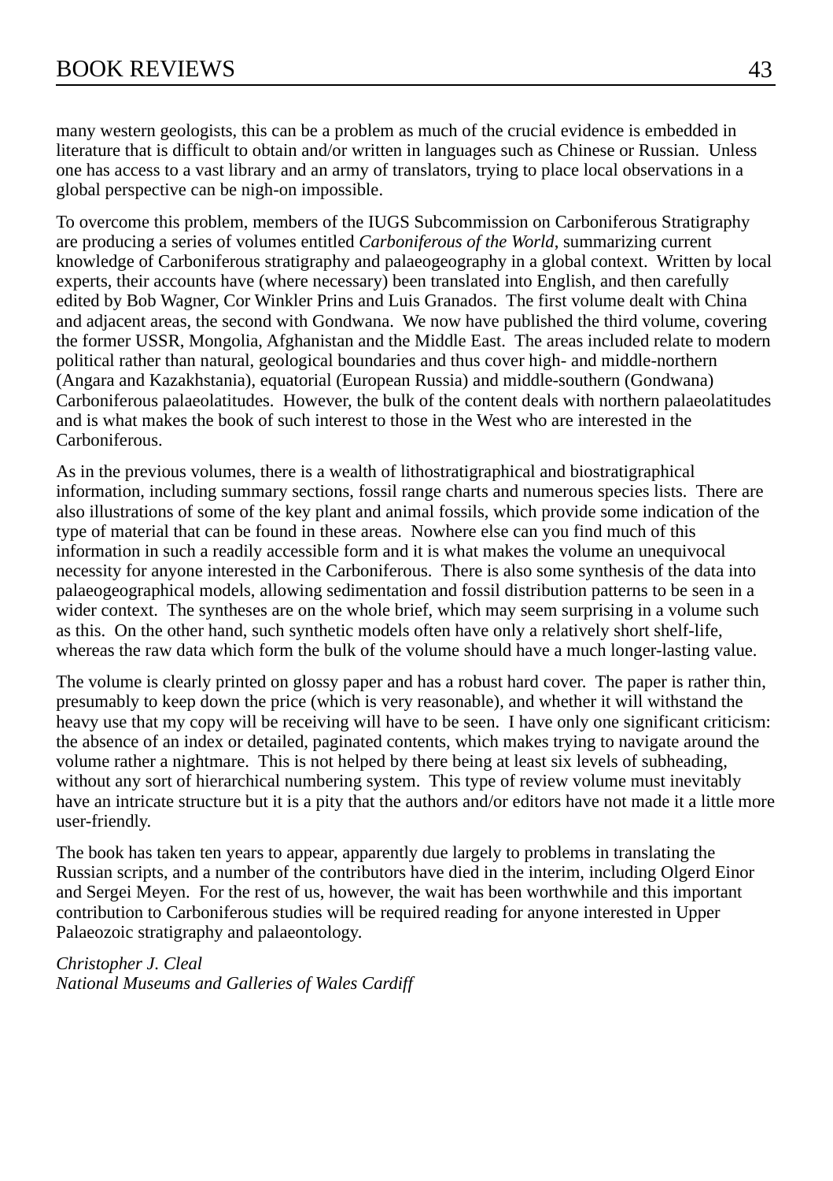many western geologists, this can be a problem as much of the crucial evidence is embedded in literature that is difficult to obtain and/or written in languages such as Chinese or Russian. Unless one has access to a vast library and an army of translators, trying to place local observations in a global perspective can be nigh-on impossible.

To overcome this problem, members of the IUGS Subcommission on Carboniferous Stratigraphy are producing a series of volumes entitled *Carboniferous of the World*, summarizing current knowledge of Carboniferous stratigraphy and palaeogeography in a global context. Written by local experts, their accounts have (where necessary) been translated into English, and then carefully edited by Bob Wagner, Cor Winkler Prins and Luis Granados. The first volume dealt with China and adjacent areas, the second with Gondwana. We now have published the third volume, covering the former USSR, Mongolia, Afghanistan and the Middle East. The areas included relate to modern political rather than natural, geological boundaries and thus cover high- and middle-northern (Angara and Kazakhstania), equatorial (European Russia) and middle-southern (Gondwana) Carboniferous palaeolatitudes. However, the bulk of the content deals with northern palaeolatitudes and is what makes the book of such interest to those in the West who are interested in the Carboniferous.

As in the previous volumes, there is a wealth of lithostratigraphical and biostratigraphical information, including summary sections, fossil range charts and numerous species lists. There are also illustrations of some of the key plant and animal fossils, which provide some indication of the type of material that can be found in these areas. Nowhere else can you find much of this information in such a readily accessible form and it is what makes the volume an unequivocal necessity for anyone interested in the Carboniferous. There is also some synthesis of the data into palaeogeographical models, allowing sedimentation and fossil distribution patterns to be seen in a wider context. The syntheses are on the whole brief, which may seem surprising in a volume such as this. On the other hand, such synthetic models often have only a relatively short shelf-life, whereas the raw data which form the bulk of the volume should have a much longer-lasting value.

The volume is clearly printed on glossy paper and has a robust hard cover. The paper is rather thin, presumably to keep down the price (which is very reasonable), and whether it will withstand the heavy use that my copy will be receiving will have to be seen. I have only one significant criticism: the absence of an index or detailed, paginated contents, which makes trying to navigate around the volume rather a nightmare. This is not helped by there being at least six levels of subheading, without any sort of hierarchical numbering system. This type of review volume must inevitably have an intricate structure but it is a pity that the authors and/or editors have not made it a little more user-friendly.

The book has taken ten years to appear, apparently due largely to problems in translating the Russian scripts, and a number of the contributors have died in the interim, including Olgerd Einor and Sergei Meyen. For the rest of us, however, the wait has been worthwhile and this important contribution to Carboniferous studies will be required reading for anyone interested in Upper Palaeozoic stratigraphy and palaeontology.

*Christopher J. Cleal*
*National Museums and Galleries of Wales Cardiff*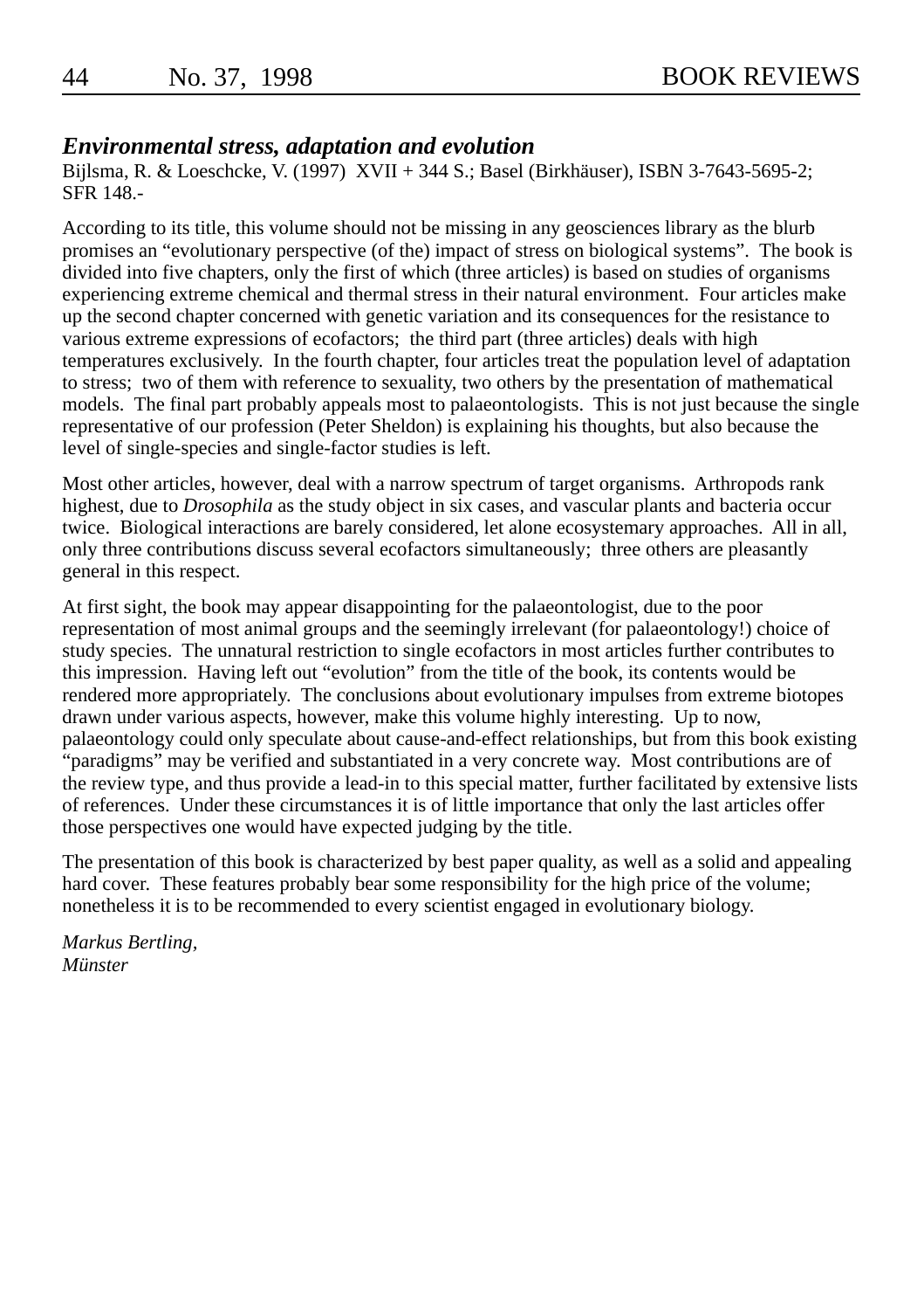## *Environmental stress, adaptation and evolution*

Bijlsma, R. & Loeschcke, V. (1997) XVII + 344 S.; Basel (Birkhäuser), ISBN 3-7643-5695-2; SFR 148.-

According to its title, this volume should not be missing in any geosciences library as the blurb promises an "evolutionary perspective (of the) impact of stress on biological systems". The book is divided into five chapters, only the first of which (three articles) is based on studies of organisms experiencing extreme chemical and thermal stress in their natural environment. Four articles make up the second chapter concerned with genetic variation and its consequences for the resistance to various extreme expressions of ecofactors; the third part (three articles) deals with high temperatures exclusively. In the fourth chapter, four articles treat the population level of adaptation to stress; two of them with reference to sexuality, two others by the presentation of mathematical models. The final part probably appeals most to palaeontologists. This is not just because the single representative of our profession (Peter Sheldon) is explaining his thoughts, but also because the level of single-species and single-factor studies is left.

Most other articles, however, deal with a narrow spectrum of target organisms. Arthropods rank highest, due to *Drosophila* as the study object in six cases, and vascular plants and bacteria occur twice. Biological interactions are barely considered, let alone ecosystemary approaches. All in all, only three contributions discuss several ecofactors simultaneously; three others are pleasantly general in this respect.

At first sight, the book may appear disappointing for the palaeontologist, due to the poor representation of most animal groups and the seemingly irrelevant (for palaeontology!) choice of study species. The unnatural restriction to single ecofactors in most articles further contributes to this impression. Having left out "evolution" from the title of the book, its contents would be rendered more appropriately. The conclusions about evolutionary impulses from extreme biotopes drawn under various aspects, however, make this volume highly interesting. Up to now, palaeontology could only speculate about cause-and-effect relationships, but from this book existing "paradigms" may be verified and substantiated in a very concrete way. Most contributions are of the review type, and thus provide a lead-in to this special matter, further facilitated by extensive lists of references. Under these circumstances it is of little importance that only the last articles offer those perspectives one would have expected judging by the title.

The presentation of this book is characterized by best paper quality, as well as a solid and appealing hard cover. These features probably bear some responsibility for the high price of the volume; nonetheless it is to be recommended to every scientist engaged in evolutionary biology.

*Markus Bertling,*
*Münster*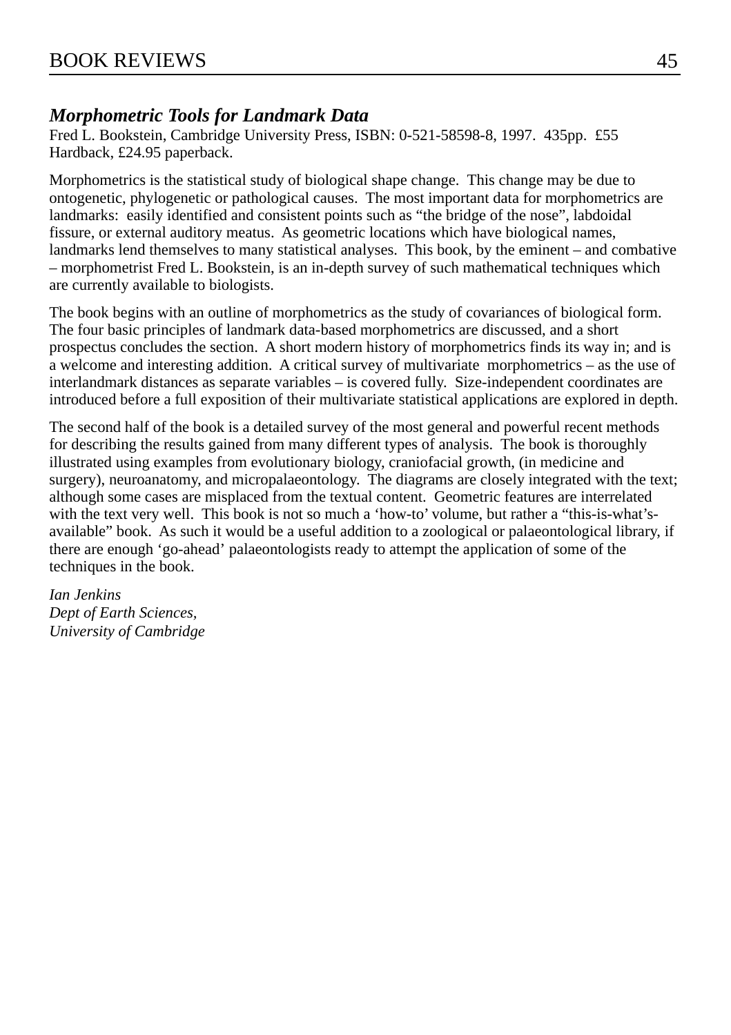### *Morphometric Tools for Landmark Data*

Fred L. Bookstein, Cambridge University Press, ISBN: 0-521-58598-8, 1997. 435pp. £55 Hardback, £24.95 paperback.

Morphometrics is the statistical study of biological shape change. This change may be due to ontogenetic, phylogenetic or pathological causes. The most important data for morphometrics are landmarks: easily identified and consistent points such as "the bridge of the nose", labdoidal fissure, or external auditory meatus. As geometric locations which have biological names, landmarks lend themselves to many statistical analyses. This book, by the eminent – and combative – morphometrist Fred L. Bookstein, is an in-depth survey of such mathematical techniques which are currently available to biologists.

The book begins with an outline of morphometrics as the study of covariances of biological form. The four basic principles of landmark data-based morphometrics are discussed, and a short prospectus concludes the section. A short modern history of morphometrics finds its way in; and is a welcome and interesting addition. A critical survey of multivariate morphometrics – as the use of interlandmark distances as separate variables – is covered fully. Size-independent coordinates are introduced before a full exposition of their multivariate statistical applications are explored in depth.

The second half of the book is a detailed survey of the most general and powerful recent methods for describing the results gained from many different types of analysis. The book is thoroughly illustrated using examples from evolutionary biology, craniofacial growth, (in medicine and surgery), neuroanatomy, and micropalaeontology. The diagrams are closely integrated with the text; although some cases are misplaced from the textual content. Geometric features are interrelated with the text very well. This book is not so much a 'how-to' volume, but rather a "this-is-what's-available" book. As such it would be a useful addition to a zoological or palaeontological library, if there are enough 'go-ahead' palaeontologists ready to attempt the application of some of the techniques in the book.

*Ian Jenkins*
*Dept of Earth Sciences,*
*University of Cambridge*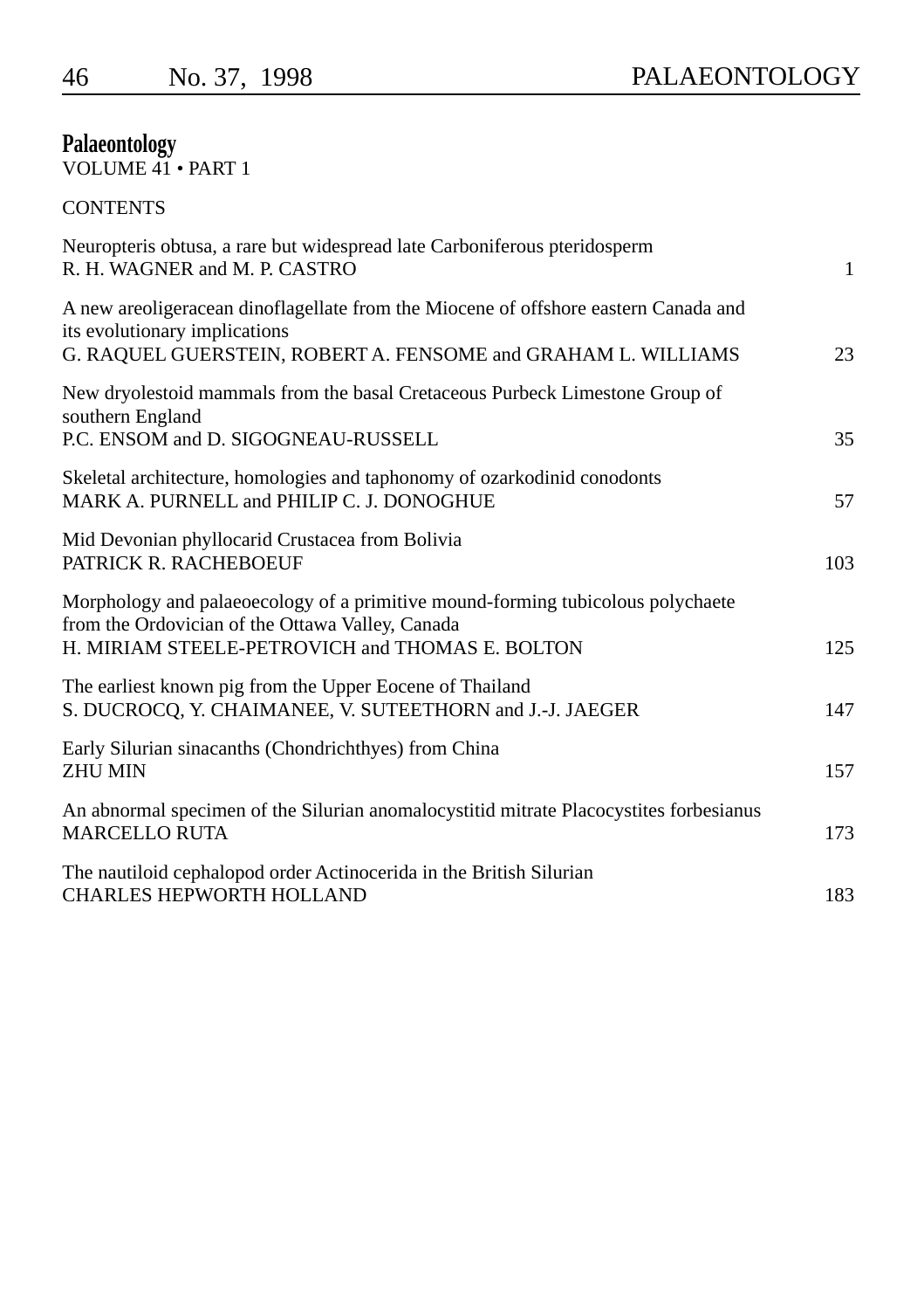## Palaeontology

VOLUME 41 • PART 1

CONTENTS

| | |
|---|---|
| Neuropteris obtusa, a rare but widespread late Carboniferous pteridosperm<br>R. H. WAGNER and M. P. CASTRO | 1 |
| A new areoligeracean dinoflagellate from the Miocene of offshore eastern Canada and its evolutionary implications<br>G. RAQUEL GUERSTEIN, ROBERT A. FENSOME and GRAHAM L. WILLIAMS | 23 |
| New dryolestoid mammals from the basal Cretaceous Purbeck Limestone Group of southern England<br>P.C. ENSOM and D. SIGOGNEAU-RUSSELL | 35 |
| Skeletal architecture, homologies and taphonomy of ozarkodinid conodonts<br>MARK A. PURNELL and PHILIP C. J. DONOGHUE | 57 |
| Mid Devonian phyllocarid Crustacea from Bolivia<br>PATRICK R. RACHEBOEUF | 103 |
| Morphology and palaeoecology of a primitive mound-forming tubicolous polychaete from the Ordovician of the Ottawa Valley, Canada<br>H. MIRIAM STEELE-PETROVICH and THOMAS E. BOLTON | 125 |
| The earliest known pig from the Upper Eocene of Thailand<br>S. DUCROCQ, Y. CHAIMANEE, V. SUTEETHORN and J.-J. JAEGER | 147 |
| Early Silurian sinacanths (Chondrichthyes) from China<br>ZHU MIN | 157 |
| An abnormal specimen of the Silurian anomalocystitid mitrate Placocystites forbesianus<br>MARCELLO RUTA | 173 |
| The nautiloid cephalopod order Actinocerida in the British Silurian<br>CHARLES HEPWORTH HOLLAND | 183 |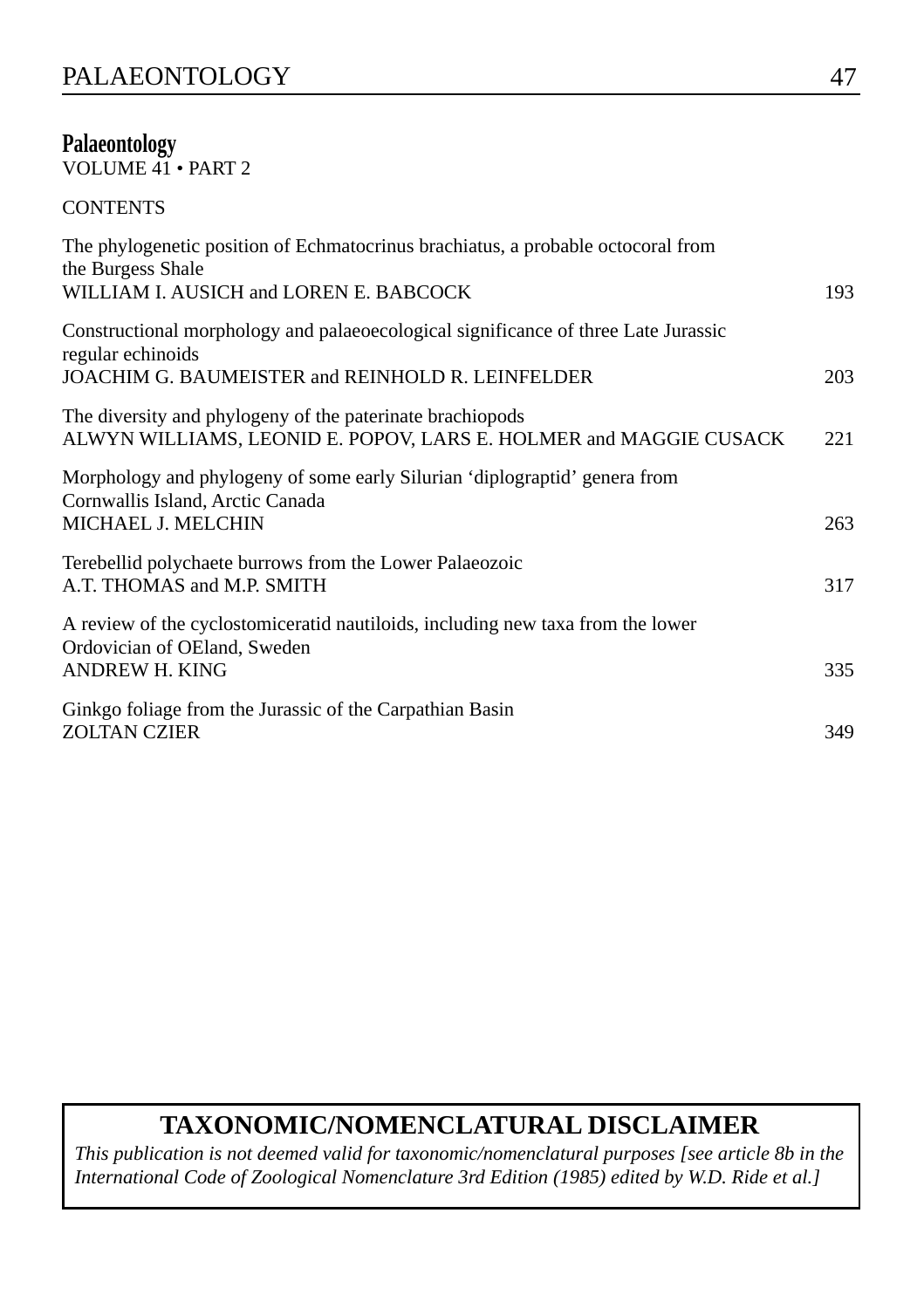## Palaeontology

VOLUME 41 • PART 2

CONTENTS

The phylogenetic position of Echmatocrinus brachiatus, a probable octocoral from the Burgess Shale
WILLIAM I. AUSICH and LOREN E. BABCOCK — 193

Constructional morphology and palaeoecological significance of three Late Jurassic regular echinoids
JOACHIM G. BAUMEISTER and REINHOLD R. LEINFELDER — 203

The diversity and phylogeny of the paterinate brachiopods
ALWYN WILLIAMS, LEONID E. POPOV, LARS E. HOLMER and MAGGIE CUSACK — 221

Morphology and phylogeny of some early Silurian 'diplograptid' genera from Cornwallis Island, Arctic Canada
MICHAEL J. MELCHIN — 263

Terebellid polychaete burrows from the Lower Palaeozoic
A.T. THOMAS and M.P. SMITH — 317

A review of the cyclostomiceratid nautiloids, including new taxa from the lower Ordovician of OEland, Sweden
ANDREW H. KING — 335

Ginkgo foliage from the Jurassic of the Carpathian Basin
ZOLTAN CZIER — 349

## TAXONOMIC/NOMENCLATURAL DISCLAIMER

*This publication is not deemed valid for taxonomic/nomenclatural purposes [see article 8b in the International Code of Zoological Nomenclature 3rd Edition (1985) edited by W.D. Ride et al.]*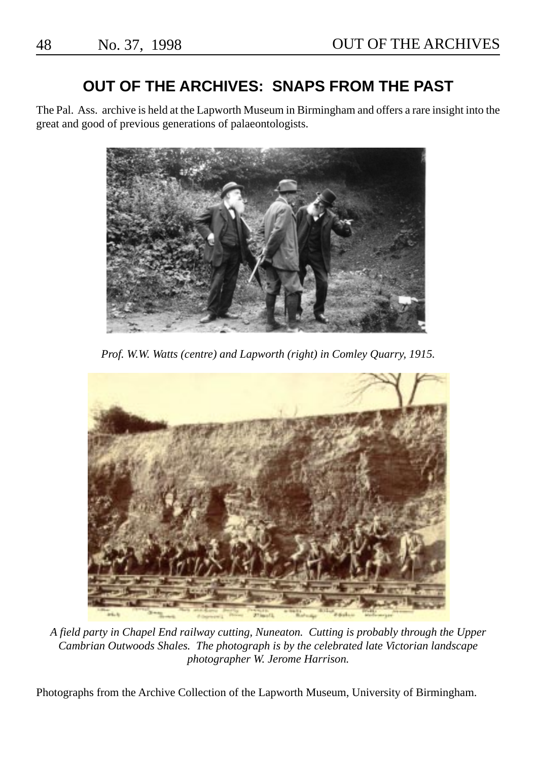# OUT OF THE ARCHIVES: SNAPS FROM THE PAST

The Pal. Ass. archive is held at the Lapworth Museum in Birmingham and offers a rare insight into the great and good of previous generations of palaeontologists.

*Prof. W.W. Watts (centre) and Lapworth (right) in Comley Quarry, 1915.*

*A field party in Chapel End railway cutting, Nuneaton. Cutting is probably through the Upper Cambrian Outwoods Shales. The photograph is by the celebrated late Victorian landscape photographer W. Jerome Harrison.*

Photographs from the Archive Collection of the Lapworth Museum, University of Birmingham.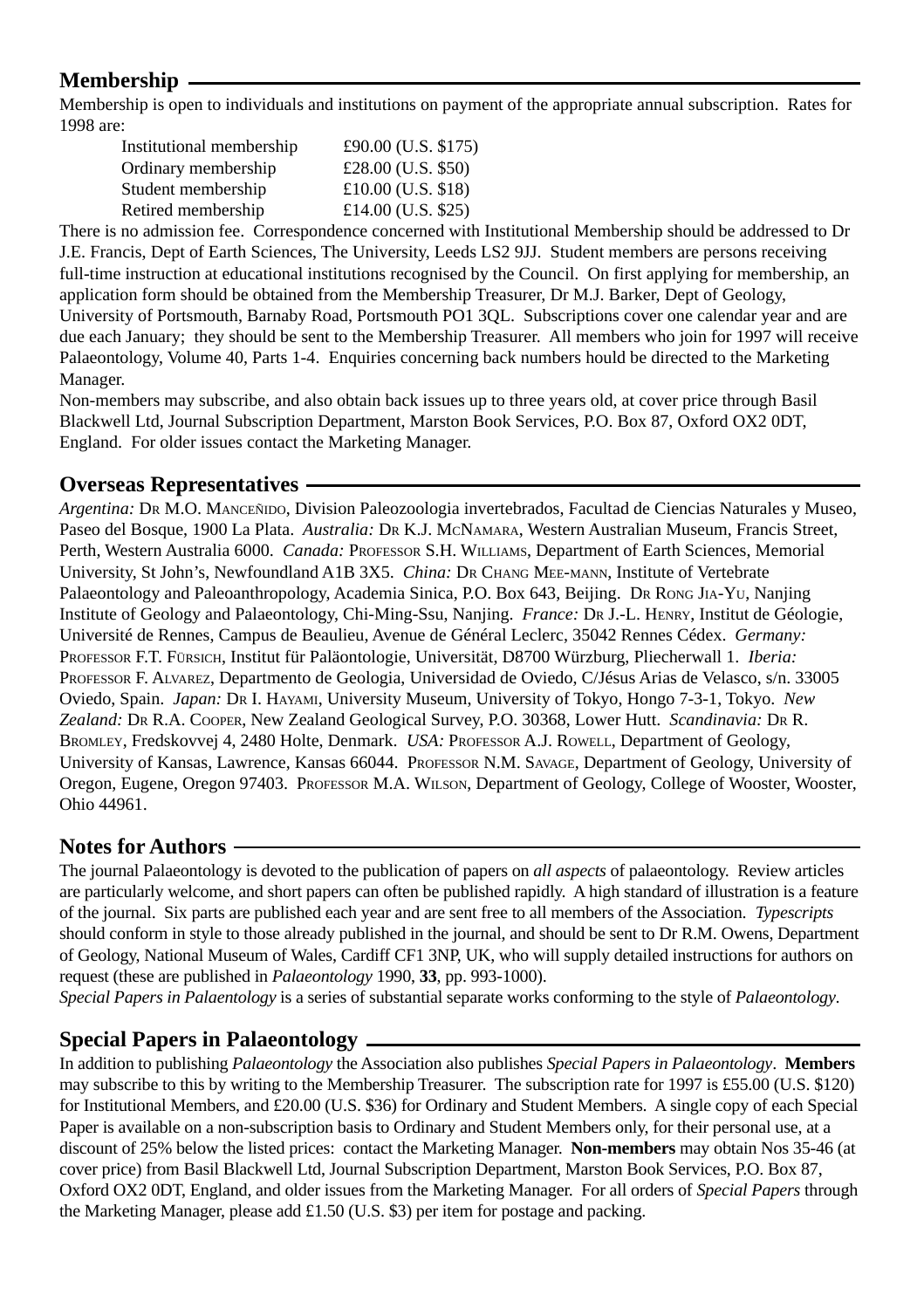## Membership

Membership is open to individuals and institutions on payment of the appropriate annual subscription. Rates for 1998 are:

| | |
|---|---|
| Institutional membership | £90.00 (U.S. $175) |
| Ordinary membership | £28.00 (U.S. $50) |
| Student membership | £10.00 (U.S. $18) |
| Retired membership | £14.00 (U.S. $25) |

There is no admission fee. Correspondence concerned with Institutional Membership should be addressed to Dr J.E. Francis, Dept of Earth Sciences, The University, Leeds LS2 9JJ. Student members are persons receiving full-time instruction at educational institutions recognised by the Council. On first applying for membership, an application form should be obtained from the Membership Treasurer, Dr M.J. Barker, Dept of Geology, University of Portsmouth, Barnaby Road, Portsmouth PO1 3QL. Subscriptions cover one calendar year and are due each January; they should be sent to the Membership Treasurer. All members who join for 1997 will receive Palaeontology, Volume 40, Parts 1-4. Enquiries concerning back numbers hould be directed to the Marketing Manager.

Non-members may subscribe, and also obtain back issues up to three years old, at cover price through Basil Blackwell Ltd, Journal Subscription Department, Marston Book Services, P.O. Box 87, Oxford OX2 0DT, England. For older issues contact the Marketing Manager.

## Overseas Representatives

*Argentina:* Dr M.O. Manceñido, Division Paleozoologia invertebrados, Facultad de Ciencias Naturales y Museo, Paseo del Bosque, 1900 La Plata. *Australia:* Dr K.J. McNamara, Western Australian Museum, Francis Street, Perth, Western Australia 6000. *Canada:* Professor S.H. Williams, Department of Earth Sciences, Memorial University, St John's, Newfoundland A1B 3X5. *China:* Dr Chang Mee-mann, Institute of Vertebrate Palaeontology and Paleoanthropology, Academia Sinica, P.O. Box 643, Beijing. Dr Rong Jia-Yu, Nanjing Institute of Geology and Palaeontology, Chi-Ming-Ssu, Nanjing. *France:* Dr J.-L. Henry, Institut de Géologie, Université de Rennes, Campus de Beaulieu, Avenue de Général Leclerc, 35042 Rennes Cédex. *Germany:* Professor F.T. Fürsich, Institut für Paläontologie, Universität, D8700 Würzburg, Pliecherwall 1. *Iberia:* Professor F. Alvarez, Departmento de Geologia, Universidad de Oviedo, C/Jésus Arias de Velasco, s/n. 33005 Oviedo, Spain. *Japan:* Dr I. Hayami, University Museum, University of Tokyo, Hongo 7-3-1, Tokyo. *New Zealand:* Dr R.A. Cooper, New Zealand Geological Survey, P.O. 30368, Lower Hutt. *Scandinavia:* Dr R. Bromley, Fredskovvej 4, 2480 Holte, Denmark. *USA:* Professor A.J. Rowell, Department of Geology, University of Kansas, Lawrence, Kansas 66044. Professor N.M. Savage, Department of Geology, University of Oregon, Eugene, Oregon 97403. Professor M.A. Wilson, Department of Geology, College of Wooster, Wooster, Ohio 44961.

## Notes for Authors

The journal Palaeontology is devoted to the publication of papers on *all aspects* of palaeontology. Review articles are particularly welcome, and short papers can often be published rapidly. A high standard of illustration is a feature of the journal. Six parts are published each year and are sent free to all members of the Association. *Typescripts* should conform in style to those already published in the journal, and should be sent to Dr R.M. Owens, Department of Geology, National Museum of Wales, Cardiff CF1 3NP, UK, who will supply detailed instructions for authors on request (these are published in *Palaeontology* 1990, **33**, pp. 993-1000).

*Special Papers in Palaentology* is a series of substantial separate works conforming to the style of *Palaeontology*.

## Special Papers in Palaeontology

In addition to publishing *Palaeontology* the Association also publishes *Special Papers in Palaeontology*. **Members** may subscribe to this by writing to the Membership Treasurer. The subscription rate for 1997 is £55.00 (U.S. $120) for Institutional Members, and £20.00 (U.S. $36) for Ordinary and Student Members. A single copy of each Special Paper is available on a non-subscription basis to Ordinary and Student Members only, for their personal use, at a discount of 25% below the listed prices: contact the Marketing Manager. **Non-members** may obtain Nos 35-46 (at cover price) from Basil Blackwell Ltd, Journal Subscription Department, Marston Book Services, P.O. Box 87, Oxford OX2 0DT, England, and older issues from the Marketing Manager. For all orders of *Special Papers* through the Marketing Manager, please add £1.50 (U.S. $3) per item for postage and packing.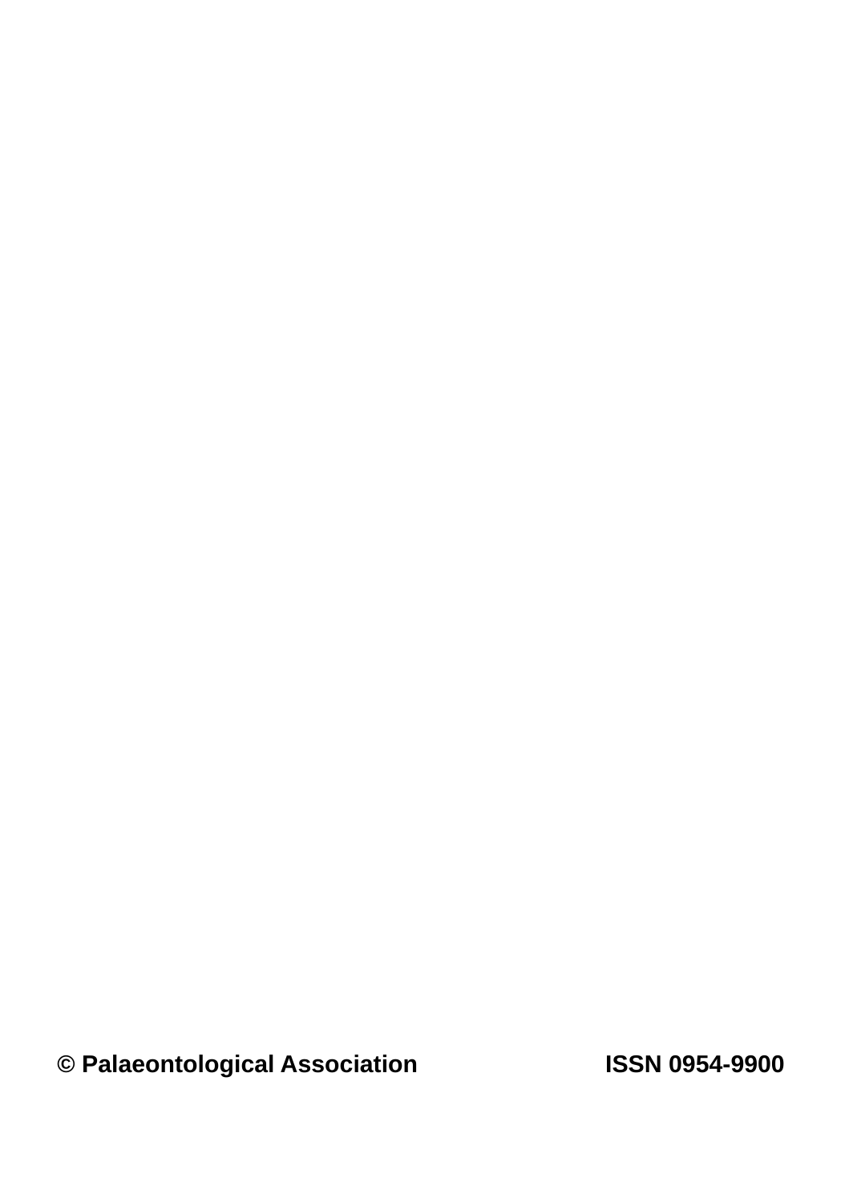**© Palaeontological Association** **ISSN 0954-9900**